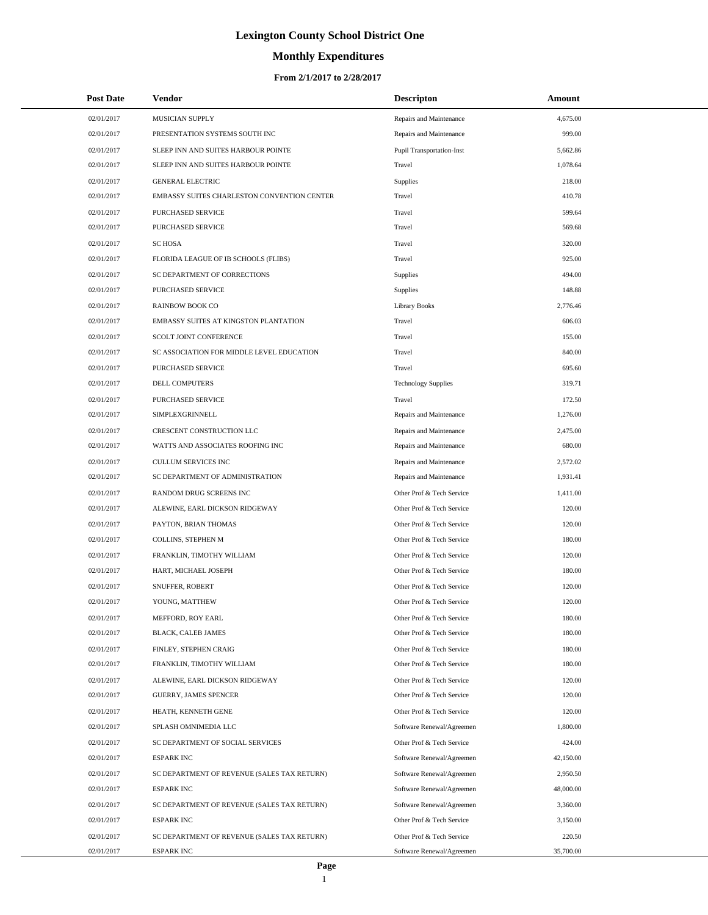# Lexington County School District One

## Monthly Expenditures

### From 2/1/2017 to 2/28/2017

| Post Date | Vendor | Descripton | Amount |
|---|---|---|---|
| 02/01/2017 | MUSICIAN SUPPLY | Repairs and Maintenance | 4,675.00 |
| 02/01/2017 | PRESENTATION SYSTEMS SOUTH INC | Repairs and Maintenance | 999.00 |
| 02/01/2017 | SLEEP INN AND SUITES HARBOUR POINTE | Pupil Transportation-Inst | 5,662.86 |
| 02/01/2017 | SLEEP INN AND SUITES HARBOUR POINTE | Travel | 1,078.64 |
| 02/01/2017 | GENERAL ELECTRIC | Supplies | 218.00 |
| 02/01/2017 | EMBASSY SUITES CHARLESTON CONVENTION CENTER | Travel | 410.78 |
| 02/01/2017 | PURCHASED SERVICE | Travel | 599.64 |
| 02/01/2017 | PURCHASED SERVICE | Travel | 569.68 |
| 02/01/2017 | SC HOSA | Travel | 320.00 |
| 02/01/2017 | FLORIDA LEAGUE OF IB SCHOOLS (FLIBS) | Travel | 925.00 |
| 02/01/2017 | SC DEPARTMENT OF CORRECTIONS | Supplies | 494.00 |
| 02/01/2017 | PURCHASED SERVICE | Supplies | 148.88 |
| 02/01/2017 | RAINBOW BOOK CO | Library Books | 2,776.46 |
| 02/01/2017 | EMBASSY SUITES AT KINGSTON PLANTATION | Travel | 606.03 |
| 02/01/2017 | SCOLT JOINT CONFERENCE | Travel | 155.00 |
| 02/01/2017 | SC ASSOCIATION FOR MIDDLE LEVEL EDUCATION | Travel | 840.00 |
| 02/01/2017 | PURCHASED SERVICE | Travel | 695.60 |
| 02/01/2017 | DELL COMPUTERS | Technology Supplies | 319.71 |
| 02/01/2017 | PURCHASED SERVICE | Travel | 172.50 |
| 02/01/2017 | SIMPLEXGRINNELL | Repairs and Maintenance | 1,276.00 |
| 02/01/2017 | CRESCENT CONSTRUCTION LLC | Repairs and Maintenance | 2,475.00 |
| 02/01/2017 | WATTS AND ASSOCIATES ROOFING INC | Repairs and Maintenance | 680.00 |
| 02/01/2017 | CULLUM SERVICES INC | Repairs and Maintenance | 2,572.02 |
| 02/01/2017 | SC DEPARTMENT OF ADMINISTRATION | Repairs and Maintenance | 1,931.41 |
| 02/01/2017 | RANDOM DRUG SCREENS INC | Other Prof & Tech Service | 1,411.00 |
| 02/01/2017 | ALEWINE, EARL DICKSON RIDGEWAY | Other Prof & Tech Service | 120.00 |
| 02/01/2017 | PAYTON, BRIAN THOMAS | Other Prof & Tech Service | 120.00 |
| 02/01/2017 | COLLINS, STEPHEN M | Other Prof & Tech Service | 180.00 |
| 02/01/2017 | FRANKLIN, TIMOTHY WILLIAM | Other Prof & Tech Service | 120.00 |
| 02/01/2017 | HART, MICHAEL JOSEPH | Other Prof & Tech Service | 180.00 |
| 02/01/2017 | SNUFFER, ROBERT | Other Prof & Tech Service | 120.00 |
| 02/01/2017 | YOUNG, MATTHEW | Other Prof & Tech Service | 120.00 |
| 02/01/2017 | MEFFORD, ROY EARL | Other Prof & Tech Service | 180.00 |
| 02/01/2017 | BLACK, CALEB JAMES | Other Prof & Tech Service | 180.00 |
| 02/01/2017 | FINLEY, STEPHEN CRAIG | Other Prof & Tech Service | 180.00 |
| 02/01/2017 | FRANKLIN, TIMOTHY WILLIAM | Other Prof & Tech Service | 180.00 |
| 02/01/2017 | ALEWINE, EARL DICKSON RIDGEWAY | Other Prof & Tech Service | 120.00 |
| 02/01/2017 | GUERRY, JAMES SPENCER | Other Prof & Tech Service | 120.00 |
| 02/01/2017 | HEATH, KENNETH GENE | Other Prof & Tech Service | 120.00 |
| 02/01/2017 | SPLASH OMNIMEDIA LLC | Software Renewal/Agreemen | 1,800.00 |
| 02/01/2017 | SC DEPARTMENT OF SOCIAL SERVICES | Other Prof & Tech Service | 424.00 |
| 02/01/2017 | ESPARK INC | Software Renewal/Agreemen | 42,150.00 |
| 02/01/2017 | SC DEPARTMENT OF REVENUE (SALES TAX RETURN) | Software Renewal/Agreemen | 2,950.50 |
| 02/01/2017 | ESPARK INC | Software Renewal/Agreemen | 48,000.00 |
| 02/01/2017 | SC DEPARTMENT OF REVENUE (SALES TAX RETURN) | Software Renewal/Agreemen | 3,360.00 |
| 02/01/2017 | ESPARK INC | Other Prof & Tech Service | 3,150.00 |
| 02/01/2017 | SC DEPARTMENT OF REVENUE (SALES TAX RETURN) | Other Prof & Tech Service | 220.50 |
| 02/01/2017 | ESPARK INC | Software Renewal/Agreemen | 35,700.00 |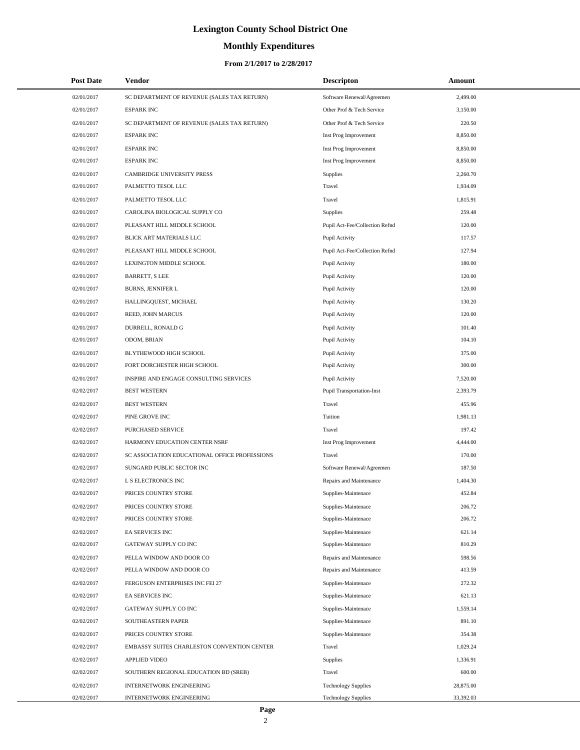# Lexington County School District One

## Monthly Expenditures

### From 2/1/2017 to 2/28/2017

| Post Date | Vendor | Descripton | Amount |
|---|---|---|---|
| 02/01/2017 | SC DEPARTMENT OF REVENUE (SALES TAX RETURN) | Software Renewal/Agreemen | 2,499.00 |
| 02/01/2017 | ESPARK INC | Other Prof & Tech Service | 3,150.00 |
| 02/01/2017 | SC DEPARTMENT OF REVENUE (SALES TAX RETURN) | Other Prof & Tech Service | 220.50 |
| 02/01/2017 | ESPARK INC | Inst Prog Improvement | 8,850.00 |
| 02/01/2017 | ESPARK INC | Inst Prog Improvement | 8,850.00 |
| 02/01/2017 | ESPARK INC | Inst Prog Improvement | 8,850.00 |
| 02/01/2017 | CAMBRIDGE UNIVERSITY PRESS | Supplies | 2,260.70 |
| 02/01/2017 | PALMETTO TESOL LLC | Travel | 1,934.09 |
| 02/01/2017 | PALMETTO TESOL LLC | Travel | 1,815.91 |
| 02/01/2017 | CAROLINA BIOLOGICAL SUPPLY CO | Supplies | 259.48 |
| 02/01/2017 | PLEASANT HILL MIDDLE SCHOOL | Pupil Act-Fee/Collection Refnd | 120.00 |
| 02/01/2017 | BLICK ART MATERIALS LLC | Pupil Activity | 117.57 |
| 02/01/2017 | PLEASANT HILL MIDDLE SCHOOL | Pupil Act-Fee/Collection Refnd | 127.94 |
| 02/01/2017 | LEXINGTON MIDDLE SCHOOL | Pupil Activity | 180.00 |
| 02/01/2017 | BARRETT, S LEE | Pupil Activity | 120.00 |
| 02/01/2017 | BURNS, JENNIFER L | Pupil Activity | 120.00 |
| 02/01/2017 | HALLINGQUEST, MICHAEL | Pupil Activity | 130.20 |
| 02/01/2017 | REED, JOHN MARCUS | Pupil Activity | 120.00 |
| 02/01/2017 | DURRELL, RONALD G | Pupil Activity | 101.40 |
| 02/01/2017 | ODOM, BRIAN | Pupil Activity | 104.10 |
| 02/01/2017 | BLYTHEWOOD HIGH SCHOOL | Pupil Activity | 375.00 |
| 02/01/2017 | FORT DORCHESTER HIGH SCHOOL | Pupil Activity | 300.00 |
| 02/01/2017 | INSPIRE AND ENGAGE CONSULTING SERVICES | Pupil Activity | 7,520.00 |
| 02/02/2017 | BEST WESTERN | Pupil Transportation-Inst | 2,393.79 |
| 02/02/2017 | BEST WESTERN | Travel | 455.96 |
| 02/02/2017 | PINE GROVE INC | Tuition | 1,981.13 |
| 02/02/2017 | PURCHASED SERVICE | Travel | 197.42 |
| 02/02/2017 | HARMONY EDUCATION CENTER NSRF | Inst Prog Improvement | 4,444.00 |
| 02/02/2017 | SC ASSOCIATION EDUCATIONAL OFFICE PROFESSIONS | Travel | 170.00 |
| 02/02/2017 | SUNGARD PUBLIC SECTOR INC | Software Renewal/Agreemen | 187.50 |
| 02/02/2017 | L S ELECTRONICS INC | Repairs and Maintenance | 1,404.30 |
| 02/02/2017 | PRICES COUNTRY STORE | Supplies-Maintenace | 452.84 |
| 02/02/2017 | PRICES COUNTRY STORE | Supplies-Maintenace | 206.72 |
| 02/02/2017 | PRICES COUNTRY STORE | Supplies-Maintenace | 206.72 |
| 02/02/2017 | EA SERVICES INC | Supplies-Maintenace | 621.14 |
| 02/02/2017 | GATEWAY SUPPLY CO INC | Supplies-Maintenace | 810.29 |
| 02/02/2017 | PELLA WINDOW AND DOOR CO | Repairs and Maintenance | 598.56 |
| 02/02/2017 | PELLA WINDOW AND DOOR CO | Repairs and Maintenance | 413.59 |
| 02/02/2017 | FERGUSON ENTERPRISES INC FEI 27 | Supplies-Maintenace | 272.32 |
| 02/02/2017 | EA SERVICES INC | Supplies-Maintenace | 621.13 |
| 02/02/2017 | GATEWAY SUPPLY CO INC | Supplies-Maintenace | 1,559.14 |
| 02/02/2017 | SOUTHEASTERN PAPER | Supplies-Maintenace | 891.10 |
| 02/02/2017 | PRICES COUNTRY STORE | Supplies-Maintenace | 354.38 |
| 02/02/2017 | EMBASSY SUITES CHARLESTON CONVENTION CENTER | Travel | 1,029.24 |
| 02/02/2017 | APPLIED VIDEO | Supplies | 1,336.91 |
| 02/02/2017 | SOUTHERN REGIONAL EDUCATION BD (SREB) | Travel | 600.00 |
| 02/02/2017 | INTERNETWORK ENGINEERING | Technology Supplies | 28,875.00 |
| 02/02/2017 | INTERNETWORK ENGINEERING | Technology Supplies | 33,392.03 |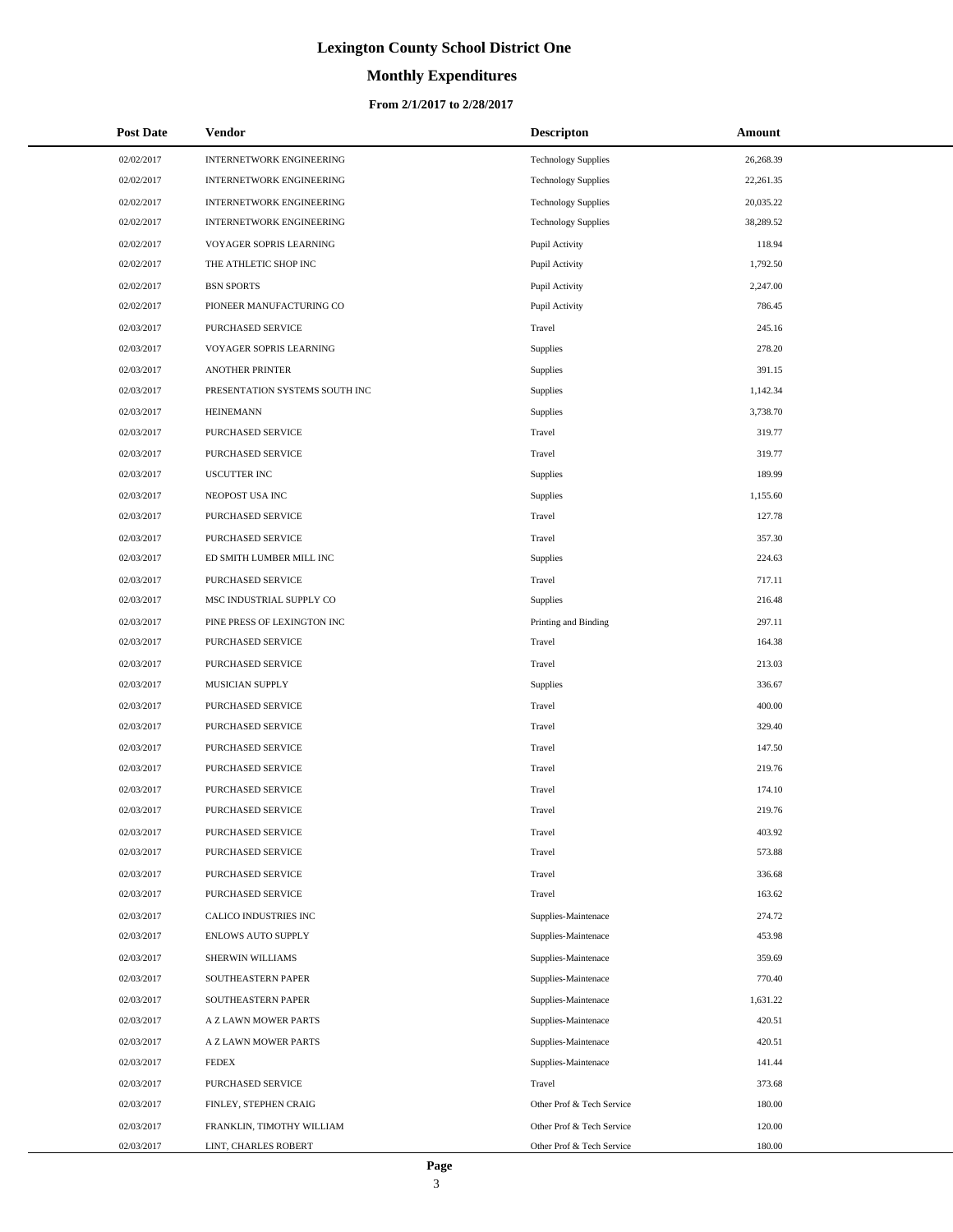# Lexington County School District One

## Monthly Expenditures

### From 2/1/2017 to 2/28/2017

| Post Date | Vendor | Descripton | Amount |
|---|---|---|---|
| 02/02/2017 | INTERNETWORK ENGINEERING | Technology Supplies | 26,268.39 |
| 02/02/2017 | INTERNETWORK ENGINEERING | Technology Supplies | 22,261.35 |
| 02/02/2017 | INTERNETWORK ENGINEERING | Technology Supplies | 20,035.22 |
| 02/02/2017 | INTERNETWORK ENGINEERING | Technology Supplies | 38,289.52 |
| 02/02/2017 | VOYAGER SOPRIS LEARNING | Pupil Activity | 118.94 |
| 02/02/2017 | THE ATHLETIC SHOP INC | Pupil Activity | 1,792.50 |
| 02/02/2017 | BSN SPORTS | Pupil Activity | 2,247.00 |
| 02/02/2017 | PIONEER MANUFACTURING CO | Pupil Activity | 786.45 |
| 02/03/2017 | PURCHASED SERVICE | Travel | 245.16 |
| 02/03/2017 | VOYAGER SOPRIS LEARNING | Supplies | 278.20 |
| 02/03/2017 | ANOTHER PRINTER | Supplies | 391.15 |
| 02/03/2017 | PRESENTATION SYSTEMS SOUTH INC | Supplies | 1,142.34 |
| 02/03/2017 | HEINEMANN | Supplies | 3,738.70 |
| 02/03/2017 | PURCHASED SERVICE | Travel | 319.77 |
| 02/03/2017 | PURCHASED SERVICE | Travel | 319.77 |
| 02/03/2017 | USCUTTER INC | Supplies | 189.99 |
| 02/03/2017 | NEOPOST USA INC | Supplies | 1,155.60 |
| 02/03/2017 | PURCHASED SERVICE | Travel | 127.78 |
| 02/03/2017 | PURCHASED SERVICE | Travel | 357.30 |
| 02/03/2017 | ED SMITH LUMBER MILL INC | Supplies | 224.63 |
| 02/03/2017 | PURCHASED SERVICE | Travel | 717.11 |
| 02/03/2017 | MSC INDUSTRIAL SUPPLY CO | Supplies | 216.48 |
| 02/03/2017 | PINE PRESS OF LEXINGTON INC | Printing and Binding | 297.11 |
| 02/03/2017 | PURCHASED SERVICE | Travel | 164.38 |
| 02/03/2017 | PURCHASED SERVICE | Travel | 213.03 |
| 02/03/2017 | MUSICIAN SUPPLY | Supplies | 336.67 |
| 02/03/2017 | PURCHASED SERVICE | Travel | 400.00 |
| 02/03/2017 | PURCHASED SERVICE | Travel | 329.40 |
| 02/03/2017 | PURCHASED SERVICE | Travel | 147.50 |
| 02/03/2017 | PURCHASED SERVICE | Travel | 219.76 |
| 02/03/2017 | PURCHASED SERVICE | Travel | 174.10 |
| 02/03/2017 | PURCHASED SERVICE | Travel | 219.76 |
| 02/03/2017 | PURCHASED SERVICE | Travel | 403.92 |
| 02/03/2017 | PURCHASED SERVICE | Travel | 573.88 |
| 02/03/2017 | PURCHASED SERVICE | Travel | 336.68 |
| 02/03/2017 | PURCHASED SERVICE | Travel | 163.62 |
| 02/03/2017 | CALICO INDUSTRIES INC | Supplies-Maintenace | 274.72 |
| 02/03/2017 | ENLOWS AUTO SUPPLY | Supplies-Maintenace | 453.98 |
| 02/03/2017 | SHERWIN WILLIAMS | Supplies-Maintenace | 359.69 |
| 02/03/2017 | SOUTHEASTERN PAPER | Supplies-Maintenace | 770.40 |
| 02/03/2017 | SOUTHEASTERN PAPER | Supplies-Maintenace | 1,631.22 |
| 02/03/2017 | A Z LAWN MOWER PARTS | Supplies-Maintenace | 420.51 |
| 02/03/2017 | A Z LAWN MOWER PARTS | Supplies-Maintenace | 420.51 |
| 02/03/2017 | FEDEX | Supplies-Maintenace | 141.44 |
| 02/03/2017 | PURCHASED SERVICE | Travel | 373.68 |
| 02/03/2017 | FINLEY, STEPHEN CRAIG | Other Prof & Tech Service | 180.00 |
| 02/03/2017 | FRANKLIN, TIMOTHY WILLIAM | Other Prof & Tech Service | 120.00 |
| 02/03/2017 | LINT, CHARLES ROBERT | Other Prof & Tech Service | 180.00 |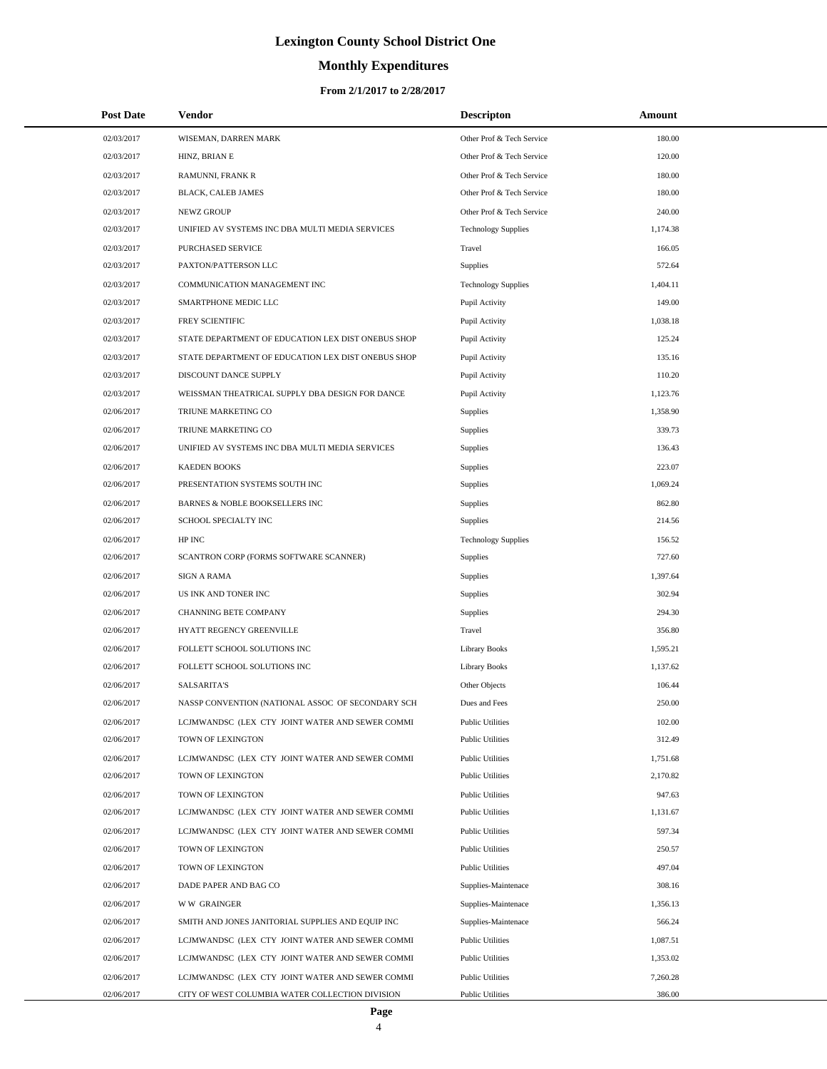# Lexington County School District One

## Monthly Expenditures

### From 2/1/2017 to 2/28/2017

| Post Date | Vendor | Descripton | Amount |
|---|---|---|---|
| 02/03/2017 | WISEMAN, DARREN MARK | Other Prof & Tech Service | 180.00 |
| 02/03/2017 | HINZ, BRIAN E | Other Prof & Tech Service | 120.00 |
| 02/03/2017 | RAMUNNI, FRANK R | Other Prof & Tech Service | 180.00 |
| 02/03/2017 | BLACK, CALEB JAMES | Other Prof & Tech Service | 180.00 |
| 02/03/2017 | NEWZ GROUP | Other Prof & Tech Service | 240.00 |
| 02/03/2017 | UNIFIED AV SYSTEMS INC DBA MULTI MEDIA SERVICES | Technology Supplies | 1,174.38 |
| 02/03/2017 | PURCHASED SERVICE | Travel | 166.05 |
| 02/03/2017 | PAXTON/PATTERSON LLC | Supplies | 572.64 |
| 02/03/2017 | COMMUNICATION MANAGEMENT INC | Technology Supplies | 1,404.11 |
| 02/03/2017 | SMARTPHONE MEDIC LLC | Pupil Activity | 149.00 |
| 02/03/2017 | FREY SCIENTIFIC | Pupil Activity | 1,038.18 |
| 02/03/2017 | STATE DEPARTMENT OF EDUCATION LEX DIST ONEBUS SHOP | Pupil Activity | 125.24 |
| 02/03/2017 | STATE DEPARTMENT OF EDUCATION LEX DIST ONEBUS SHOP | Pupil Activity | 135.16 |
| 02/03/2017 | DISCOUNT DANCE SUPPLY | Pupil Activity | 110.20 |
| 02/03/2017 | WEISSMAN THEATRICAL SUPPLY DBA DESIGN FOR DANCE | Pupil Activity | 1,123.76 |
| 02/06/2017 | TRIUNE MARKETING CO | Supplies | 1,358.90 |
| 02/06/2017 | TRIUNE MARKETING CO | Supplies | 339.73 |
| 02/06/2017 | UNIFIED AV SYSTEMS INC DBA MULTI MEDIA SERVICES | Supplies | 136.43 |
| 02/06/2017 | KAEDEN BOOKS | Supplies | 223.07 |
| 02/06/2017 | PRESENTATION SYSTEMS SOUTH INC | Supplies | 1,069.24 |
| 02/06/2017 | BARNES & NOBLE BOOKSELLERS INC | Supplies | 862.80 |
| 02/06/2017 | SCHOOL SPECIALTY INC | Supplies | 214.56 |
| 02/06/2017 | HP INC | Technology Supplies | 156.52 |
| 02/06/2017 | SCANTRON CORP (FORMS SOFTWARE SCANNER) | Supplies | 727.60 |
| 02/06/2017 | SIGN A RAMA | Supplies | 1,397.64 |
| 02/06/2017 | US INK AND TONER INC | Supplies | 302.94 |
| 02/06/2017 | CHANNING BETE COMPANY | Supplies | 294.30 |
| 02/06/2017 | HYATT REGENCY GREENVILLE | Travel | 356.80 |
| 02/06/2017 | FOLLETT SCHOOL SOLUTIONS INC | Library Books | 1,595.21 |
| 02/06/2017 | FOLLETT SCHOOL SOLUTIONS INC | Library Books | 1,137.62 |
| 02/06/2017 | SALSARITA'S | Other Objects | 106.44 |
| 02/06/2017 | NASSP CONVENTION (NATIONAL ASSOC OF SECONDARY SCH | Dues and Fees | 250.00 |
| 02/06/2017 | LCJMWANDSC (LEX CTY JOINT WATER AND SEWER COMMI | Public Utilities | 102.00 |
| 02/06/2017 | TOWN OF LEXINGTON | Public Utilities | 312.49 |
| 02/06/2017 | LCJMWANDSC (LEX CTY JOINT WATER AND SEWER COMMI | Public Utilities | 1,751.68 |
| 02/06/2017 | TOWN OF LEXINGTON | Public Utilities | 2,170.82 |
| 02/06/2017 | TOWN OF LEXINGTON | Public Utilities | 947.63 |
| 02/06/2017 | LCJMWANDSC (LEX CTY JOINT WATER AND SEWER COMMI | Public Utilities | 1,131.67 |
| 02/06/2017 | LCJMWANDSC (LEX CTY JOINT WATER AND SEWER COMMI | Public Utilities | 597.34 |
| 02/06/2017 | TOWN OF LEXINGTON | Public Utilities | 250.57 |
| 02/06/2017 | TOWN OF LEXINGTON | Public Utilities | 497.04 |
| 02/06/2017 | DADE PAPER AND BAG CO | Supplies-Maintenace | 308.16 |
| 02/06/2017 | W W GRAINGER | Supplies-Maintenace | 1,356.13 |
| 02/06/2017 | SMITH AND JONES JANITORIAL SUPPLIES AND EQUIP INC | Supplies-Maintenace | 566.24 |
| 02/06/2017 | LCJMWANDSC (LEX CTY JOINT WATER AND SEWER COMMI | Public Utilities | 1,087.51 |
| 02/06/2017 | LCJMWANDSC (LEX CTY JOINT WATER AND SEWER COMMI | Public Utilities | 1,353.02 |
| 02/06/2017 | LCJMWANDSC (LEX CTY JOINT WATER AND SEWER COMMI | Public Utilities | 7,260.28 |
| 02/06/2017 | CITY OF WEST COLUMBIA WATER COLLECTION DIVISION | Public Utilities | 386.00 |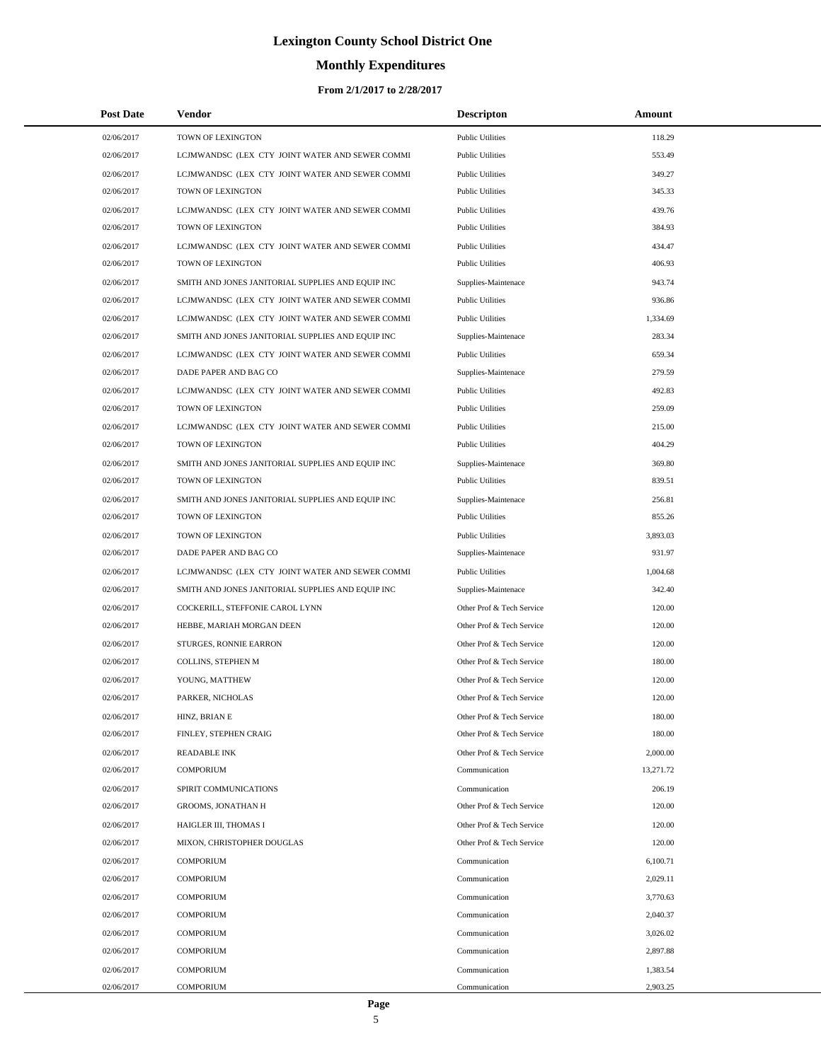# Lexington County School District One

## Monthly Expenditures

### From 2/1/2017 to 2/28/2017

| Post Date | Vendor | Descripton | Amount |
|---|---|---|---|
| 02/06/2017 | TOWN OF LEXINGTON | Public Utilities | 118.29 |
| 02/06/2017 | LCJMWANDSC (LEX CTY JOINT WATER AND SEWER COMMI | Public Utilities | 553.49 |
| 02/06/2017 | LCJMWANDSC (LEX CTY JOINT WATER AND SEWER COMMI | Public Utilities | 349.27 |
| 02/06/2017 | TOWN OF LEXINGTON | Public Utilities | 345.33 |
| 02/06/2017 | LCJMWANDSC (LEX CTY JOINT WATER AND SEWER COMMI | Public Utilities | 439.76 |
| 02/06/2017 | TOWN OF LEXINGTON | Public Utilities | 384.93 |
| 02/06/2017 | LCJMWANDSC (LEX CTY JOINT WATER AND SEWER COMMI | Public Utilities | 434.47 |
| 02/06/2017 | TOWN OF LEXINGTON | Public Utilities | 406.93 |
| 02/06/2017 | SMITH AND JONES JANITORIAL SUPPLIES AND EQUIP INC | Supplies-Maintenace | 943.74 |
| 02/06/2017 | LCJMWANDSC (LEX CTY JOINT WATER AND SEWER COMMI | Public Utilities | 936.86 |
| 02/06/2017 | LCJMWANDSC (LEX CTY JOINT WATER AND SEWER COMMI | Public Utilities | 1,334.69 |
| 02/06/2017 | SMITH AND JONES JANITORIAL SUPPLIES AND EQUIP INC | Supplies-Maintenace | 283.34 |
| 02/06/2017 | LCJMWANDSC (LEX CTY JOINT WATER AND SEWER COMMI | Public Utilities | 659.34 |
| 02/06/2017 | DADE PAPER AND BAG CO | Supplies-Maintenace | 279.59 |
| 02/06/2017 | LCJMWANDSC (LEX CTY JOINT WATER AND SEWER COMMI | Public Utilities | 492.83 |
| 02/06/2017 | TOWN OF LEXINGTON | Public Utilities | 259.09 |
| 02/06/2017 | LCJMWANDSC (LEX CTY JOINT WATER AND SEWER COMMI | Public Utilities | 215.00 |
| 02/06/2017 | TOWN OF LEXINGTON | Public Utilities | 404.29 |
| 02/06/2017 | SMITH AND JONES JANITORIAL SUPPLIES AND EQUIP INC | Supplies-Maintenace | 369.80 |
| 02/06/2017 | TOWN OF LEXINGTON | Public Utilities | 839.51 |
| 02/06/2017 | SMITH AND JONES JANITORIAL SUPPLIES AND EQUIP INC | Supplies-Maintenace | 256.81 |
| 02/06/2017 | TOWN OF LEXINGTON | Public Utilities | 855.26 |
| 02/06/2017 | TOWN OF LEXINGTON | Public Utilities | 3,893.03 |
| 02/06/2017 | DADE PAPER AND BAG CO | Supplies-Maintenace | 931.97 |
| 02/06/2017 | LCJMWANDSC (LEX CTY JOINT WATER AND SEWER COMMI | Public Utilities | 1,004.68 |
| 02/06/2017 | SMITH AND JONES JANITORIAL SUPPLIES AND EQUIP INC | Supplies-Maintenace | 342.40 |
| 02/06/2017 | COCKERILL, STEFFONIE CAROL LYNN | Other Prof & Tech Service | 120.00 |
| 02/06/2017 | HEBBE, MARIAH MORGAN DEEN | Other Prof & Tech Service | 120.00 |
| 02/06/2017 | STURGES, RONNIE EARRON | Other Prof & Tech Service | 120.00 |
| 02/06/2017 | COLLINS, STEPHEN M | Other Prof & Tech Service | 180.00 |
| 02/06/2017 | YOUNG, MATTHEW | Other Prof & Tech Service | 120.00 |
| 02/06/2017 | PARKER, NICHOLAS | Other Prof & Tech Service | 120.00 |
| 02/06/2017 | HINZ, BRIAN E | Other Prof & Tech Service | 180.00 |
| 02/06/2017 | FINLEY, STEPHEN CRAIG | Other Prof & Tech Service | 180.00 |
| 02/06/2017 | READABLE INK | Other Prof & Tech Service | 2,000.00 |
| 02/06/2017 | COMPORIUM | Communication | 13,271.72 |
| 02/06/2017 | SPIRIT COMMUNICATIONS | Communication | 206.19 |
| 02/06/2017 | GROOMS, JONATHAN H | Other Prof & Tech Service | 120.00 |
| 02/06/2017 | HAIGLER III, THOMAS I | Other Prof & Tech Service | 120.00 |
| 02/06/2017 | MIXON, CHRISTOPHER DOUGLAS | Other Prof & Tech Service | 120.00 |
| 02/06/2017 | COMPORIUM | Communication | 6,100.71 |
| 02/06/2017 | COMPORIUM | Communication | 2,029.11 |
| 02/06/2017 | COMPORIUM | Communication | 3,770.63 |
| 02/06/2017 | COMPORIUM | Communication | 2,040.37 |
| 02/06/2017 | COMPORIUM | Communication | 3,026.02 |
| 02/06/2017 | COMPORIUM | Communication | 2,897.88 |
| 02/06/2017 | COMPORIUM | Communication | 1,383.54 |
| 02/06/2017 | COMPORIUM | Communication | 2,903.25 |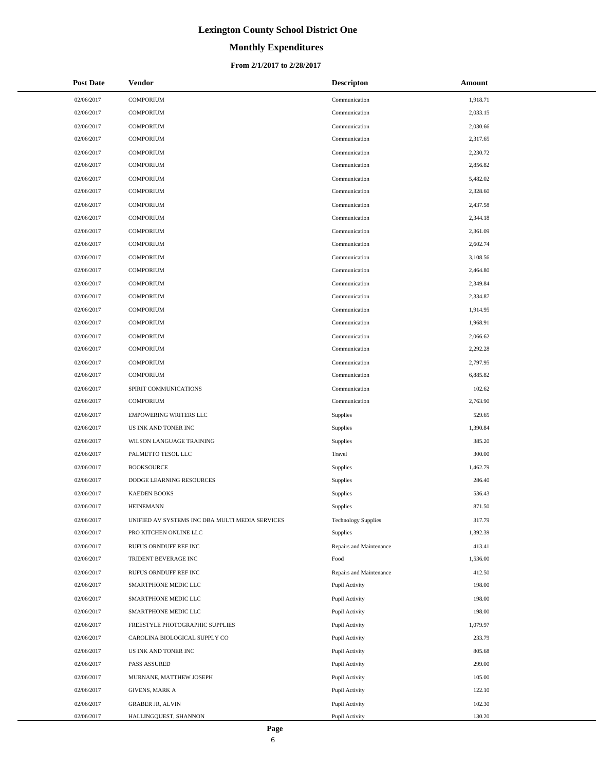# Lexington County School District One

## Monthly Expenditures

### From 2/1/2017 to 2/28/2017

| Post Date | Vendor | Descripton | Amount |
|---|---|---|---|
| 02/06/2017 | COMPORIUM | Communication | 1,918.71 |
| 02/06/2017 | COMPORIUM | Communication | 2,033.15 |
| 02/06/2017 | COMPORIUM | Communication | 2,030.66 |
| 02/06/2017 | COMPORIUM | Communication | 2,317.65 |
| 02/06/2017 | COMPORIUM | Communication | 2,230.72 |
| 02/06/2017 | COMPORIUM | Communication | 2,856.82 |
| 02/06/2017 | COMPORIUM | Communication | 5,482.02 |
| 02/06/2017 | COMPORIUM | Communication | 2,328.60 |
| 02/06/2017 | COMPORIUM | Communication | 2,437.58 |
| 02/06/2017 | COMPORIUM | Communication | 2,344.18 |
| 02/06/2017 | COMPORIUM | Communication | 2,361.09 |
| 02/06/2017 | COMPORIUM | Communication | 2,602.74 |
| 02/06/2017 | COMPORIUM | Communication | 3,108.56 |
| 02/06/2017 | COMPORIUM | Communication | 2,464.80 |
| 02/06/2017 | COMPORIUM | Communication | 2,349.84 |
| 02/06/2017 | COMPORIUM | Communication | 2,334.87 |
| 02/06/2017 | COMPORIUM | Communication | 1,914.95 |
| 02/06/2017 | COMPORIUM | Communication | 1,968.91 |
| 02/06/2017 | COMPORIUM | Communication | 2,066.62 |
| 02/06/2017 | COMPORIUM | Communication | 2,292.28 |
| 02/06/2017 | COMPORIUM | Communication | 2,797.95 |
| 02/06/2017 | COMPORIUM | Communication | 6,885.82 |
| 02/06/2017 | SPIRIT COMMUNICATIONS | Communication | 102.62 |
| 02/06/2017 | COMPORIUM | Communication | 2,763.90 |
| 02/06/2017 | EMPOWERING WRITERS LLC | Supplies | 529.65 |
| 02/06/2017 | US INK AND TONER INC | Supplies | 1,390.84 |
| 02/06/2017 | WILSON LANGUAGE TRAINING | Supplies | 385.20 |
| 02/06/2017 | PALMETTO TESOL LLC | Travel | 300.00 |
| 02/06/2017 | BOOKSOURCE | Supplies | 1,462.79 |
| 02/06/2017 | DODGE LEARNING RESOURCES | Supplies | 286.40 |
| 02/06/2017 | KAEDEN BOOKS | Supplies | 536.43 |
| 02/06/2017 | HEINEMANN | Supplies | 871.50 |
| 02/06/2017 | UNIFIED AV SYSTEMS INC DBA MULTI MEDIA SERVICES | Technology Supplies | 317.79 |
| 02/06/2017 | PRO KITCHEN ONLINE LLC | Supplies | 1,392.39 |
| 02/06/2017 | RUFUS ORNDUFF REF INC | Repairs and Maintenance | 413.41 |
| 02/06/2017 | TRIDENT BEVERAGE INC | Food | 1,536.00 |
| 02/06/2017 | RUFUS ORNDUFF REF INC | Repairs and Maintenance | 412.50 |
| 02/06/2017 | SMARTPHONE MEDIC LLC | Pupil Activity | 198.00 |
| 02/06/2017 | SMARTPHONE MEDIC LLC | Pupil Activity | 198.00 |
| 02/06/2017 | SMARTPHONE MEDIC LLC | Pupil Activity | 198.00 |
| 02/06/2017 | FREESTYLE PHOTOGRAPHIC SUPPLIES | Pupil Activity | 1,079.97 |
| 02/06/2017 | CAROLINA BIOLOGICAL SUPPLY CO | Pupil Activity | 233.79 |
| 02/06/2017 | US INK AND TONER INC | Pupil Activity | 805.68 |
| 02/06/2017 | PASS ASSURED | Pupil Activity | 299.00 |
| 02/06/2017 | MURNANE, MATTHEW JOSEPH | Pupil Activity | 105.00 |
| 02/06/2017 | GIVENS, MARK A | Pupil Activity | 122.10 |
| 02/06/2017 | GRABER JR, ALVIN | Pupil Activity | 102.30 |
| 02/06/2017 | HALLINGQUEST, SHANNON | Pupil Activity | 130.20 |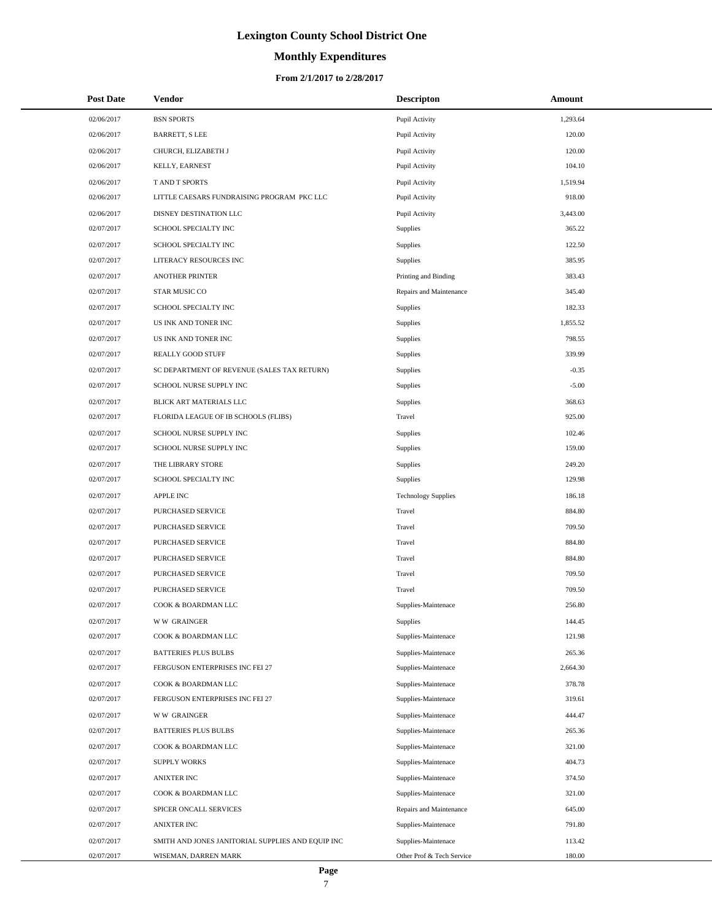# Lexington County School District One

## Monthly Expenditures

### From 2/1/2017 to 2/28/2017

| Post Date | Vendor | Descripton | Amount |
|---|---|---|---|
| 02/06/2017 | BSN SPORTS | Pupil Activity | 1,293.64 |
| 02/06/2017 | BARRETT, S LEE | Pupil Activity | 120.00 |
| 02/06/2017 | CHURCH, ELIZABETH J | Pupil Activity | 120.00 |
| 02/06/2017 | KELLY, EARNEST | Pupil Activity | 104.10 |
| 02/06/2017 | T AND T SPORTS | Pupil Activity | 1,519.94 |
| 02/06/2017 | LITTLE CAESARS FUNDRAISING PROGRAM PKC LLC | Pupil Activity | 918.00 |
| 02/06/2017 | DISNEY DESTINATION LLC | Pupil Activity | 3,443.00 |
| 02/07/2017 | SCHOOL SPECIALTY INC | Supplies | 365.22 |
| 02/07/2017 | SCHOOL SPECIALTY INC | Supplies | 122.50 |
| 02/07/2017 | LITERACY RESOURCES INC | Supplies | 385.95 |
| 02/07/2017 | ANOTHER PRINTER | Printing and Binding | 383.43 |
| 02/07/2017 | STAR MUSIC CO | Repairs and Maintenance | 345.40 |
| 02/07/2017 | SCHOOL SPECIALTY INC | Supplies | 182.33 |
| 02/07/2017 | US INK AND TONER INC | Supplies | 1,855.52 |
| 02/07/2017 | US INK AND TONER INC | Supplies | 798.55 |
| 02/07/2017 | REALLY GOOD STUFF | Supplies | 339.99 |
| 02/07/2017 | SC DEPARTMENT OF REVENUE (SALES TAX RETURN) | Supplies | -0.35 |
| 02/07/2017 | SCHOOL NURSE SUPPLY INC | Supplies | -5.00 |
| 02/07/2017 | BLICK ART MATERIALS LLC | Supplies | 368.63 |
| 02/07/2017 | FLORIDA LEAGUE OF IB SCHOOLS (FLIBS) | Travel | 925.00 |
| 02/07/2017 | SCHOOL NURSE SUPPLY INC | Supplies | 102.46 |
| 02/07/2017 | SCHOOL NURSE SUPPLY INC | Supplies | 159.00 |
| 02/07/2017 | THE LIBRARY STORE | Supplies | 249.20 |
| 02/07/2017 | SCHOOL SPECIALTY INC | Supplies | 129.98 |
| 02/07/2017 | APPLE INC | Technology Supplies | 186.18 |
| 02/07/2017 | PURCHASED SERVICE | Travel | 884.80 |
| 02/07/2017 | PURCHASED SERVICE | Travel | 709.50 |
| 02/07/2017 | PURCHASED SERVICE | Travel | 884.80 |
| 02/07/2017 | PURCHASED SERVICE | Travel | 884.80 |
| 02/07/2017 | PURCHASED SERVICE | Travel | 709.50 |
| 02/07/2017 | PURCHASED SERVICE | Travel | 709.50 |
| 02/07/2017 | COOK & BOARDMAN LLC | Supplies-Maintenace | 256.80 |
| 02/07/2017 | W W GRAINGER | Supplies | 144.45 |
| 02/07/2017 | COOK & BOARDMAN LLC | Supplies-Maintenace | 121.98 |
| 02/07/2017 | BATTERIES PLUS BULBS | Supplies-Maintenace | 265.36 |
| 02/07/2017 | FERGUSON ENTERPRISES INC FEI 27 | Supplies-Maintenace | 2,664.30 |
| 02/07/2017 | COOK & BOARDMAN LLC | Supplies-Maintenace | 378.78 |
| 02/07/2017 | FERGUSON ENTERPRISES INC FEI 27 | Supplies-Maintenace | 319.61 |
| 02/07/2017 | W W GRAINGER | Supplies-Maintenace | 444.47 |
| 02/07/2017 | BATTERIES PLUS BULBS | Supplies-Maintenace | 265.36 |
| 02/07/2017 | COOK & BOARDMAN LLC | Supplies-Maintenace | 321.00 |
| 02/07/2017 | SUPPLY WORKS | Supplies-Maintenace | 404.73 |
| 02/07/2017 | ANIXTER INC | Supplies-Maintenace | 374.50 |
| 02/07/2017 | COOK & BOARDMAN LLC | Supplies-Maintenace | 321.00 |
| 02/07/2017 | SPICER ONCALL SERVICES | Repairs and Maintenance | 645.00 |
| 02/07/2017 | ANIXTER INC | Supplies-Maintenace | 791.80 |
| 02/07/2017 | SMITH AND JONES JANITORIAL SUPPLIES AND EQUIP INC | Supplies-Maintenace | 113.42 |
| 02/07/2017 | WISEMAN, DARREN MARK | Other Prof & Tech Service | 180.00 |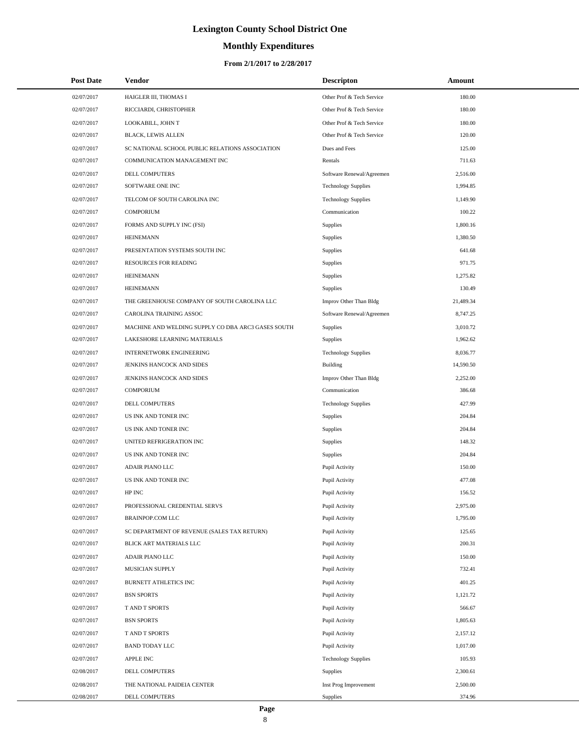# Lexington County School District One

## Monthly Expenditures

### From 2/1/2017 to 2/28/2017

| Post Date | Vendor | Descripton | Amount |
|---|---|---|---|
| 02/07/2017 | HAIGLER III, THOMAS I | Other Prof & Tech Service | 180.00 |
| 02/07/2017 | RICCIARDI, CHRISTOPHER | Other Prof & Tech Service | 180.00 |
| 02/07/2017 | LOOKABILL, JOHN T | Other Prof & Tech Service | 180.00 |
| 02/07/2017 | BLACK, LEWIS ALLEN | Other Prof & Tech Service | 120.00 |
| 02/07/2017 | SC NATIONAL SCHOOL PUBLIC RELATIONS ASSOCIATION | Dues and Fees | 125.00 |
| 02/07/2017 | COMMUNICATION MANAGEMENT INC | Rentals | 711.63 |
| 02/07/2017 | DELL COMPUTERS | Software Renewal/Agreemen | 2,516.00 |
| 02/07/2017 | SOFTWARE ONE INC | Technology Supplies | 1,994.85 |
| 02/07/2017 | TELCOM OF SOUTH CAROLINA INC | Technology Supplies | 1,149.90 |
| 02/07/2017 | COMPORIUM | Communication | 100.22 |
| 02/07/2017 | FORMS AND SUPPLY INC (FSI) | Supplies | 1,800.16 |
| 02/07/2017 | HEINEMANN | Supplies | 1,380.50 |
| 02/07/2017 | PRESENTATION SYSTEMS SOUTH INC | Supplies | 641.68 |
| 02/07/2017 | RESOURCES FOR READING | Supplies | 971.75 |
| 02/07/2017 | HEINEMANN | Supplies | 1,275.82 |
| 02/07/2017 | HEINEMANN | Supplies | 130.49 |
| 02/07/2017 | THE GREENHOUSE COMPANY OF SOUTH CAROLINA LLC | Improv Other Than Bldg | 21,489.34 |
| 02/07/2017 | CAROLINA TRAINING ASSOC | Software Renewal/Agreemen | 8,747.25 |
| 02/07/2017 | MACHINE AND WELDING SUPPLY CO DBA ARC3 GASES SOUTH | Supplies | 3,010.72 |
| 02/07/2017 | LAKESHORE LEARNING MATERIALS | Supplies | 1,962.62 |
| 02/07/2017 | INTERNETWORK ENGINEERING | Technology Supplies | 8,036.77 |
| 02/07/2017 | JENKINS HANCOCK AND SIDES | Building | 14,590.50 |
| 02/07/2017 | JENKINS HANCOCK AND SIDES | Improv Other Than Bldg | 2,252.00 |
| 02/07/2017 | COMPORIUM | Communication | 386.68 |
| 02/07/2017 | DELL COMPUTERS | Technology Supplies | 427.99 |
| 02/07/2017 | US INK AND TONER INC | Supplies | 204.84 |
| 02/07/2017 | US INK AND TONER INC | Supplies | 204.84 |
| 02/07/2017 | UNITED REFRIGERATION INC | Supplies | 148.32 |
| 02/07/2017 | US INK AND TONER INC | Supplies | 204.84 |
| 02/07/2017 | ADAIR PIANO LLC | Pupil Activity | 150.00 |
| 02/07/2017 | US INK AND TONER INC | Pupil Activity | 477.08 |
| 02/07/2017 | HP INC | Pupil Activity | 156.52 |
| 02/07/2017 | PROFESSIONAL CREDENTIAL SERVS | Pupil Activity | 2,975.00 |
| 02/07/2017 | BRAINPOP.COM LLC | Pupil Activity | 1,795.00 |
| 02/07/2017 | SC DEPARTMENT OF REVENUE (SALES TAX RETURN) | Pupil Activity | 125.65 |
| 02/07/2017 | BLICK ART MATERIALS LLC | Pupil Activity | 200.31 |
| 02/07/2017 | ADAIR PIANO LLC | Pupil Activity | 150.00 |
| 02/07/2017 | MUSICIAN SUPPLY | Pupil Activity | 732.41 |
| 02/07/2017 | BURNETT ATHLETICS INC | Pupil Activity | 401.25 |
| 02/07/2017 | BSN SPORTS | Pupil Activity | 1,121.72 |
| 02/07/2017 | T AND T SPORTS | Pupil Activity | 566.67 |
| 02/07/2017 | BSN SPORTS | Pupil Activity | 1,805.63 |
| 02/07/2017 | T AND T SPORTS | Pupil Activity | 2,157.12 |
| 02/07/2017 | BAND TODAY LLC | Pupil Activity | 1,017.00 |
| 02/07/2017 | APPLE INC | Technology Supplies | 105.93 |
| 02/08/2017 | DELL COMPUTERS | Supplies | 2,300.61 |
| 02/08/2017 | THE NATIONAL PAIDEIA CENTER | Inst Prog Improvement | 2,500.00 |
| 02/08/2017 | DELL COMPUTERS | Supplies | 374.96 |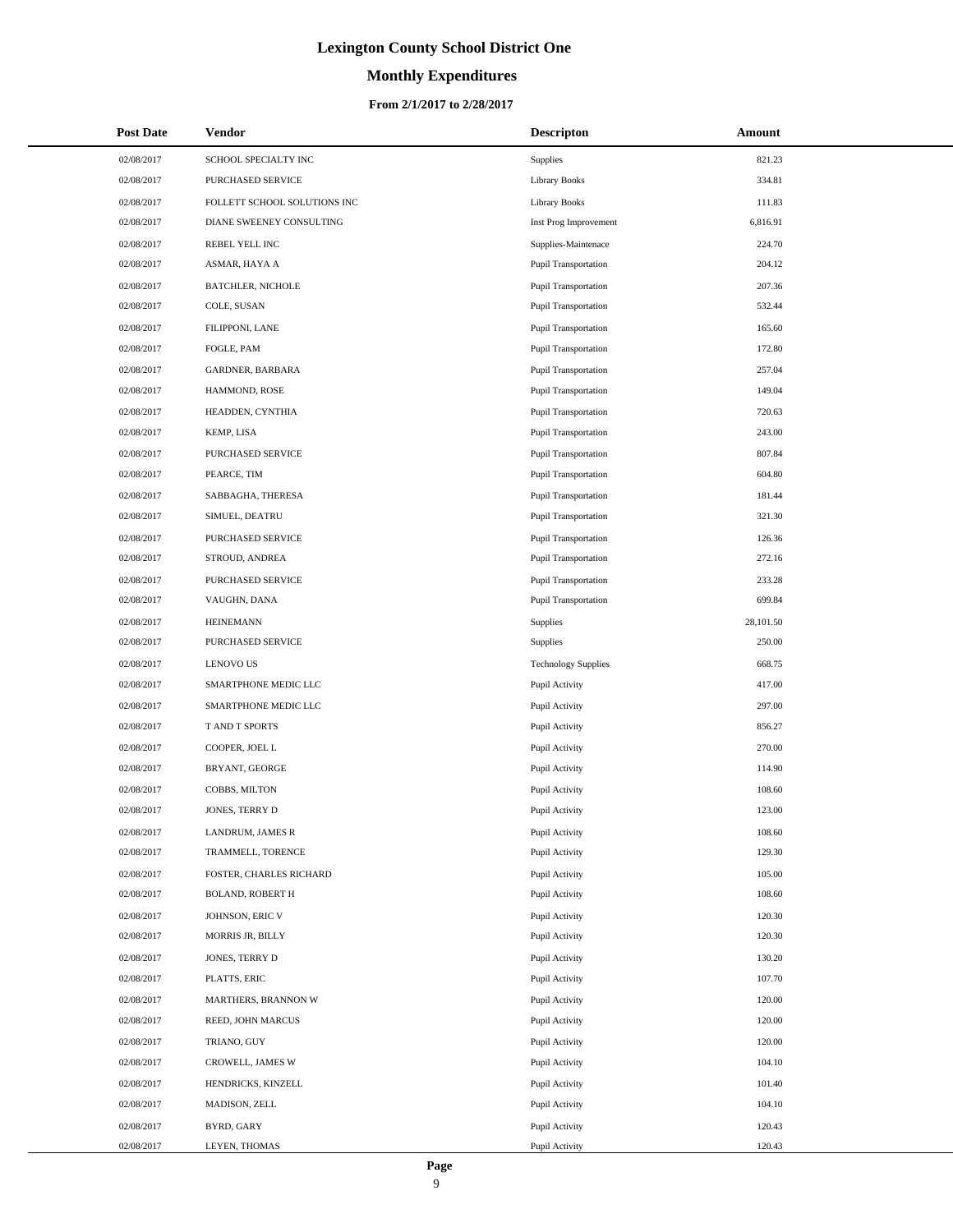# Lexington County School District One

## Monthly Expenditures

### From 2/1/2017 to 2/28/2017

| Post Date | Vendor | Descripton | Amount |
|---|---|---|---|
| 02/08/2017 | SCHOOL SPECIALTY INC | Supplies | 821.23 |
| 02/08/2017 | PURCHASED SERVICE | Library Books | 334.81 |
| 02/08/2017 | FOLLETT SCHOOL SOLUTIONS INC | Library Books | 111.83 |
| 02/08/2017 | DIANE SWEENEY CONSULTING | Inst Prog Improvement | 6,816.91 |
| 02/08/2017 | REBEL YELL INC | Supplies-Maintenace | 224.70 |
| 02/08/2017 | ASMAR, HAYA A | Pupil Transportation | 204.12 |
| 02/08/2017 | BATCHLER, NICHOLE | Pupil Transportation | 207.36 |
| 02/08/2017 | COLE, SUSAN | Pupil Transportation | 532.44 |
| 02/08/2017 | FILIPPONI, LANE | Pupil Transportation | 165.60 |
| 02/08/2017 | FOGLE, PAM | Pupil Transportation | 172.80 |
| 02/08/2017 | GARDNER, BARBARA | Pupil Transportation | 257.04 |
| 02/08/2017 | HAMMOND, ROSE | Pupil Transportation | 149.04 |
| 02/08/2017 | HEADDEN, CYNTHIA | Pupil Transportation | 720.63 |
| 02/08/2017 | KEMP, LISA | Pupil Transportation | 243.00 |
| 02/08/2017 | PURCHASED SERVICE | Pupil Transportation | 807.84 |
| 02/08/2017 | PEARCE, TIM | Pupil Transportation | 604.80 |
| 02/08/2017 | SABBAGHA, THERESA | Pupil Transportation | 181.44 |
| 02/08/2017 | SIMUEL, DEATRU | Pupil Transportation | 321.30 |
| 02/08/2017 | PURCHASED SERVICE | Pupil Transportation | 126.36 |
| 02/08/2017 | STROUD, ANDREA | Pupil Transportation | 272.16 |
| 02/08/2017 | PURCHASED SERVICE | Pupil Transportation | 233.28 |
| 02/08/2017 | VAUGHN, DANA | Pupil Transportation | 699.84 |
| 02/08/2017 | HEINEMANN | Supplies | 28,101.50 |
| 02/08/2017 | PURCHASED SERVICE | Supplies | 250.00 |
| 02/08/2017 | LENOVO US | Technology Supplies | 668.75 |
| 02/08/2017 | SMARTPHONE MEDIC LLC | Pupil Activity | 417.00 |
| 02/08/2017 | SMARTPHONE MEDIC LLC | Pupil Activity | 297.00 |
| 02/08/2017 | T AND T SPORTS | Pupil Activity | 856.27 |
| 02/08/2017 | COOPER, JOEL L | Pupil Activity | 270.00 |
| 02/08/2017 | BRYANT, GEORGE | Pupil Activity | 114.90 |
| 02/08/2017 | COBBS, MILTON | Pupil Activity | 108.60 |
| 02/08/2017 | JONES, TERRY D | Pupil Activity | 123.00 |
| 02/08/2017 | LANDRUM, JAMES R | Pupil Activity | 108.60 |
| 02/08/2017 | TRAMMELL, TORENCE | Pupil Activity | 129.30 |
| 02/08/2017 | FOSTER, CHARLES RICHARD | Pupil Activity | 105.00 |
| 02/08/2017 | BOLAND, ROBERT H | Pupil Activity | 108.60 |
| 02/08/2017 | JOHNSON, ERIC V | Pupil Activity | 120.30 |
| 02/08/2017 | MORRIS JR, BILLY | Pupil Activity | 120.30 |
| 02/08/2017 | JONES, TERRY D | Pupil Activity | 130.20 |
| 02/08/2017 | PLATTS, ERIC | Pupil Activity | 107.70 |
| 02/08/2017 | MARTHERS, BRANNON W | Pupil Activity | 120.00 |
| 02/08/2017 | REED, JOHN MARCUS | Pupil Activity | 120.00 |
| 02/08/2017 | TRIANO, GUY | Pupil Activity | 120.00 |
| 02/08/2017 | CROWELL, JAMES W | Pupil Activity | 104.10 |
| 02/08/2017 | HENDRICKS, KINZELL | Pupil Activity | 101.40 |
| 02/08/2017 | MADISON, ZELL | Pupil Activity | 104.10 |
| 02/08/2017 | BYRD, GARY | Pupil Activity | 120.43 |
| 02/08/2017 | LEYEN, THOMAS | Pupil Activity | 120.43 |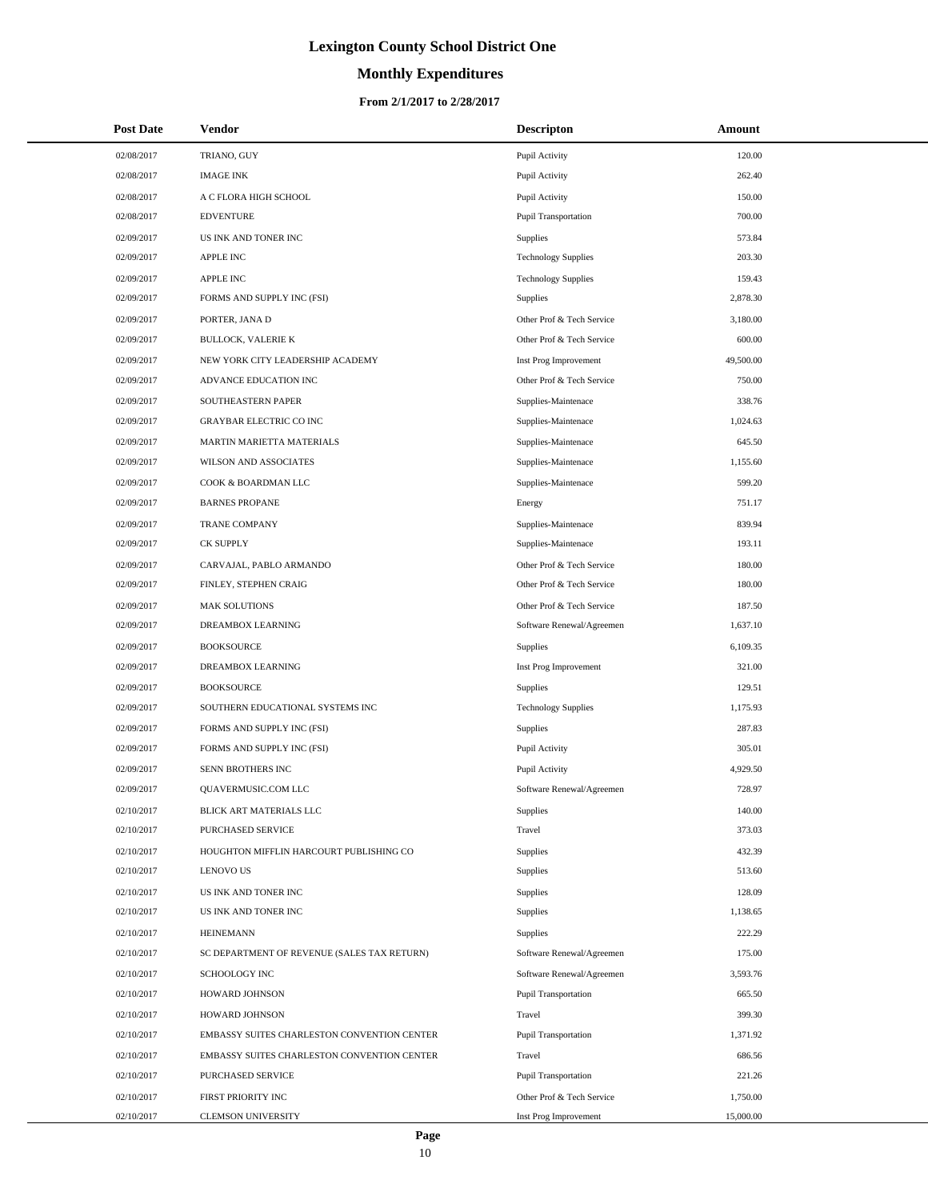# Lexington County School District One

## Monthly Expenditures

### From 2/1/2017 to 2/28/2017

| Post Date | Vendor | Descripton | Amount |
|---|---|---|---|
| 02/08/2017 | TRIANO, GUY | Pupil Activity | 120.00 |
| 02/08/2017 | IMAGE INK | Pupil Activity | 262.40 |
| 02/08/2017 | A C FLORA HIGH SCHOOL | Pupil Activity | 150.00 |
| 02/08/2017 | EDVENTURE | Pupil Transportation | 700.00 |
| 02/09/2017 | US INK AND TONER INC | Supplies | 573.84 |
| 02/09/2017 | APPLE INC | Technology Supplies | 203.30 |
| 02/09/2017 | APPLE INC | Technology Supplies | 159.43 |
| 02/09/2017 | FORMS AND SUPPLY INC (FSI) | Supplies | 2,878.30 |
| 02/09/2017 | PORTER, JANA D | Other Prof & Tech Service | 3,180.00 |
| 02/09/2017 | BULLOCK, VALERIE K | Other Prof & Tech Service | 600.00 |
| 02/09/2017 | NEW YORK CITY LEADERSHIP ACADEMY | Inst Prog Improvement | 49,500.00 |
| 02/09/2017 | ADVANCE EDUCATION INC | Other Prof & Tech Service | 750.00 |
| 02/09/2017 | SOUTHEASTERN PAPER | Supplies-Maintenace | 338.76 |
| 02/09/2017 | GRAYBAR ELECTRIC CO INC | Supplies-Maintenace | 1,024.63 |
| 02/09/2017 | MARTIN MARIETTA MATERIALS | Supplies-Maintenace | 645.50 |
| 02/09/2017 | WILSON AND ASSOCIATES | Supplies-Maintenace | 1,155.60 |
| 02/09/2017 | COOK & BOARDMAN LLC | Supplies-Maintenace | 599.20 |
| 02/09/2017 | BARNES PROPANE | Energy | 751.17 |
| 02/09/2017 | TRANE COMPANY | Supplies-Maintenace | 839.94 |
| 02/09/2017 | CK SUPPLY | Supplies-Maintenace | 193.11 |
| 02/09/2017 | CARVAJAL, PABLO ARMANDO | Other Prof & Tech Service | 180.00 |
| 02/09/2017 | FINLEY, STEPHEN CRAIG | Other Prof & Tech Service | 180.00 |
| 02/09/2017 | MAK SOLUTIONS | Other Prof & Tech Service | 187.50 |
| 02/09/2017 | DREAMBOX LEARNING | Software Renewal/Agreemen | 1,637.10 |
| 02/09/2017 | BOOKSOURCE | Supplies | 6,109.35 |
| 02/09/2017 | DREAMBOX LEARNING | Inst Prog Improvement | 321.00 |
| 02/09/2017 | BOOKSOURCE | Supplies | 129.51 |
| 02/09/2017 | SOUTHERN EDUCATIONAL SYSTEMS INC | Technology Supplies | 1,175.93 |
| 02/09/2017 | FORMS AND SUPPLY INC (FSI) | Supplies | 287.83 |
| 02/09/2017 | FORMS AND SUPPLY INC (FSI) | Pupil Activity | 305.01 |
| 02/09/2017 | SENN BROTHERS INC | Pupil Activity | 4,929.50 |
| 02/09/2017 | QUAVERMUSIC.COM LLC | Software Renewal/Agreemen | 728.97 |
| 02/10/2017 | BLICK ART MATERIALS LLC | Supplies | 140.00 |
| 02/10/2017 | PURCHASED SERVICE | Travel | 373.03 |
| 02/10/2017 | HOUGHTON MIFFLIN HARCOURT PUBLISHING CO | Supplies | 432.39 |
| 02/10/2017 | LENOVO US | Supplies | 513.60 |
| 02/10/2017 | US INK AND TONER INC | Supplies | 128.09 |
| 02/10/2017 | US INK AND TONER INC | Supplies | 1,138.65 |
| 02/10/2017 | HEINEMANN | Supplies | 222.29 |
| 02/10/2017 | SC DEPARTMENT OF REVENUE (SALES TAX RETURN) | Software Renewal/Agreemen | 175.00 |
| 02/10/2017 | SCHOOLOGY INC | Software Renewal/Agreemen | 3,593.76 |
| 02/10/2017 | HOWARD JOHNSON | Pupil Transportation | 665.50 |
| 02/10/2017 | HOWARD JOHNSON | Travel | 399.30 |
| 02/10/2017 | EMBASSY SUITES CHARLESTON CONVENTION CENTER | Pupil Transportation | 1,371.92 |
| 02/10/2017 | EMBASSY SUITES CHARLESTON CONVENTION CENTER | Travel | 686.56 |
| 02/10/2017 | PURCHASED SERVICE | Pupil Transportation | 221.26 |
| 02/10/2017 | FIRST PRIORITY INC | Other Prof & Tech Service | 1,750.00 |
| 02/10/2017 | CLEMSON UNIVERSITY | Inst Prog Improvement | 15,000.00 |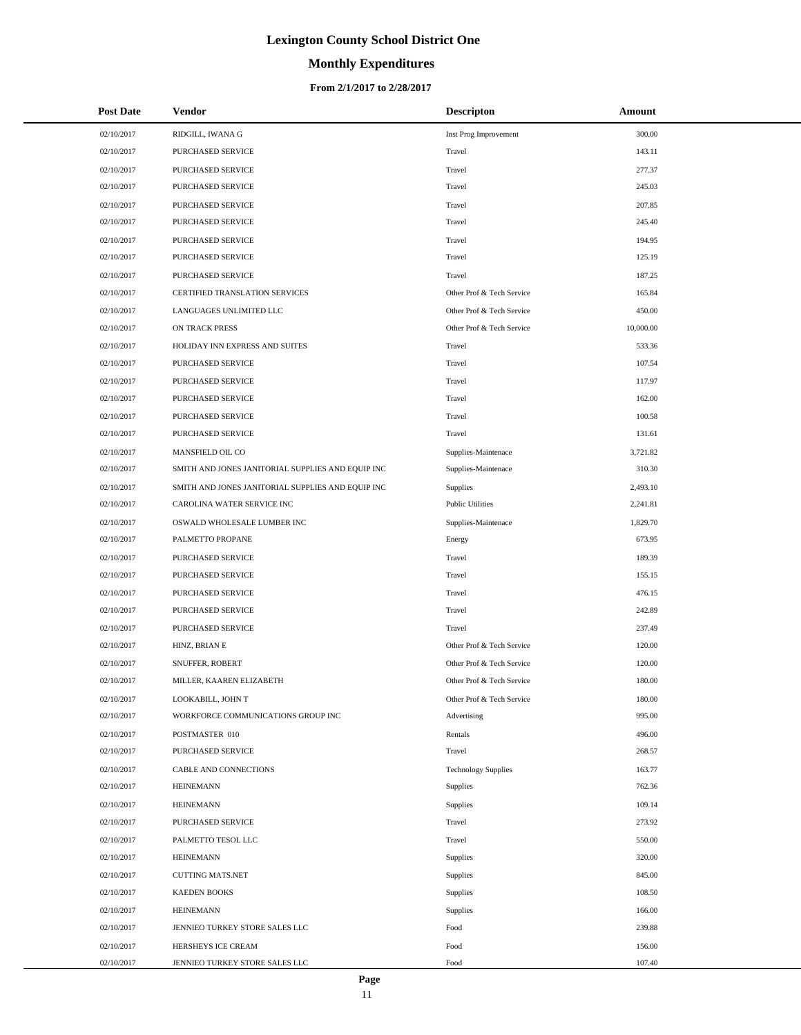# Lexington County School District One

## Monthly Expenditures

### From 2/1/2017 to 2/28/2017

| Post Date | Vendor | Descripton | Amount |
|---|---|---|---|
| 02/10/2017 | RIDGILL, IWANA G | Inst Prog Improvement | 300.00 |
| 02/10/2017 | PURCHASED SERVICE | Travel | 143.11 |
| 02/10/2017 | PURCHASED SERVICE | Travel | 277.37 |
| 02/10/2017 | PURCHASED SERVICE | Travel | 245.03 |
| 02/10/2017 | PURCHASED SERVICE | Travel | 207.85 |
| 02/10/2017 | PURCHASED SERVICE | Travel | 245.40 |
| 02/10/2017 | PURCHASED SERVICE | Travel | 194.95 |
| 02/10/2017 | PURCHASED SERVICE | Travel | 125.19 |
| 02/10/2017 | PURCHASED SERVICE | Travel | 187.25 |
| 02/10/2017 | CERTIFIED TRANSLATION SERVICES | Other Prof & Tech Service | 165.84 |
| 02/10/2017 | LANGUAGES UNLIMITED LLC | Other Prof & Tech Service | 450.00 |
| 02/10/2017 | ON TRACK PRESS | Other Prof & Tech Service | 10,000.00 |
| 02/10/2017 | HOLIDAY INN EXPRESS AND SUITES | Travel | 533.36 |
| 02/10/2017 | PURCHASED SERVICE | Travel | 107.54 |
| 02/10/2017 | PURCHASED SERVICE | Travel | 117.97 |
| 02/10/2017 | PURCHASED SERVICE | Travel | 162.00 |
| 02/10/2017 | PURCHASED SERVICE | Travel | 100.58 |
| 02/10/2017 | PURCHASED SERVICE | Travel | 131.61 |
| 02/10/2017 | MANSFIELD OIL CO | Supplies-Maintenace | 3,721.82 |
| 02/10/2017 | SMITH AND JONES JANITORIAL SUPPLIES AND EQUIP INC | Supplies-Maintenace | 310.30 |
| 02/10/2017 | SMITH AND JONES JANITORIAL SUPPLIES AND EQUIP INC | Supplies | 2,493.10 |
| 02/10/2017 | CAROLINA WATER SERVICE INC | Public Utilities | 2,241.81 |
| 02/10/2017 | OSWALD WHOLESALE LUMBER INC | Supplies-Maintenace | 1,829.70 |
| 02/10/2017 | PALMETTO PROPANE | Energy | 673.95 |
| 02/10/2017 | PURCHASED SERVICE | Travel | 189.39 |
| 02/10/2017 | PURCHASED SERVICE | Travel | 155.15 |
| 02/10/2017 | PURCHASED SERVICE | Travel | 476.15 |
| 02/10/2017 | PURCHASED SERVICE | Travel | 242.89 |
| 02/10/2017 | PURCHASED SERVICE | Travel | 237.49 |
| 02/10/2017 | HINZ, BRIAN E | Other Prof & Tech Service | 120.00 |
| 02/10/2017 | SNUFFER, ROBERT | Other Prof & Tech Service | 120.00 |
| 02/10/2017 | MILLER, KAAREN ELIZABETH | Other Prof & Tech Service | 180.00 |
| 02/10/2017 | LOOKABILL, JOHN T | Other Prof & Tech Service | 180.00 |
| 02/10/2017 | WORKFORCE COMMUNICATIONS GROUP INC | Advertising | 995.00 |
| 02/10/2017 | POSTMASTER 010 | Rentals | 496.00 |
| 02/10/2017 | PURCHASED SERVICE | Travel | 268.57 |
| 02/10/2017 | CABLE AND CONNECTIONS | Technology Supplies | 163.77 |
| 02/10/2017 | HEINEMANN | Supplies | 762.36 |
| 02/10/2017 | HEINEMANN | Supplies | 109.14 |
| 02/10/2017 | PURCHASED SERVICE | Travel | 273.92 |
| 02/10/2017 | PALMETTO TESOL LLC | Travel | 550.00 |
| 02/10/2017 | HEINEMANN | Supplies | 320.00 |
| 02/10/2017 | CUTTING MATS.NET | Supplies | 845.00 |
| 02/10/2017 | KAEDEN BOOKS | Supplies | 108.50 |
| 02/10/2017 | HEINEMANN | Supplies | 166.00 |
| 02/10/2017 | JENNIEO TURKEY STORE SALES LLC | Food | 239.88 |
| 02/10/2017 | HERSHEYS ICE CREAM | Food | 156.00 |
| 02/10/2017 | JENNIEO TURKEY STORE SALES LLC | Food | 107.40 |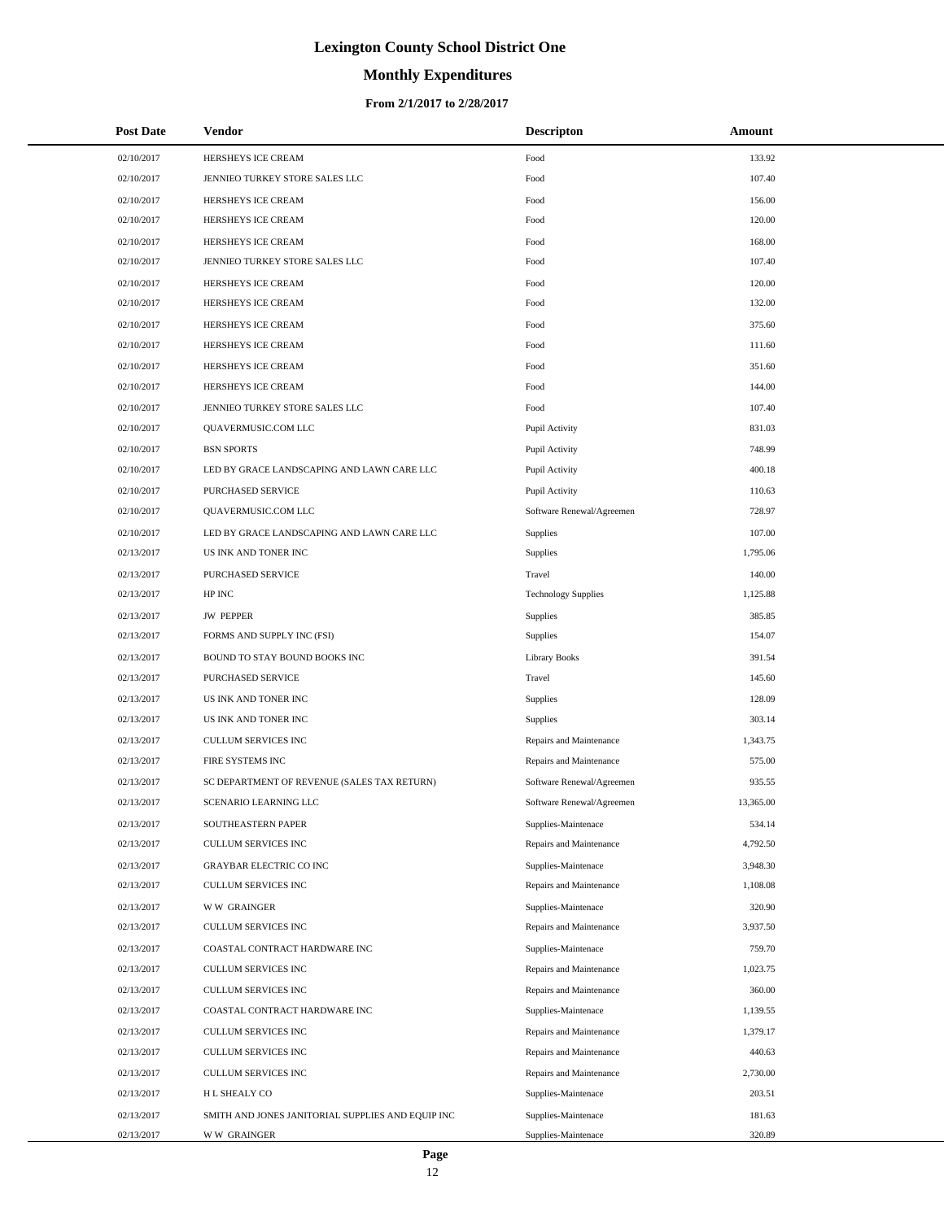# Lexington County School District One

## Monthly Expenditures

### From 2/1/2017 to 2/28/2017

| Post Date | Vendor | Descripton | Amount |
|---|---|---|---|
| 02/10/2017 | HERSHEYS ICE CREAM | Food | 133.92 |
| 02/10/2017 | JENNIEO TURKEY STORE SALES LLC | Food | 107.40 |
| 02/10/2017 | HERSHEYS ICE CREAM | Food | 156.00 |
| 02/10/2017 | HERSHEYS ICE CREAM | Food | 120.00 |
| 02/10/2017 | HERSHEYS ICE CREAM | Food | 168.00 |
| 02/10/2017 | JENNIEO TURKEY STORE SALES LLC | Food | 107.40 |
| 02/10/2017 | HERSHEYS ICE CREAM | Food | 120.00 |
| 02/10/2017 | HERSHEYS ICE CREAM | Food | 132.00 |
| 02/10/2017 | HERSHEYS ICE CREAM | Food | 375.60 |
| 02/10/2017 | HERSHEYS ICE CREAM | Food | 111.60 |
| 02/10/2017 | HERSHEYS ICE CREAM | Food | 351.60 |
| 02/10/2017 | HERSHEYS ICE CREAM | Food | 144.00 |
| 02/10/2017 | JENNIEO TURKEY STORE SALES LLC | Food | 107.40 |
| 02/10/2017 | QUAVERMUSIC.COM LLC | Pupil Activity | 831.03 |
| 02/10/2017 | BSN SPORTS | Pupil Activity | 748.99 |
| 02/10/2017 | LED BY GRACE LANDSCAPING AND LAWN CARE LLC | Pupil Activity | 400.18 |
| 02/10/2017 | PURCHASED SERVICE | Pupil Activity | 110.63 |
| 02/10/2017 | QUAVERMUSIC.COM LLC | Software Renewal/Agreemen | 728.97 |
| 02/10/2017 | LED BY GRACE LANDSCAPING AND LAWN CARE LLC | Supplies | 107.00 |
| 02/13/2017 | US INK AND TONER INC | Supplies | 1,795.06 |
| 02/13/2017 | PURCHASED SERVICE | Travel | 140.00 |
| 02/13/2017 | HP INC | Technology Supplies | 1,125.88 |
| 02/13/2017 | JW PEPPER | Supplies | 385.85 |
| 02/13/2017 | FORMS AND SUPPLY INC (FSI) | Supplies | 154.07 |
| 02/13/2017 | BOUND TO STAY BOUND BOOKS INC | Library Books | 391.54 |
| 02/13/2017 | PURCHASED SERVICE | Travel | 145.60 |
| 02/13/2017 | US INK AND TONER INC | Supplies | 128.09 |
| 02/13/2017 | US INK AND TONER INC | Supplies | 303.14 |
| 02/13/2017 | CULLUM SERVICES INC | Repairs and Maintenance | 1,343.75 |
| 02/13/2017 | FIRE SYSTEMS INC | Repairs and Maintenance | 575.00 |
| 02/13/2017 | SC DEPARTMENT OF REVENUE (SALES TAX RETURN) | Software Renewal/Agreemen | 935.55 |
| 02/13/2017 | SCENARIO LEARNING LLC | Software Renewal/Agreemen | 13,365.00 |
| 02/13/2017 | SOUTHEASTERN PAPER | Supplies-Maintenace | 534.14 |
| 02/13/2017 | CULLUM SERVICES INC | Repairs and Maintenance | 4,792.50 |
| 02/13/2017 | GRAYBAR ELECTRIC CO INC | Supplies-Maintenace | 3,948.30 |
| 02/13/2017 | CULLUM SERVICES INC | Repairs and Maintenance | 1,108.08 |
| 02/13/2017 | W W GRAINGER | Supplies-Maintenace | 320.90 |
| 02/13/2017 | CULLUM SERVICES INC | Repairs and Maintenance | 3,937.50 |
| 02/13/2017 | COASTAL CONTRACT HARDWARE INC | Supplies-Maintenace | 759.70 |
| 02/13/2017 | CULLUM SERVICES INC | Repairs and Maintenance | 1,023.75 |
| 02/13/2017 | CULLUM SERVICES INC | Repairs and Maintenance | 360.00 |
| 02/13/2017 | COASTAL CONTRACT HARDWARE INC | Supplies-Maintenace | 1,139.55 |
| 02/13/2017 | CULLUM SERVICES INC | Repairs and Maintenance | 1,379.17 |
| 02/13/2017 | CULLUM SERVICES INC | Repairs and Maintenance | 440.63 |
| 02/13/2017 | CULLUM SERVICES INC | Repairs and Maintenance | 2,730.00 |
| 02/13/2017 | H L SHEALY CO | Supplies-Maintenace | 203.51 |
| 02/13/2017 | SMITH AND JONES JANITORIAL SUPPLIES AND EQUIP INC | Supplies-Maintenace | 181.63 |
| 02/13/2017 | W W GRAINGER | Supplies-Maintenace | 320.89 |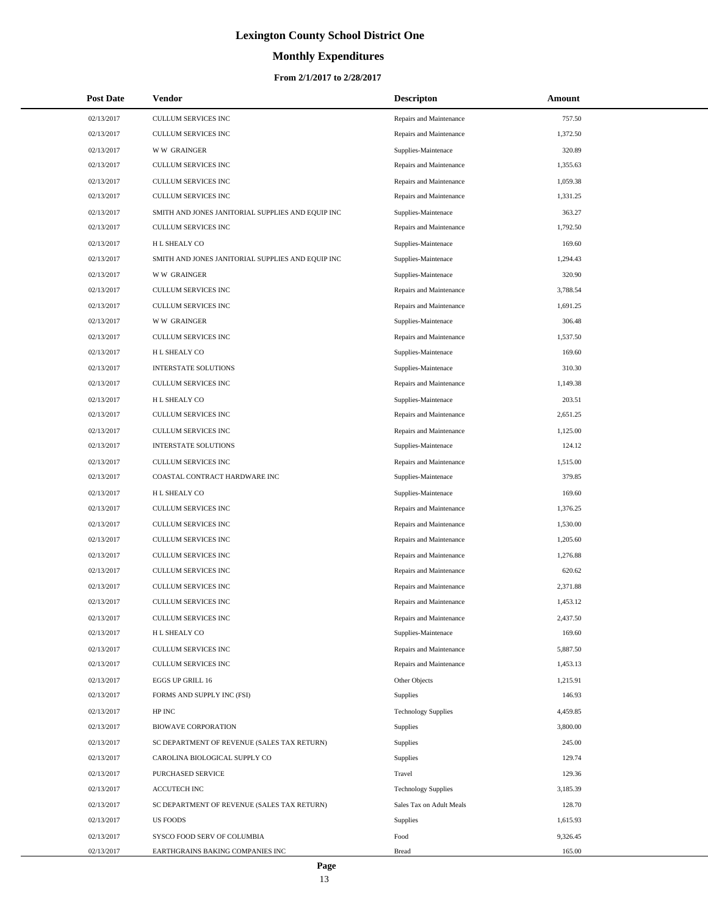# Lexington County School District One

## Monthly Expenditures

### From 2/1/2017 to 2/28/2017

| Post Date | Vendor | Descripton | Amount |
|---|---|---|---|
| 02/13/2017 | CULLUM SERVICES INC | Repairs and Maintenance | 757.50 |
| 02/13/2017 | CULLUM SERVICES INC | Repairs and Maintenance | 1,372.50 |
| 02/13/2017 | W W GRAINGER | Supplies-Maintenace | 320.89 |
| 02/13/2017 | CULLUM SERVICES INC | Repairs and Maintenance | 1,355.63 |
| 02/13/2017 | CULLUM SERVICES INC | Repairs and Maintenance | 1,059.38 |
| 02/13/2017 | CULLUM SERVICES INC | Repairs and Maintenance | 1,331.25 |
| 02/13/2017 | SMITH AND JONES JANITORIAL SUPPLIES AND EQUIP INC | Supplies-Maintenace | 363.27 |
| 02/13/2017 | CULLUM SERVICES INC | Repairs and Maintenance | 1,792.50 |
| 02/13/2017 | H L SHEALY CO | Supplies-Maintenace | 169.60 |
| 02/13/2017 | SMITH AND JONES JANITORIAL SUPPLIES AND EQUIP INC | Supplies-Maintenace | 1,294.43 |
| 02/13/2017 | W W GRAINGER | Supplies-Maintenace | 320.90 |
| 02/13/2017 | CULLUM SERVICES INC | Repairs and Maintenance | 3,788.54 |
| 02/13/2017 | CULLUM SERVICES INC | Repairs and Maintenance | 1,691.25 |
| 02/13/2017 | W W GRAINGER | Supplies-Maintenace | 306.48 |
| 02/13/2017 | CULLUM SERVICES INC | Repairs and Maintenance | 1,537.50 |
| 02/13/2017 | H L SHEALY CO | Supplies-Maintenace | 169.60 |
| 02/13/2017 | INTERSTATE SOLUTIONS | Supplies-Maintenace | 310.30 |
| 02/13/2017 | CULLUM SERVICES INC | Repairs and Maintenance | 1,149.38 |
| 02/13/2017 | H L SHEALY CO | Supplies-Maintenace | 203.51 |
| 02/13/2017 | CULLUM SERVICES INC | Repairs and Maintenance | 2,651.25 |
| 02/13/2017 | CULLUM SERVICES INC | Repairs and Maintenance | 1,125.00 |
| 02/13/2017 | INTERSTATE SOLUTIONS | Supplies-Maintenace | 124.12 |
| 02/13/2017 | CULLUM SERVICES INC | Repairs and Maintenance | 1,515.00 |
| 02/13/2017 | COASTAL CONTRACT HARDWARE INC | Supplies-Maintenace | 379.85 |
| 02/13/2017 | H L SHEALY CO | Supplies-Maintenace | 169.60 |
| 02/13/2017 | CULLUM SERVICES INC | Repairs and Maintenance | 1,376.25 |
| 02/13/2017 | CULLUM SERVICES INC | Repairs and Maintenance | 1,530.00 |
| 02/13/2017 | CULLUM SERVICES INC | Repairs and Maintenance | 1,205.60 |
| 02/13/2017 | CULLUM SERVICES INC | Repairs and Maintenance | 1,276.88 |
| 02/13/2017 | CULLUM SERVICES INC | Repairs and Maintenance | 620.62 |
| 02/13/2017 | CULLUM SERVICES INC | Repairs and Maintenance | 2,371.88 |
| 02/13/2017 | CULLUM SERVICES INC | Repairs and Maintenance | 1,453.12 |
| 02/13/2017 | CULLUM SERVICES INC | Repairs and Maintenance | 2,437.50 |
| 02/13/2017 | H L SHEALY CO | Supplies-Maintenace | 169.60 |
| 02/13/2017 | CULLUM SERVICES INC | Repairs and Maintenance | 5,887.50 |
| 02/13/2017 | CULLUM SERVICES INC | Repairs and Maintenance | 1,453.13 |
| 02/13/2017 | EGGS UP GRILL 16 | Other Objects | 1,215.91 |
| 02/13/2017 | FORMS AND SUPPLY INC (FSI) | Supplies | 146.93 |
| 02/13/2017 | HP INC | Technology Supplies | 4,459.85 |
| 02/13/2017 | BIOWAVE CORPORATION | Supplies | 3,800.00 |
| 02/13/2017 | SC DEPARTMENT OF REVENUE (SALES TAX RETURN) | Supplies | 245.00 |
| 02/13/2017 | CAROLINA BIOLOGICAL SUPPLY CO | Supplies | 129.74 |
| 02/13/2017 | PURCHASED SERVICE | Travel | 129.36 |
| 02/13/2017 | ACCUTECH INC | Technology Supplies | 3,185.39 |
| 02/13/2017 | SC DEPARTMENT OF REVENUE (SALES TAX RETURN) | Sales Tax on Adult Meals | 128.70 |
| 02/13/2017 | US FOODS | Supplies | 1,615.93 |
| 02/13/2017 | SYSCO FOOD SERV OF COLUMBIA | Food | 9,326.45 |
| 02/13/2017 | EARTHGRAINS BAKING COMPANIES INC | Bread | 165.00 |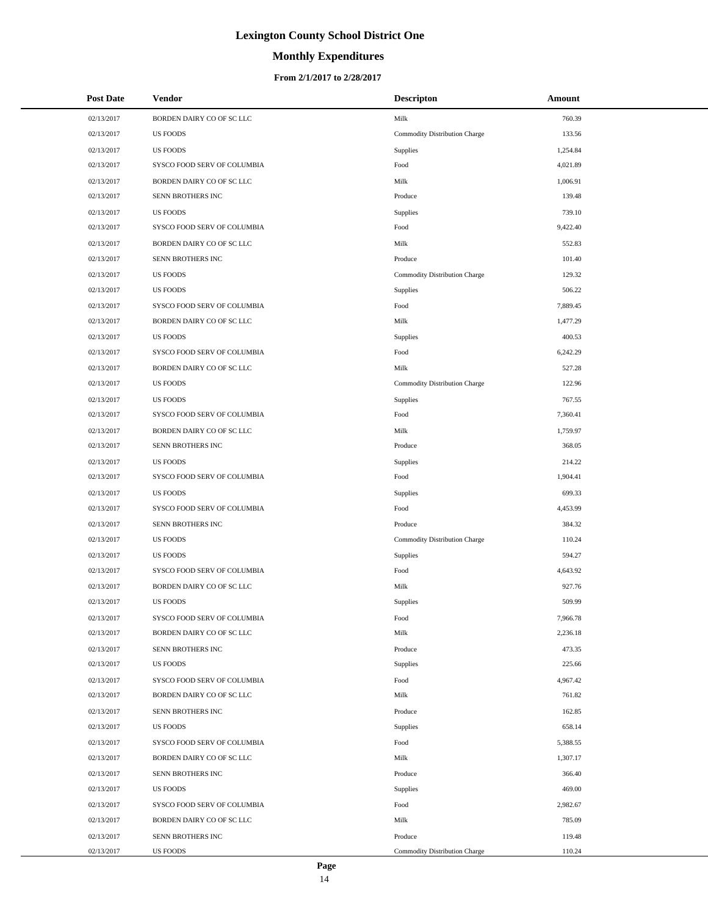# Lexington County School District One

## Monthly Expenditures

**From 2/1/2017 to 2/28/2017**

| Post Date | Vendor | Descripton | Amount |
|---|---|---|---|
| 02/13/2017 | BORDEN DAIRY CO OF SC LLC | Milk | 760.39 |
| 02/13/2017 | US FOODS | Commodity Distribution Charge | 133.56 |
| 02/13/2017 | US FOODS | Supplies | 1,254.84 |
| 02/13/2017 | SYSCO FOOD SERV OF COLUMBIA | Food | 4,021.89 |
| 02/13/2017 | BORDEN DAIRY CO OF SC LLC | Milk | 1,006.91 |
| 02/13/2017 | SENN BROTHERS INC | Produce | 139.48 |
| 02/13/2017 | US FOODS | Supplies | 739.10 |
| 02/13/2017 | SYSCO FOOD SERV OF COLUMBIA | Food | 9,422.40 |
| 02/13/2017 | BORDEN DAIRY CO OF SC LLC | Milk | 552.83 |
| 02/13/2017 | SENN BROTHERS INC | Produce | 101.40 |
| 02/13/2017 | US FOODS | Commodity Distribution Charge | 129.32 |
| 02/13/2017 | US FOODS | Supplies | 506.22 |
| 02/13/2017 | SYSCO FOOD SERV OF COLUMBIA | Food | 7,889.45 |
| 02/13/2017 | BORDEN DAIRY CO OF SC LLC | Milk | 1,477.29 |
| 02/13/2017 | US FOODS | Supplies | 400.53 |
| 02/13/2017 | SYSCO FOOD SERV OF COLUMBIA | Food | 6,242.29 |
| 02/13/2017 | BORDEN DAIRY CO OF SC LLC | Milk | 527.28 |
| 02/13/2017 | US FOODS | Commodity Distribution Charge | 122.96 |
| 02/13/2017 | US FOODS | Supplies | 767.55 |
| 02/13/2017 | SYSCO FOOD SERV OF COLUMBIA | Food | 7,360.41 |
| 02/13/2017 | BORDEN DAIRY CO OF SC LLC | Milk | 1,759.97 |
| 02/13/2017 | SENN BROTHERS INC | Produce | 368.05 |
| 02/13/2017 | US FOODS | Supplies | 214.22 |
| 02/13/2017 | SYSCO FOOD SERV OF COLUMBIA | Food | 1,904.41 |
| 02/13/2017 | US FOODS | Supplies | 699.33 |
| 02/13/2017 | SYSCO FOOD SERV OF COLUMBIA | Food | 4,453.99 |
| 02/13/2017 | SENN BROTHERS INC | Produce | 384.32 |
| 02/13/2017 | US FOODS | Commodity Distribution Charge | 110.24 |
| 02/13/2017 | US FOODS | Supplies | 594.27 |
| 02/13/2017 | SYSCO FOOD SERV OF COLUMBIA | Food | 4,643.92 |
| 02/13/2017 | BORDEN DAIRY CO OF SC LLC | Milk | 927.76 |
| 02/13/2017 | US FOODS | Supplies | 509.99 |
| 02/13/2017 | SYSCO FOOD SERV OF COLUMBIA | Food | 7,966.78 |
| 02/13/2017 | BORDEN DAIRY CO OF SC LLC | Milk | 2,236.18 |
| 02/13/2017 | SENN BROTHERS INC | Produce | 473.35 |
| 02/13/2017 | US FOODS | Supplies | 225.66 |
| 02/13/2017 | SYSCO FOOD SERV OF COLUMBIA | Food | 4,967.42 |
| 02/13/2017 | BORDEN DAIRY CO OF SC LLC | Milk | 761.82 |
| 02/13/2017 | SENN BROTHERS INC | Produce | 162.85 |
| 02/13/2017 | US FOODS | Supplies | 658.14 |
| 02/13/2017 | SYSCO FOOD SERV OF COLUMBIA | Food | 5,388.55 |
| 02/13/2017 | BORDEN DAIRY CO OF SC LLC | Milk | 1,307.17 |
| 02/13/2017 | SENN BROTHERS INC | Produce | 366.40 |
| 02/13/2017 | US FOODS | Supplies | 469.00 |
| 02/13/2017 | SYSCO FOOD SERV OF COLUMBIA | Food | 2,982.67 |
| 02/13/2017 | BORDEN DAIRY CO OF SC LLC | Milk | 785.09 |
| 02/13/2017 | SENN BROTHERS INC | Produce | 119.48 |
| 02/13/2017 | US FOODS | Commodity Distribution Charge | 110.24 |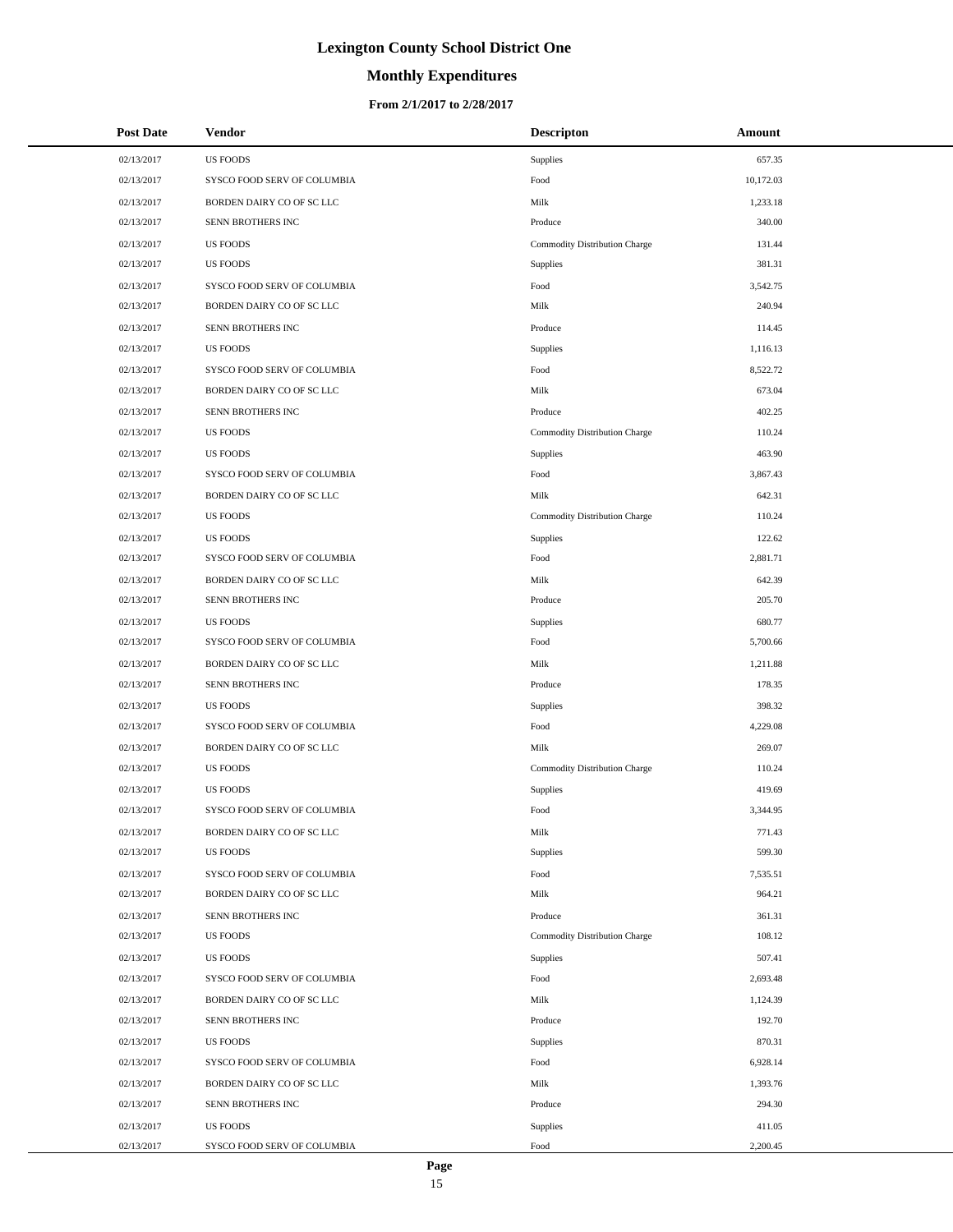# Lexington County School District One

## Monthly Expenditures

### From 2/1/2017 to 2/28/2017

| Post Date | Vendor | Descripton | Amount |
|---|---|---|---|
| 02/13/2017 | US FOODS | Supplies | 657.35 |
| 02/13/2017 | SYSCO FOOD SERV OF COLUMBIA | Food | 10,172.03 |
| 02/13/2017 | BORDEN DAIRY CO OF SC LLC | Milk | 1,233.18 |
| 02/13/2017 | SENN BROTHERS INC | Produce | 340.00 |
| 02/13/2017 | US FOODS | Commodity Distribution Charge | 131.44 |
| 02/13/2017 | US FOODS | Supplies | 381.31 |
| 02/13/2017 | SYSCO FOOD SERV OF COLUMBIA | Food | 3,542.75 |
| 02/13/2017 | BORDEN DAIRY CO OF SC LLC | Milk | 240.94 |
| 02/13/2017 | SENN BROTHERS INC | Produce | 114.45 |
| 02/13/2017 | US FOODS | Supplies | 1,116.13 |
| 02/13/2017 | SYSCO FOOD SERV OF COLUMBIA | Food | 8,522.72 |
| 02/13/2017 | BORDEN DAIRY CO OF SC LLC | Milk | 673.04 |
| 02/13/2017 | SENN BROTHERS INC | Produce | 402.25 |
| 02/13/2017 | US FOODS | Commodity Distribution Charge | 110.24 |
| 02/13/2017 | US FOODS | Supplies | 463.90 |
| 02/13/2017 | SYSCO FOOD SERV OF COLUMBIA | Food | 3,867.43 |
| 02/13/2017 | BORDEN DAIRY CO OF SC LLC | Milk | 642.31 |
| 02/13/2017 | US FOODS | Commodity Distribution Charge | 110.24 |
| 02/13/2017 | US FOODS | Supplies | 122.62 |
| 02/13/2017 | SYSCO FOOD SERV OF COLUMBIA | Food | 2,881.71 |
| 02/13/2017 | BORDEN DAIRY CO OF SC LLC | Milk | 642.39 |
| 02/13/2017 | SENN BROTHERS INC | Produce | 205.70 |
| 02/13/2017 | US FOODS | Supplies | 680.77 |
| 02/13/2017 | SYSCO FOOD SERV OF COLUMBIA | Food | 5,700.66 |
| 02/13/2017 | BORDEN DAIRY CO OF SC LLC | Milk | 1,211.88 |
| 02/13/2017 | SENN BROTHERS INC | Produce | 178.35 |
| 02/13/2017 | US FOODS | Supplies | 398.32 |
| 02/13/2017 | SYSCO FOOD SERV OF COLUMBIA | Food | 4,229.08 |
| 02/13/2017 | BORDEN DAIRY CO OF SC LLC | Milk | 269.07 |
| 02/13/2017 | US FOODS | Commodity Distribution Charge | 110.24 |
| 02/13/2017 | US FOODS | Supplies | 419.69 |
| 02/13/2017 | SYSCO FOOD SERV OF COLUMBIA | Food | 3,344.95 |
| 02/13/2017 | BORDEN DAIRY CO OF SC LLC | Milk | 771.43 |
| 02/13/2017 | US FOODS | Supplies | 599.30 |
| 02/13/2017 | SYSCO FOOD SERV OF COLUMBIA | Food | 7,535.51 |
| 02/13/2017 | BORDEN DAIRY CO OF SC LLC | Milk | 964.21 |
| 02/13/2017 | SENN BROTHERS INC | Produce | 361.31 |
| 02/13/2017 | US FOODS | Commodity Distribution Charge | 108.12 |
| 02/13/2017 | US FOODS | Supplies | 507.41 |
| 02/13/2017 | SYSCO FOOD SERV OF COLUMBIA | Food | 2,693.48 |
| 02/13/2017 | BORDEN DAIRY CO OF SC LLC | Milk | 1,124.39 |
| 02/13/2017 | SENN BROTHERS INC | Produce | 192.70 |
| 02/13/2017 | US FOODS | Supplies | 870.31 |
| 02/13/2017 | SYSCO FOOD SERV OF COLUMBIA | Food | 6,928.14 |
| 02/13/2017 | BORDEN DAIRY CO OF SC LLC | Milk | 1,393.76 |
| 02/13/2017 | SENN BROTHERS INC | Produce | 294.30 |
| 02/13/2017 | US FOODS | Supplies | 411.05 |
| 02/13/2017 | SYSCO FOOD SERV OF COLUMBIA | Food | 2,200.45 |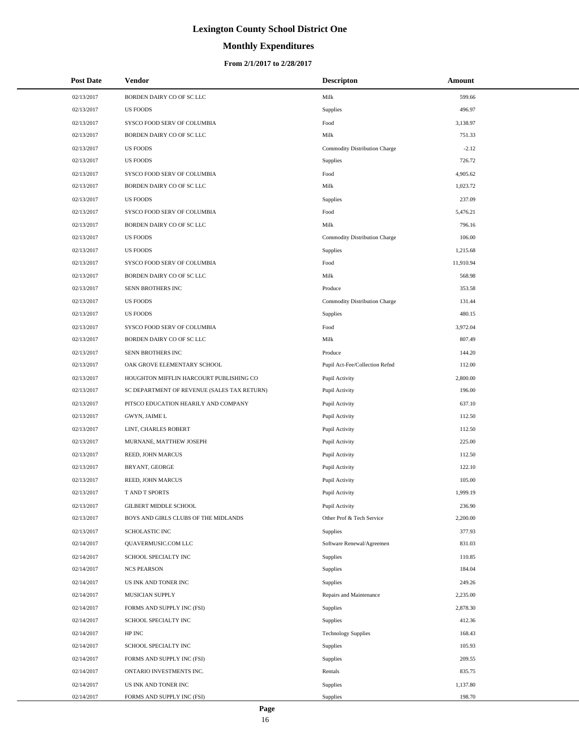# Lexington County School District One

## Monthly Expenditures

### From 2/1/2017 to 2/28/2017

| Post Date | Vendor | Descripton | Amount |
|---|---|---|---|
| 02/13/2017 | BORDEN DAIRY CO OF SC LLC | Milk | 599.66 |
| 02/13/2017 | US FOODS | Supplies | 496.97 |
| 02/13/2017 | SYSCO FOOD SERV OF COLUMBIA | Food | 3,138.97 |
| 02/13/2017 | BORDEN DAIRY CO OF SC LLC | Milk | 751.33 |
| 02/13/2017 | US FOODS | Commodity Distribution Charge | -2.12 |
| 02/13/2017 | US FOODS | Supplies | 726.72 |
| 02/13/2017 | SYSCO FOOD SERV OF COLUMBIA | Food | 4,905.62 |
| 02/13/2017 | BORDEN DAIRY CO OF SC LLC | Milk | 1,023.72 |
| 02/13/2017 | US FOODS | Supplies | 237.09 |
| 02/13/2017 | SYSCO FOOD SERV OF COLUMBIA | Food | 5,476.21 |
| 02/13/2017 | BORDEN DAIRY CO OF SC LLC | Milk | 796.16 |
| 02/13/2017 | US FOODS | Commodity Distribution Charge | 106.00 |
| 02/13/2017 | US FOODS | Supplies | 1,215.68 |
| 02/13/2017 | SYSCO FOOD SERV OF COLUMBIA | Food | 11,910.94 |
| 02/13/2017 | BORDEN DAIRY CO OF SC LLC | Milk | 568.98 |
| 02/13/2017 | SENN BROTHERS INC | Produce | 353.58 |
| 02/13/2017 | US FOODS | Commodity Distribution Charge | 131.44 |
| 02/13/2017 | US FOODS | Supplies | 480.15 |
| 02/13/2017 | SYSCO FOOD SERV OF COLUMBIA | Food | 3,972.04 |
| 02/13/2017 | BORDEN DAIRY CO OF SC LLC | Milk | 807.49 |
| 02/13/2017 | SENN BROTHERS INC | Produce | 144.20 |
| 02/13/2017 | OAK GROVE ELEMENTARY SCHOOL | Pupil Act-Fee/Collection Refnd | 112.00 |
| 02/13/2017 | HOUGHTON MIFFLIN HARCOURT PUBLISHING CO | Pupil Activity | 2,800.00 |
| 02/13/2017 | SC DEPARTMENT OF REVENUE (SALES TAX RETURN) | Pupil Activity | 196.00 |
| 02/13/2017 | PITSCO EDUCATION HEARILY AND COMPANY | Pupil Activity | 637.10 |
| 02/13/2017 | GWYN, JAIME L | Pupil Activity | 112.50 |
| 02/13/2017 | LINT, CHARLES ROBERT | Pupil Activity | 112.50 |
| 02/13/2017 | MURNANE, MATTHEW JOSEPH | Pupil Activity | 225.00 |
| 02/13/2017 | REED, JOHN MARCUS | Pupil Activity | 112.50 |
| 02/13/2017 | BRYANT, GEORGE | Pupil Activity | 122.10 |
| 02/13/2017 | REED, JOHN MARCUS | Pupil Activity | 105.00 |
| 02/13/2017 | T AND T SPORTS | Pupil Activity | 1,999.19 |
| 02/13/2017 | GILBERT MIDDLE SCHOOL | Pupil Activity | 236.90 |
| 02/13/2017 | BOYS AND GIRLS CLUBS OF THE MIDLANDS | Other Prof & Tech Service | 2,200.00 |
| 02/13/2017 | SCHOLASTIC INC | Supplies | 377.93 |
| 02/14/2017 | QUAVERMUSIC.COM LLC | Software Renewal/Agreemen | 831.03 |
| 02/14/2017 | SCHOOL SPECIALTY INC | Supplies | 110.85 |
| 02/14/2017 | NCS PEARSON | Supplies | 184.04 |
| 02/14/2017 | US INK AND TONER INC | Supplies | 249.26 |
| 02/14/2017 | MUSICIAN SUPPLY | Repairs and Maintenance | 2,235.00 |
| 02/14/2017 | FORMS AND SUPPLY INC (FSI) | Supplies | 2,878.30 |
| 02/14/2017 | SCHOOL SPECIALTY INC | Supplies | 412.36 |
| 02/14/2017 | HP INC | Technology Supplies | 168.43 |
| 02/14/2017 | SCHOOL SPECIALTY INC | Supplies | 105.93 |
| 02/14/2017 | FORMS AND SUPPLY INC (FSI) | Supplies | 209.55 |
| 02/14/2017 | ONTARIO INVESTMENTS INC. | Rentals | 835.75 |
| 02/14/2017 | US INK AND TONER INC | Supplies | 1,137.80 |
| 02/14/2017 | FORMS AND SUPPLY INC (FSI) | Supplies | 198.70 |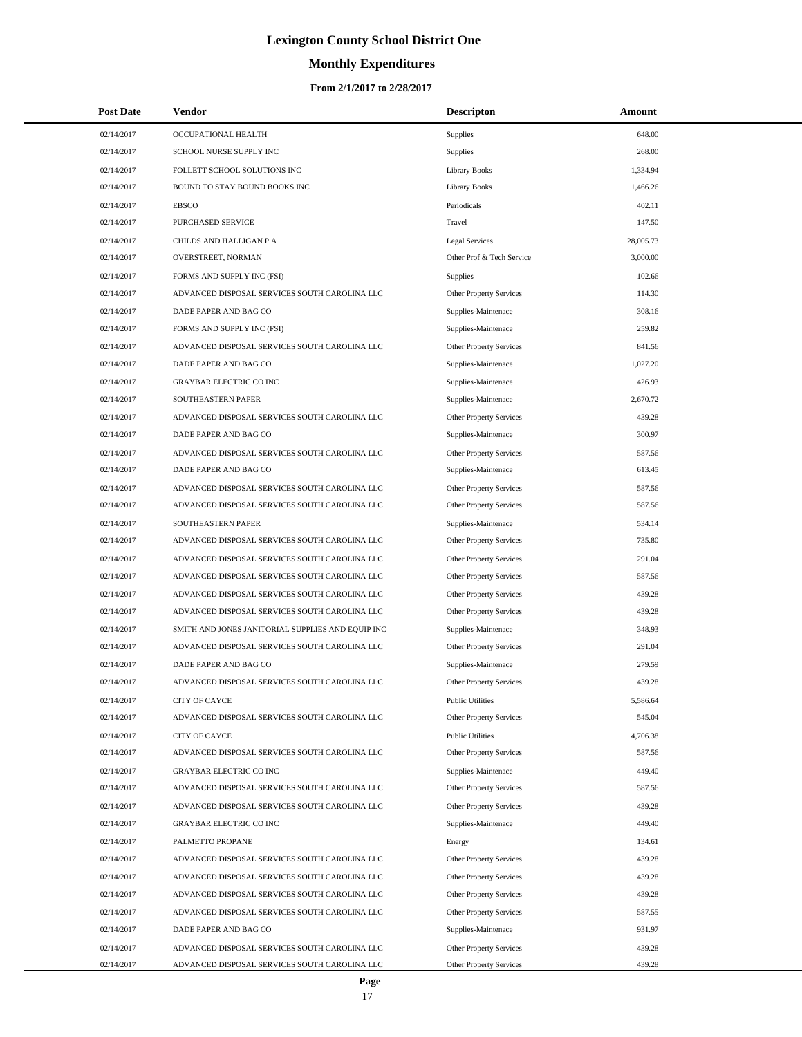# Lexington County School District One

## Monthly Expenditures

### From 2/1/2017 to 2/28/2017

| Post Date | Vendor | Descripton | Amount |
|---|---|---|---|
| 02/14/2017 | OCCUPATIONAL HEALTH | Supplies | 648.00 |
| 02/14/2017 | SCHOOL NURSE SUPPLY INC | Supplies | 268.00 |
| 02/14/2017 | FOLLETT SCHOOL SOLUTIONS INC | Library Books | 1,334.94 |
| 02/14/2017 | BOUND TO STAY BOUND BOOKS INC | Library Books | 1,466.26 |
| 02/14/2017 | EBSCO | Periodicals | 402.11 |
| 02/14/2017 | PURCHASED SERVICE | Travel | 147.50 |
| 02/14/2017 | CHILDS AND HALLIGAN P A | Legal Services | 28,005.73 |
| 02/14/2017 | OVERSTREET, NORMAN | Other Prof & Tech Service | 3,000.00 |
| 02/14/2017 | FORMS AND SUPPLY INC (FSI) | Supplies | 102.66 |
| 02/14/2017 | ADVANCED DISPOSAL SERVICES SOUTH CAROLINA LLC | Other Property Services | 114.30 |
| 02/14/2017 | DADE PAPER AND BAG CO | Supplies-Maintenace | 308.16 |
| 02/14/2017 | FORMS AND SUPPLY INC (FSI) | Supplies-Maintenace | 259.82 |
| 02/14/2017 | ADVANCED DISPOSAL SERVICES SOUTH CAROLINA LLC | Other Property Services | 841.56 |
| 02/14/2017 | DADE PAPER AND BAG CO | Supplies-Maintenace | 1,027.20 |
| 02/14/2017 | GRAYBAR ELECTRIC CO INC | Supplies-Maintenace | 426.93 |
| 02/14/2017 | SOUTHEASTERN PAPER | Supplies-Maintenace | 2,670.72 |
| 02/14/2017 | ADVANCED DISPOSAL SERVICES SOUTH CAROLINA LLC | Other Property Services | 439.28 |
| 02/14/2017 | DADE PAPER AND BAG CO | Supplies-Maintenace | 300.97 |
| 02/14/2017 | ADVANCED DISPOSAL SERVICES SOUTH CAROLINA LLC | Other Property Services | 587.56 |
| 02/14/2017 | DADE PAPER AND BAG CO | Supplies-Maintenace | 613.45 |
| 02/14/2017 | ADVANCED DISPOSAL SERVICES SOUTH CAROLINA LLC | Other Property Services | 587.56 |
| 02/14/2017 | ADVANCED DISPOSAL SERVICES SOUTH CAROLINA LLC | Other Property Services | 587.56 |
| 02/14/2017 | SOUTHEASTERN PAPER | Supplies-Maintenace | 534.14 |
| 02/14/2017 | ADVANCED DISPOSAL SERVICES SOUTH CAROLINA LLC | Other Property Services | 735.80 |
| 02/14/2017 | ADVANCED DISPOSAL SERVICES SOUTH CAROLINA LLC | Other Property Services | 291.04 |
| 02/14/2017 | ADVANCED DISPOSAL SERVICES SOUTH CAROLINA LLC | Other Property Services | 587.56 |
| 02/14/2017 | ADVANCED DISPOSAL SERVICES SOUTH CAROLINA LLC | Other Property Services | 439.28 |
| 02/14/2017 | ADVANCED DISPOSAL SERVICES SOUTH CAROLINA LLC | Other Property Services | 439.28 |
| 02/14/2017 | SMITH AND JONES JANITORIAL SUPPLIES AND EQUIP INC | Supplies-Maintenace | 348.93 |
| 02/14/2017 | ADVANCED DISPOSAL SERVICES SOUTH CAROLINA LLC | Other Property Services | 291.04 |
| 02/14/2017 | DADE PAPER AND BAG CO | Supplies-Maintenace | 279.59 |
| 02/14/2017 | ADVANCED DISPOSAL SERVICES SOUTH CAROLINA LLC | Other Property Services | 439.28 |
| 02/14/2017 | CITY OF CAYCE | Public Utilities | 5,586.64 |
| 02/14/2017 | ADVANCED DISPOSAL SERVICES SOUTH CAROLINA LLC | Other Property Services | 545.04 |
| 02/14/2017 | CITY OF CAYCE | Public Utilities | 4,706.38 |
| 02/14/2017 | ADVANCED DISPOSAL SERVICES SOUTH CAROLINA LLC | Other Property Services | 587.56 |
| 02/14/2017 | GRAYBAR ELECTRIC CO INC | Supplies-Maintenace | 449.40 |
| 02/14/2017 | ADVANCED DISPOSAL SERVICES SOUTH CAROLINA LLC | Other Property Services | 587.56 |
| 02/14/2017 | ADVANCED DISPOSAL SERVICES SOUTH CAROLINA LLC | Other Property Services | 439.28 |
| 02/14/2017 | GRAYBAR ELECTRIC CO INC | Supplies-Maintenace | 449.40 |
| 02/14/2017 | PALMETTO PROPANE | Energy | 134.61 |
| 02/14/2017 | ADVANCED DISPOSAL SERVICES SOUTH CAROLINA LLC | Other Property Services | 439.28 |
| 02/14/2017 | ADVANCED DISPOSAL SERVICES SOUTH CAROLINA LLC | Other Property Services | 439.28 |
| 02/14/2017 | ADVANCED DISPOSAL SERVICES SOUTH CAROLINA LLC | Other Property Services | 439.28 |
| 02/14/2017 | ADVANCED DISPOSAL SERVICES SOUTH CAROLINA LLC | Other Property Services | 587.55 |
| 02/14/2017 | DADE PAPER AND BAG CO | Supplies-Maintenace | 931.97 |
| 02/14/2017 | ADVANCED DISPOSAL SERVICES SOUTH CAROLINA LLC | Other Property Services | 439.28 |
| 02/14/2017 | ADVANCED DISPOSAL SERVICES SOUTH CAROLINA LLC | Other Property Services | 439.28 |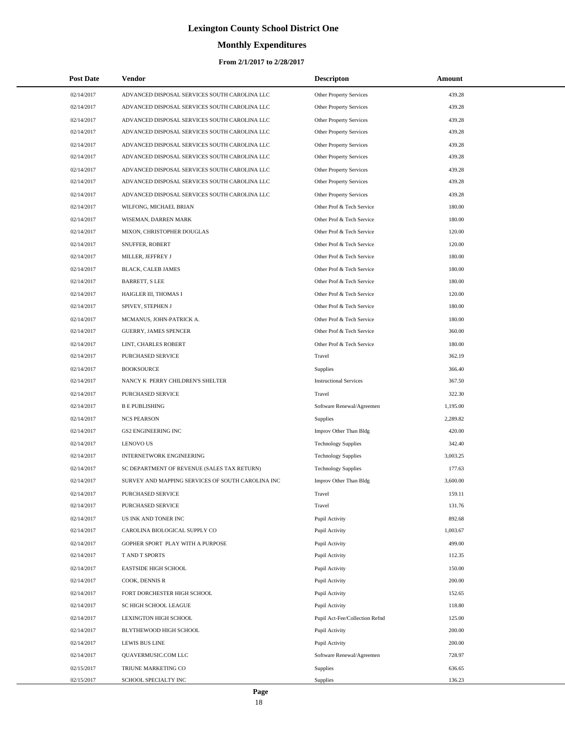# Lexington County School District One

## Monthly Expenditures

### From 2/1/2017 to 2/28/2017

| Post Date | Vendor | Descripton | Amount |
|---|---|---|---|
| 02/14/2017 | ADVANCED DISPOSAL SERVICES SOUTH CAROLINA LLC | Other Property Services | 439.28 |
| 02/14/2017 | ADVANCED DISPOSAL SERVICES SOUTH CAROLINA LLC | Other Property Services | 439.28 |
| 02/14/2017 | ADVANCED DISPOSAL SERVICES SOUTH CAROLINA LLC | Other Property Services | 439.28 |
| 02/14/2017 | ADVANCED DISPOSAL SERVICES SOUTH CAROLINA LLC | Other Property Services | 439.28 |
| 02/14/2017 | ADVANCED DISPOSAL SERVICES SOUTH CAROLINA LLC | Other Property Services | 439.28 |
| 02/14/2017 | ADVANCED DISPOSAL SERVICES SOUTH CAROLINA LLC | Other Property Services | 439.28 |
| 02/14/2017 | ADVANCED DISPOSAL SERVICES SOUTH CAROLINA LLC | Other Property Services | 439.28 |
| 02/14/2017 | ADVANCED DISPOSAL SERVICES SOUTH CAROLINA LLC | Other Property Services | 439.28 |
| 02/14/2017 | ADVANCED DISPOSAL SERVICES SOUTH CAROLINA LLC | Other Property Services | 439.28 |
| 02/14/2017 | WILFONG, MICHAEL BRIAN | Other Prof & Tech Service | 180.00 |
| 02/14/2017 | WISEMAN, DARREN MARK | Other Prof & Tech Service | 180.00 |
| 02/14/2017 | MIXON, CHRISTOPHER DOUGLAS | Other Prof & Tech Service | 120.00 |
| 02/14/2017 | SNUFFER, ROBERT | Other Prof & Tech Service | 120.00 |
| 02/14/2017 | MILLER, JEFFREY J | Other Prof & Tech Service | 180.00 |
| 02/14/2017 | BLACK, CALEB JAMES | Other Prof & Tech Service | 180.00 |
| 02/14/2017 | BARRETT, S LEE | Other Prof & Tech Service | 180.00 |
| 02/14/2017 | HAIGLER III, THOMAS I | Other Prof & Tech Service | 120.00 |
| 02/14/2017 | SPIVEY, STEPHEN J | Other Prof & Tech Service | 180.00 |
| 02/14/2017 | MCMANUS, JOHN-PATRICK A. | Other Prof & Tech Service | 180.00 |
| 02/14/2017 | GUERRY, JAMES SPENCER | Other Prof & Tech Service | 360.00 |
| 02/14/2017 | LINT, CHARLES ROBERT | Other Prof & Tech Service | 180.00 |
| 02/14/2017 | PURCHASED SERVICE | Travel | 362.19 |
| 02/14/2017 | BOOKSOURCE | Supplies | 366.40 |
| 02/14/2017 | NANCY K PERRY CHILDREN'S SHELTER | Instructional Services | 367.50 |
| 02/14/2017 | PURCHASED SERVICE | Travel | 322.30 |
| 02/14/2017 | B E PUBLISHING | Software Renewal/Agreemen | 1,195.00 |
| 02/14/2017 | NCS PEARSON | Supplies | 2,289.82 |
| 02/14/2017 | GS2 ENGINEERING INC | Improv Other Than Bldg | 420.00 |
| 02/14/2017 | LENOVO US | Technology Supplies | 342.40 |
| 02/14/2017 | INTERNETWORK ENGINEERING | Technology Supplies | 3,003.25 |
| 02/14/2017 | SC DEPARTMENT OF REVENUE (SALES TAX RETURN) | Technology Supplies | 177.63 |
| 02/14/2017 | SURVEY AND MAPPING SERVICES OF SOUTH CAROLINA INC | Improv Other Than Bldg | 3,600.00 |
| 02/14/2017 | PURCHASED SERVICE | Travel | 159.11 |
| 02/14/2017 | PURCHASED SERVICE | Travel | 131.76 |
| 02/14/2017 | US INK AND TONER INC | Pupil Activity | 892.68 |
| 02/14/2017 | CAROLINA BIOLOGICAL SUPPLY CO | Pupil Activity | 1,003.67 |
| 02/14/2017 | GOPHER SPORT PLAY WITH A PURPOSE | Pupil Activity | 499.00 |
| 02/14/2017 | T AND T SPORTS | Pupil Activity | 112.35 |
| 02/14/2017 | EASTSIDE HIGH SCHOOL | Pupil Activity | 150.00 |
| 02/14/2017 | COOK, DENNIS R | Pupil Activity | 200.00 |
| 02/14/2017 | FORT DORCHESTER HIGH SCHOOL | Pupil Activity | 152.65 |
| 02/14/2017 | SC HIGH SCHOOL LEAGUE | Pupil Activity | 118.80 |
| 02/14/2017 | LEXINGTON HIGH SCHOOL | Pupil Act-Fee/Collection Refnd | 125.00 |
| 02/14/2017 | BLYTHEWOOD HIGH SCHOOL | Pupil Activity | 200.00 |
| 02/14/2017 | LEWIS BUS LINE | Pupil Activity | 200.00 |
| 02/14/2017 | QUAVERMUSIC.COM LLC | Software Renewal/Agreemen | 728.97 |
| 02/15/2017 | TRIUNE MARKETING CO | Supplies | 636.65 |
| 02/15/2017 | SCHOOL SPECIALTY INC | Supplies | 136.23 |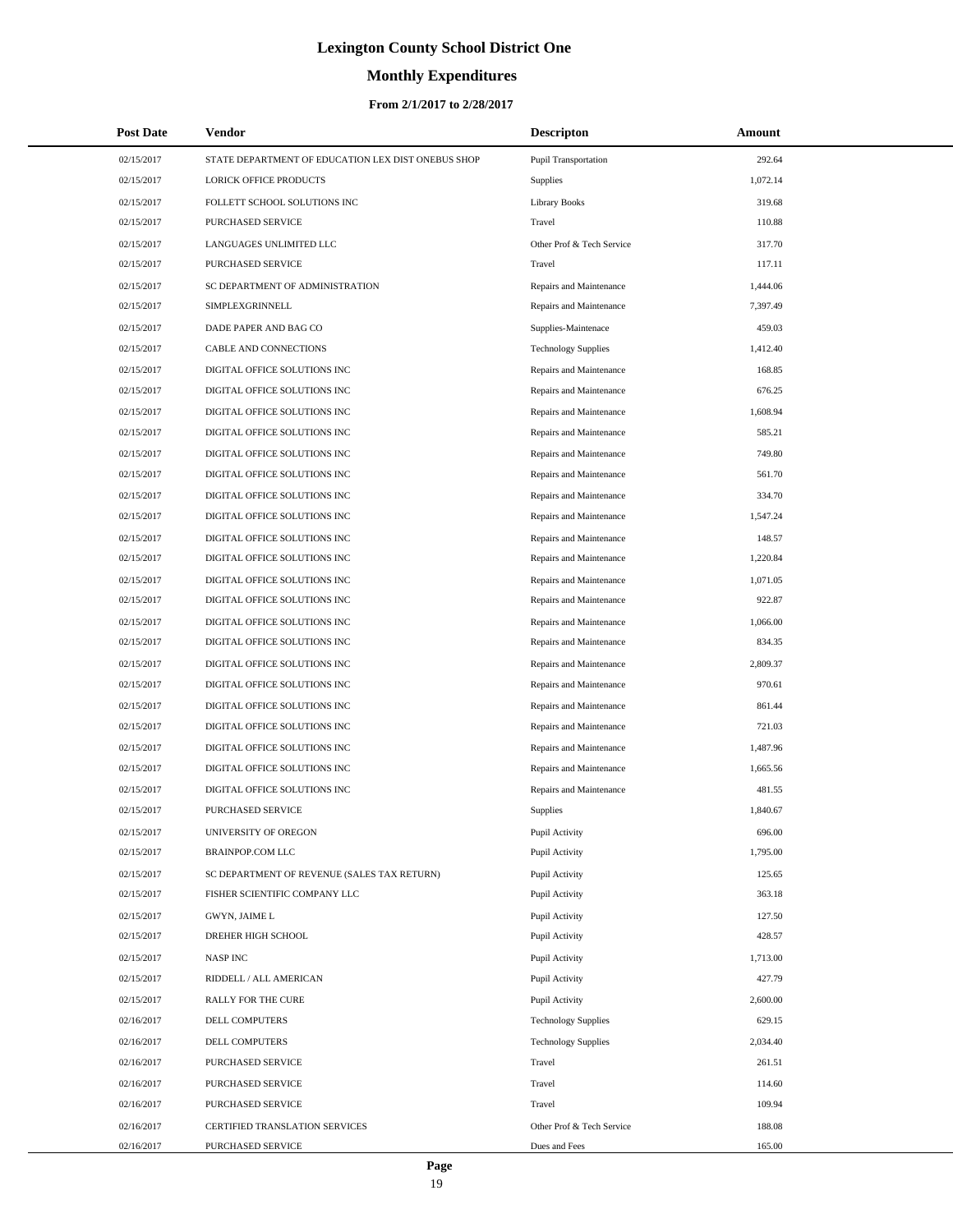# Lexington County School District One

## Monthly Expenditures

### From 2/1/2017 to 2/28/2017

| Post Date | Vendor | Descripton | Amount |
|---|---|---|---|
| 02/15/2017 | STATE DEPARTMENT OF EDUCATION LEX DIST ONEBUS SHOP | Pupil Transportation | 292.64 |
| 02/15/2017 | LORICK OFFICE PRODUCTS | Supplies | 1,072.14 |
| 02/15/2017 | FOLLETT SCHOOL SOLUTIONS INC | Library Books | 319.68 |
| 02/15/2017 | PURCHASED SERVICE | Travel | 110.88 |
| 02/15/2017 | LANGUAGES UNLIMITED LLC | Other Prof & Tech Service | 317.70 |
| 02/15/2017 | PURCHASED SERVICE | Travel | 117.11 |
| 02/15/2017 | SC DEPARTMENT OF ADMINISTRATION | Repairs and Maintenance | 1,444.06 |
| 02/15/2017 | SIMPLEXGRINNELL | Repairs and Maintenance | 7,397.49 |
| 02/15/2017 | DADE PAPER AND BAG CO | Supplies-Maintenace | 459.03 |
| 02/15/2017 | CABLE AND CONNECTIONS | Technology Supplies | 1,412.40 |
| 02/15/2017 | DIGITAL OFFICE SOLUTIONS INC | Repairs and Maintenance | 168.85 |
| 02/15/2017 | DIGITAL OFFICE SOLUTIONS INC | Repairs and Maintenance | 676.25 |
| 02/15/2017 | DIGITAL OFFICE SOLUTIONS INC | Repairs and Maintenance | 1,608.94 |
| 02/15/2017 | DIGITAL OFFICE SOLUTIONS INC | Repairs and Maintenance | 585.21 |
| 02/15/2017 | DIGITAL OFFICE SOLUTIONS INC | Repairs and Maintenance | 749.80 |
| 02/15/2017 | DIGITAL OFFICE SOLUTIONS INC | Repairs and Maintenance | 561.70 |
| 02/15/2017 | DIGITAL OFFICE SOLUTIONS INC | Repairs and Maintenance | 334.70 |
| 02/15/2017 | DIGITAL OFFICE SOLUTIONS INC | Repairs and Maintenance | 1,547.24 |
| 02/15/2017 | DIGITAL OFFICE SOLUTIONS INC | Repairs and Maintenance | 148.57 |
| 02/15/2017 | DIGITAL OFFICE SOLUTIONS INC | Repairs and Maintenance | 1,220.84 |
| 02/15/2017 | DIGITAL OFFICE SOLUTIONS INC | Repairs and Maintenance | 1,071.05 |
| 02/15/2017 | DIGITAL OFFICE SOLUTIONS INC | Repairs and Maintenance | 922.87 |
| 02/15/2017 | DIGITAL OFFICE SOLUTIONS INC | Repairs and Maintenance | 1,066.00 |
| 02/15/2017 | DIGITAL OFFICE SOLUTIONS INC | Repairs and Maintenance | 834.35 |
| 02/15/2017 | DIGITAL OFFICE SOLUTIONS INC | Repairs and Maintenance | 2,809.37 |
| 02/15/2017 | DIGITAL OFFICE SOLUTIONS INC | Repairs and Maintenance | 970.61 |
| 02/15/2017 | DIGITAL OFFICE SOLUTIONS INC | Repairs and Maintenance | 861.44 |
| 02/15/2017 | DIGITAL OFFICE SOLUTIONS INC | Repairs and Maintenance | 721.03 |
| 02/15/2017 | DIGITAL OFFICE SOLUTIONS INC | Repairs and Maintenance | 1,487.96 |
| 02/15/2017 | DIGITAL OFFICE SOLUTIONS INC | Repairs and Maintenance | 1,665.56 |
| 02/15/2017 | DIGITAL OFFICE SOLUTIONS INC | Repairs and Maintenance | 481.55 |
| 02/15/2017 | PURCHASED SERVICE | Supplies | 1,840.67 |
| 02/15/2017 | UNIVERSITY OF OREGON | Pupil Activity | 696.00 |
| 02/15/2017 | BRAINPOP.COM LLC | Pupil Activity | 1,795.00 |
| 02/15/2017 | SC DEPARTMENT OF REVENUE (SALES TAX RETURN) | Pupil Activity | 125.65 |
| 02/15/2017 | FISHER SCIENTIFIC COMPANY LLC | Pupil Activity | 363.18 |
| 02/15/2017 | GWYN, JAIME L | Pupil Activity | 127.50 |
| 02/15/2017 | DREHER HIGH SCHOOL | Pupil Activity | 428.57 |
| 02/15/2017 | NASP INC | Pupil Activity | 1,713.00 |
| 02/15/2017 | RIDDELL / ALL AMERICAN | Pupil Activity | 427.79 |
| 02/15/2017 | RALLY FOR THE CURE | Pupil Activity | 2,600.00 |
| 02/16/2017 | DELL COMPUTERS | Technology Supplies | 629.15 |
| 02/16/2017 | DELL COMPUTERS | Technology Supplies | 2,034.40 |
| 02/16/2017 | PURCHASED SERVICE | Travel | 261.51 |
| 02/16/2017 | PURCHASED SERVICE | Travel | 114.60 |
| 02/16/2017 | PURCHASED SERVICE | Travel | 109.94 |
| 02/16/2017 | CERTIFIED TRANSLATION SERVICES | Other Prof & Tech Service | 188.08 |
| 02/16/2017 | PURCHASED SERVICE | Dues and Fees | 165.00 |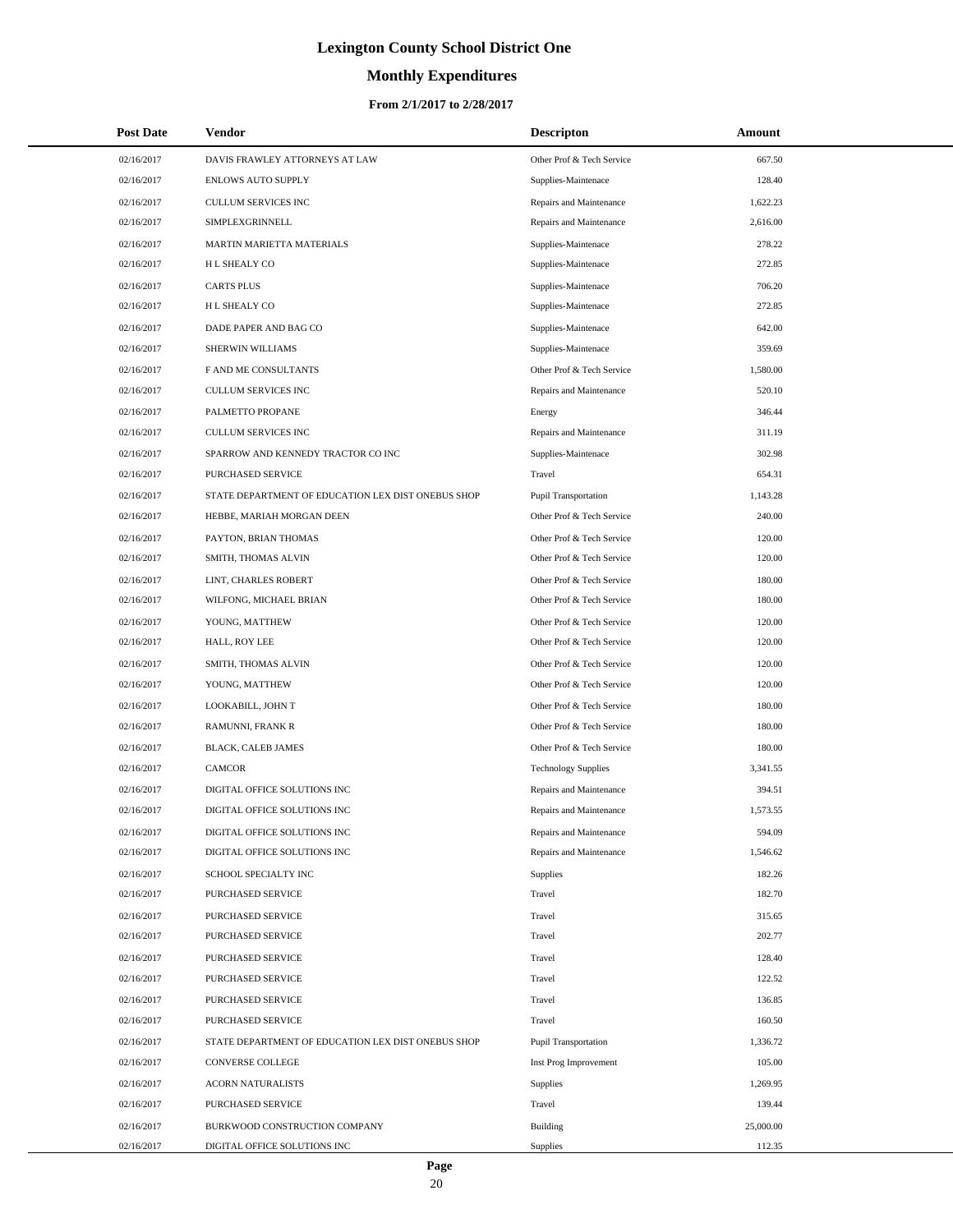# Lexington County School District One

## Monthly Expenditures

### From 2/1/2017 to 2/28/2017

| Post Date | Vendor | Descripton | Amount |
|---|---|---|---|
| 02/16/2017 | DAVIS FRAWLEY ATTORNEYS AT LAW | Other Prof & Tech Service | 667.50 |
| 02/16/2017 | ENLOWS AUTO SUPPLY | Supplies-Maintenace | 128.40 |
| 02/16/2017 | CULLUM SERVICES INC | Repairs and Maintenance | 1,622.23 |
| 02/16/2017 | SIMPLEXGRINNELL | Repairs and Maintenance | 2,616.00 |
| 02/16/2017 | MARTIN MARIETTA MATERIALS | Supplies-Maintenace | 278.22 |
| 02/16/2017 | H L SHEALY CO | Supplies-Maintenace | 272.85 |
| 02/16/2017 | CARTS PLUS | Supplies-Maintenace | 706.20 |
| 02/16/2017 | H L SHEALY CO | Supplies-Maintenace | 272.85 |
| 02/16/2017 | DADE PAPER AND BAG CO | Supplies-Maintenace | 642.00 |
| 02/16/2017 | SHERWIN WILLIAMS | Supplies-Maintenace | 359.69 |
| 02/16/2017 | F AND ME CONSULTANTS | Other Prof & Tech Service | 1,580.00 |
| 02/16/2017 | CULLUM SERVICES INC | Repairs and Maintenance | 520.10 |
| 02/16/2017 | PALMETTO PROPANE | Energy | 346.44 |
| 02/16/2017 | CULLUM SERVICES INC | Repairs and Maintenance | 311.19 |
| 02/16/2017 | SPARROW AND KENNEDY TRACTOR CO INC | Supplies-Maintenace | 302.98 |
| 02/16/2017 | PURCHASED SERVICE | Travel | 654.31 |
| 02/16/2017 | STATE DEPARTMENT OF EDUCATION LEX DIST ONEBUS SHOP | Pupil Transportation | 1,143.28 |
| 02/16/2017 | HEBBE, MARIAH MORGAN DEEN | Other Prof & Tech Service | 240.00 |
| 02/16/2017 | PAYTON, BRIAN THOMAS | Other Prof & Tech Service | 120.00 |
| 02/16/2017 | SMITH, THOMAS ALVIN | Other Prof & Tech Service | 120.00 |
| 02/16/2017 | LINT, CHARLES ROBERT | Other Prof & Tech Service | 180.00 |
| 02/16/2017 | WILFONG, MICHAEL BRIAN | Other Prof & Tech Service | 180.00 |
| 02/16/2017 | YOUNG, MATTHEW | Other Prof & Tech Service | 120.00 |
| 02/16/2017 | HALL, ROY LEE | Other Prof & Tech Service | 120.00 |
| 02/16/2017 | SMITH, THOMAS ALVIN | Other Prof & Tech Service | 120.00 |
| 02/16/2017 | YOUNG, MATTHEW | Other Prof & Tech Service | 120.00 |
| 02/16/2017 | LOOKABILL, JOHN T | Other Prof & Tech Service | 180.00 |
| 02/16/2017 | RAMUNNI, FRANK R | Other Prof & Tech Service | 180.00 |
| 02/16/2017 | BLACK, CALEB JAMES | Other Prof & Tech Service | 180.00 |
| 02/16/2017 | CAMCOR | Technology Supplies | 3,341.55 |
| 02/16/2017 | DIGITAL OFFICE SOLUTIONS INC | Repairs and Maintenance | 394.51 |
| 02/16/2017 | DIGITAL OFFICE SOLUTIONS INC | Repairs and Maintenance | 1,573.55 |
| 02/16/2017 | DIGITAL OFFICE SOLUTIONS INC | Repairs and Maintenance | 594.09 |
| 02/16/2017 | DIGITAL OFFICE SOLUTIONS INC | Repairs and Maintenance | 1,546.62 |
| 02/16/2017 | SCHOOL SPECIALTY INC | Supplies | 182.26 |
| 02/16/2017 | PURCHASED SERVICE | Travel | 182.70 |
| 02/16/2017 | PURCHASED SERVICE | Travel | 315.65 |
| 02/16/2017 | PURCHASED SERVICE | Travel | 202.77 |
| 02/16/2017 | PURCHASED SERVICE | Travel | 128.40 |
| 02/16/2017 | PURCHASED SERVICE | Travel | 122.52 |
| 02/16/2017 | PURCHASED SERVICE | Travel | 136.85 |
| 02/16/2017 | PURCHASED SERVICE | Travel | 160.50 |
| 02/16/2017 | STATE DEPARTMENT OF EDUCATION LEX DIST ONEBUS SHOP | Pupil Transportation | 1,336.72 |
| 02/16/2017 | CONVERSE COLLEGE | Inst Prog Improvement | 105.00 |
| 02/16/2017 | ACORN NATURALISTS | Supplies | 1,269.95 |
| 02/16/2017 | PURCHASED SERVICE | Travel | 139.44 |
| 02/16/2017 | BURKWOOD CONSTRUCTION COMPANY | Building | 25,000.00 |
| 02/16/2017 | DIGITAL OFFICE SOLUTIONS INC | Supplies | 112.35 |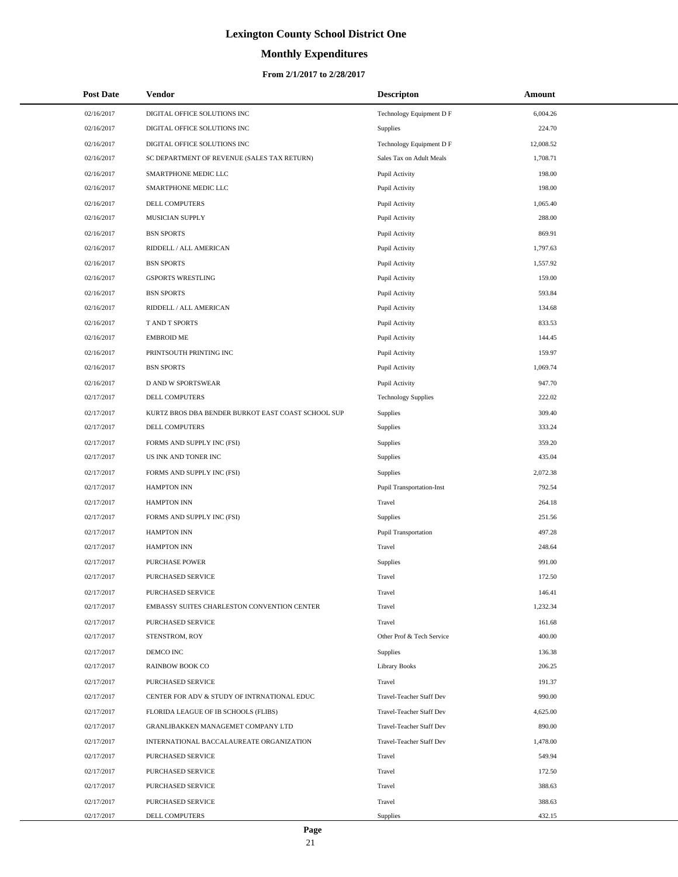# Lexington County School District One

## Monthly Expenditures

### From 2/1/2017 to 2/28/2017

| Post Date | Vendor | Descripton | Amount |
|---|---|---|---|
| 02/16/2017 | DIGITAL OFFICE SOLUTIONS INC | Technology Equipment D F | 6,004.26 |
| 02/16/2017 | DIGITAL OFFICE SOLUTIONS INC | Supplies | 224.70 |
| 02/16/2017 | DIGITAL OFFICE SOLUTIONS INC | Technology Equipment D F | 12,008.52 |
| 02/16/2017 | SC DEPARTMENT OF REVENUE (SALES TAX RETURN) | Sales Tax on Adult Meals | 1,708.71 |
| 02/16/2017 | SMARTPHONE MEDIC LLC | Pupil Activity | 198.00 |
| 02/16/2017 | SMARTPHONE MEDIC LLC | Pupil Activity | 198.00 |
| 02/16/2017 | DELL COMPUTERS | Pupil Activity | 1,065.40 |
| 02/16/2017 | MUSICIAN SUPPLY | Pupil Activity | 288.00 |
| 02/16/2017 | BSN SPORTS | Pupil Activity | 869.91 |
| 02/16/2017 | RIDDELL / ALL AMERICAN | Pupil Activity | 1,797.63 |
| 02/16/2017 | BSN SPORTS | Pupil Activity | 1,557.92 |
| 02/16/2017 | GSPORTS WRESTLING | Pupil Activity | 159.00 |
| 02/16/2017 | BSN SPORTS | Pupil Activity | 593.84 |
| 02/16/2017 | RIDDELL / ALL AMERICAN | Pupil Activity | 134.68 |
| 02/16/2017 | T AND T SPORTS | Pupil Activity | 833.53 |
| 02/16/2017 | EMBROID ME | Pupil Activity | 144.45 |
| 02/16/2017 | PRINTSOUTH PRINTING INC | Pupil Activity | 159.97 |
| 02/16/2017 | BSN SPORTS | Pupil Activity | 1,069.74 |
| 02/16/2017 | D AND W SPORTSWEAR | Pupil Activity | 947.70 |
| 02/17/2017 | DELL COMPUTERS | Technology Supplies | 222.02 |
| 02/17/2017 | KURTZ BROS DBA BENDER BURKOT EAST COAST SCHOOL SUP | Supplies | 309.40 |
| 02/17/2017 | DELL COMPUTERS | Supplies | 333.24 |
| 02/17/2017 | FORMS AND SUPPLY INC (FSI) | Supplies | 359.20 |
| 02/17/2017 | US INK AND TONER INC | Supplies | 435.04 |
| 02/17/2017 | FORMS AND SUPPLY INC (FSI) | Supplies | 2,072.38 |
| 02/17/2017 | HAMPTON INN | Pupil Transportation-Inst | 792.54 |
| 02/17/2017 | HAMPTON INN | Travel | 264.18 |
| 02/17/2017 | FORMS AND SUPPLY INC (FSI) | Supplies | 251.56 |
| 02/17/2017 | HAMPTON INN | Pupil Transportation | 497.28 |
| 02/17/2017 | HAMPTON INN | Travel | 248.64 |
| 02/17/2017 | PURCHASE POWER | Supplies | 991.00 |
| 02/17/2017 | PURCHASED SERVICE | Travel | 172.50 |
| 02/17/2017 | PURCHASED SERVICE | Travel | 146.41 |
| 02/17/2017 | EMBASSY SUITES CHARLESTON CONVENTION CENTER | Travel | 1,232.34 |
| 02/17/2017 | PURCHASED SERVICE | Travel | 161.68 |
| 02/17/2017 | STENSTROM, ROY | Other Prof & Tech Service | 400.00 |
| 02/17/2017 | DEMCO INC | Supplies | 136.38 |
| 02/17/2017 | RAINBOW BOOK CO | Library Books | 206.25 |
| 02/17/2017 | PURCHASED SERVICE | Travel | 191.37 |
| 02/17/2017 | CENTER FOR ADV & STUDY OF INTRNATIONAL EDUC | Travel-Teacher Staff Dev | 990.00 |
| 02/17/2017 | FLORIDA LEAGUE OF IB SCHOOLS (FLIBS) | Travel-Teacher Staff Dev | 4,625.00 |
| 02/17/2017 | GRANLIBAKKEN MANAGEMET COMPANY LTD | Travel-Teacher Staff Dev | 890.00 |
| 02/17/2017 | INTERNATIONAL BACCALAUREATE ORGANIZATION | Travel-Teacher Staff Dev | 1,478.00 |
| 02/17/2017 | PURCHASED SERVICE | Travel | 549.94 |
| 02/17/2017 | PURCHASED SERVICE | Travel | 172.50 |
| 02/17/2017 | PURCHASED SERVICE | Travel | 388.63 |
| 02/17/2017 | PURCHASED SERVICE | Travel | 388.63 |
| 02/17/2017 | DELL COMPUTERS | Supplies | 432.15 |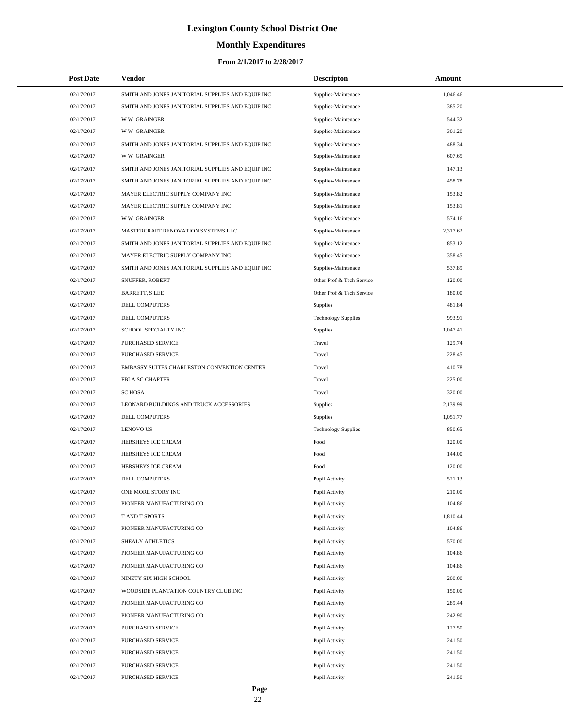# Lexington County School District One

## Monthly Expenditures

### From 2/1/2017 to 2/28/2017

| Post Date | Vendor | Descripton | Amount |
|---|---|---|---|
| 02/17/2017 | SMITH AND JONES JANITORIAL SUPPLIES AND EQUIP INC | Supplies-Maintenace | 1,046.46 |
| 02/17/2017 | SMITH AND JONES JANITORIAL SUPPLIES AND EQUIP INC | Supplies-Maintenace | 385.20 |
| 02/17/2017 | W W GRAINGER | Supplies-Maintenace | 544.32 |
| 02/17/2017 | W W GRAINGER | Supplies-Maintenace | 301.20 |
| 02/17/2017 | SMITH AND JONES JANITORIAL SUPPLIES AND EQUIP INC | Supplies-Maintenace | 488.34 |
| 02/17/2017 | W W GRAINGER | Supplies-Maintenace | 607.65 |
| 02/17/2017 | SMITH AND JONES JANITORIAL SUPPLIES AND EQUIP INC | Supplies-Maintenace | 147.13 |
| 02/17/2017 | SMITH AND JONES JANITORIAL SUPPLIES AND EQUIP INC | Supplies-Maintenace | 458.78 |
| 02/17/2017 | MAYER ELECTRIC SUPPLY COMPANY INC | Supplies-Maintenace | 153.82 |
| 02/17/2017 | MAYER ELECTRIC SUPPLY COMPANY INC | Supplies-Maintenace | 153.81 |
| 02/17/2017 | W W GRAINGER | Supplies-Maintenace | 574.16 |
| 02/17/2017 | MASTERCRAFT RENOVATION SYSTEMS LLC | Supplies-Maintenace | 2,317.62 |
| 02/17/2017 | SMITH AND JONES JANITORIAL SUPPLIES AND EQUIP INC | Supplies-Maintenace | 853.12 |
| 02/17/2017 | MAYER ELECTRIC SUPPLY COMPANY INC | Supplies-Maintenace | 358.45 |
| 02/17/2017 | SMITH AND JONES JANITORIAL SUPPLIES AND EQUIP INC | Supplies-Maintenace | 537.89 |
| 02/17/2017 | SNUFFER, ROBERT | Other Prof & Tech Service | 120.00 |
| 02/17/2017 | BARRETT, S LEE | Other Prof & Tech Service | 180.00 |
| 02/17/2017 | DELL COMPUTERS | Supplies | 481.84 |
| 02/17/2017 | DELL COMPUTERS | Technology Supplies | 993.91 |
| 02/17/2017 | SCHOOL SPECIALTY INC | Supplies | 1,047.41 |
| 02/17/2017 | PURCHASED SERVICE | Travel | 129.74 |
| 02/17/2017 | PURCHASED SERVICE | Travel | 228.45 |
| 02/17/2017 | EMBASSY SUITES CHARLESTON CONVENTION CENTER | Travel | 410.78 |
| 02/17/2017 | FBLA SC CHAPTER | Travel | 225.00 |
| 02/17/2017 | SC HOSA | Travel | 320.00 |
| 02/17/2017 | LEONARD BUILDINGS AND TRUCK ACCESSORIES | Supplies | 2,139.99 |
| 02/17/2017 | DELL COMPUTERS | Supplies | 1,051.77 |
| 02/17/2017 | LENOVO US | Technology Supplies | 850.65 |
| 02/17/2017 | HERSHEYS ICE CREAM | Food | 120.00 |
| 02/17/2017 | HERSHEYS ICE CREAM | Food | 144.00 |
| 02/17/2017 | HERSHEYS ICE CREAM | Food | 120.00 |
| 02/17/2017 | DELL COMPUTERS | Pupil Activity | 521.13 |
| 02/17/2017 | ONE MORE STORY INC | Pupil Activity | 210.00 |
| 02/17/2017 | PIONEER MANUFACTURING CO | Pupil Activity | 104.86 |
| 02/17/2017 | T AND T SPORTS | Pupil Activity | 1,810.44 |
| 02/17/2017 | PIONEER MANUFACTURING CO | Pupil Activity | 104.86 |
| 02/17/2017 | SHEALY ATHLETICS | Pupil Activity | 570.00 |
| 02/17/2017 | PIONEER MANUFACTURING CO | Pupil Activity | 104.86 |
| 02/17/2017 | PIONEER MANUFACTURING CO | Pupil Activity | 104.86 |
| 02/17/2017 | NINETY SIX HIGH SCHOOL | Pupil Activity | 200.00 |
| 02/17/2017 | WOODSIDE PLANTATION COUNTRY CLUB INC | Pupil Activity | 150.00 |
| 02/17/2017 | PIONEER MANUFACTURING CO | Pupil Activity | 289.44 |
| 02/17/2017 | PIONEER MANUFACTURING CO | Pupil Activity | 242.90 |
| 02/17/2017 | PURCHASED SERVICE | Pupil Activity | 127.50 |
| 02/17/2017 | PURCHASED SERVICE | Pupil Activity | 241.50 |
| 02/17/2017 | PURCHASED SERVICE | Pupil Activity | 241.50 |
| 02/17/2017 | PURCHASED SERVICE | Pupil Activity | 241.50 |
| 02/17/2017 | PURCHASED SERVICE | Pupil Activity | 241.50 |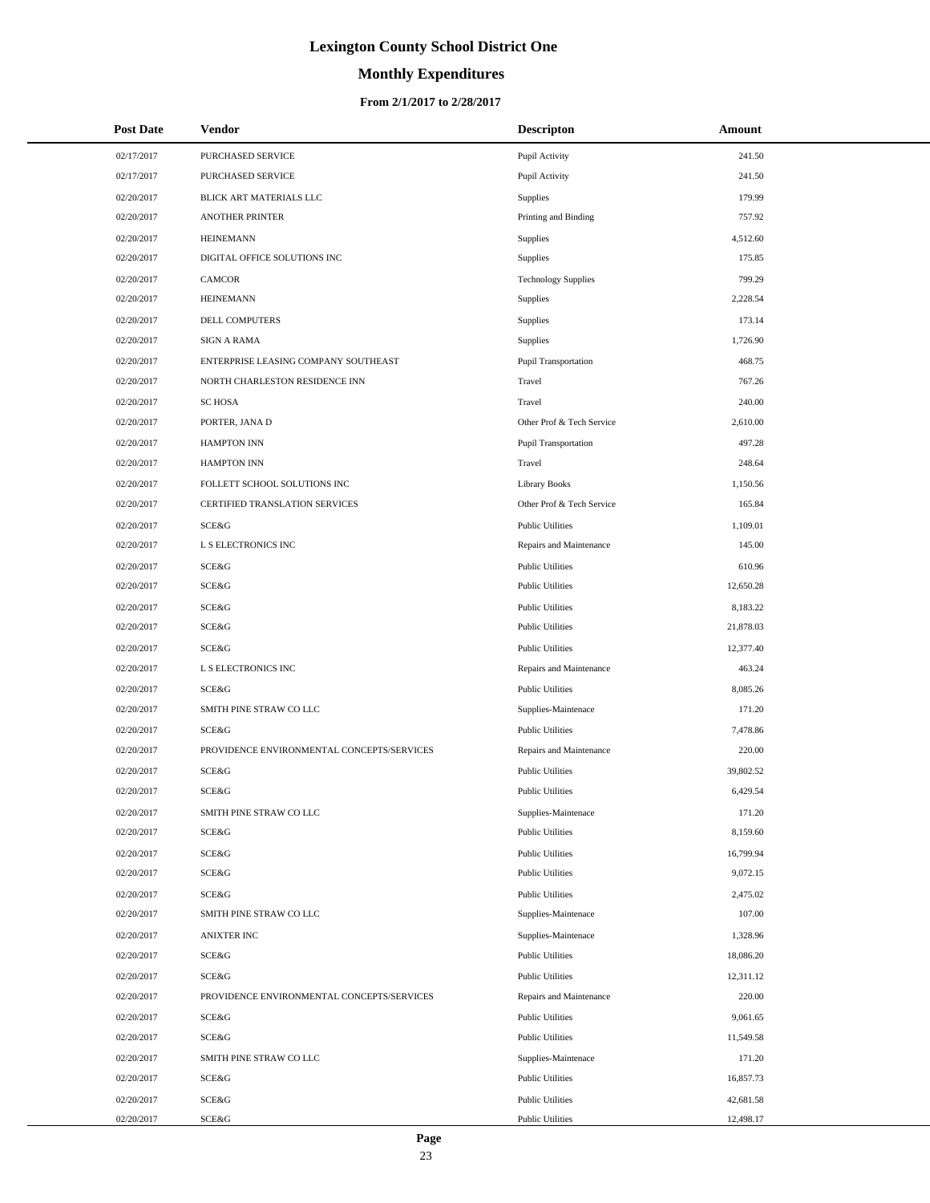# Lexington County School District One

## Monthly Expenditures

### From 2/1/2017 to 2/28/2017

| Post Date | Vendor | Descripton | Amount |
|---|---|---|---|
| 02/17/2017 | PURCHASED SERVICE | Pupil Activity | 241.50 |
| 02/17/2017 | PURCHASED SERVICE | Pupil Activity | 241.50 |
| 02/20/2017 | BLICK ART MATERIALS LLC | Supplies | 179.99 |
| 02/20/2017 | ANOTHER PRINTER | Printing and Binding | 757.92 |
| 02/20/2017 | HEINEMANN | Supplies | 4,512.60 |
| 02/20/2017 | DIGITAL OFFICE SOLUTIONS INC | Supplies | 175.85 |
| 02/20/2017 | CAMCOR | Technology Supplies | 799.29 |
| 02/20/2017 | HEINEMANN | Supplies | 2,228.54 |
| 02/20/2017 | DELL COMPUTERS | Supplies | 173.14 |
| 02/20/2017 | SIGN A RAMA | Supplies | 1,726.90 |
| 02/20/2017 | ENTERPRISE LEASING COMPANY SOUTHEAST | Pupil Transportation | 468.75 |
| 02/20/2017 | NORTH CHARLESTON RESIDENCE INN | Travel | 767.26 |
| 02/20/2017 | SC HOSA | Travel | 240.00 |
| 02/20/2017 | PORTER, JANA D | Other Prof & Tech Service | 2,610.00 |
| 02/20/2017 | HAMPTON INN | Pupil Transportation | 497.28 |
| 02/20/2017 | HAMPTON INN | Travel | 248.64 |
| 02/20/2017 | FOLLETT SCHOOL SOLUTIONS INC | Library Books | 1,150.56 |
| 02/20/2017 | CERTIFIED TRANSLATION SERVICES | Other Prof & Tech Service | 165.84 |
| 02/20/2017 | SCE&G | Public Utilities | 1,109.01 |
| 02/20/2017 | L S ELECTRONICS INC | Repairs and Maintenance | 145.00 |
| 02/20/2017 | SCE&G | Public Utilities | 610.96 |
| 02/20/2017 | SCE&G | Public Utilities | 12,650.28 |
| 02/20/2017 | SCE&G | Public Utilities | 8,183.22 |
| 02/20/2017 | SCE&G | Public Utilities | 21,878.03 |
| 02/20/2017 | SCE&G | Public Utilities | 12,377.40 |
| 02/20/2017 | L S ELECTRONICS INC | Repairs and Maintenance | 463.24 |
| 02/20/2017 | SCE&G | Public Utilities | 8,085.26 |
| 02/20/2017 | SMITH PINE STRAW CO LLC | Supplies-Maintenace | 171.20 |
| 02/20/2017 | SCE&G | Public Utilities | 7,478.86 |
| 02/20/2017 | PROVIDENCE ENVIRONMENTAL CONCEPTS/SERVICES | Repairs and Maintenance | 220.00 |
| 02/20/2017 | SCE&G | Public Utilities | 39,802.52 |
| 02/20/2017 | SCE&G | Public Utilities | 6,429.54 |
| 02/20/2017 | SMITH PINE STRAW CO LLC | Supplies-Maintenace | 171.20 |
| 02/20/2017 | SCE&G | Public Utilities | 8,159.60 |
| 02/20/2017 | SCE&G | Public Utilities | 16,799.94 |
| 02/20/2017 | SCE&G | Public Utilities | 9,072.15 |
| 02/20/2017 | SCE&G | Public Utilities | 2,475.02 |
| 02/20/2017 | SMITH PINE STRAW CO LLC | Supplies-Maintenace | 107.00 |
| 02/20/2017 | ANIXTER INC | Supplies-Maintenace | 1,328.96 |
| 02/20/2017 | SCE&G | Public Utilities | 18,086.20 |
| 02/20/2017 | SCE&G | Public Utilities | 12,311.12 |
| 02/20/2017 | PROVIDENCE ENVIRONMENTAL CONCEPTS/SERVICES | Repairs and Maintenance | 220.00 |
| 02/20/2017 | SCE&G | Public Utilities | 9,061.65 |
| 02/20/2017 | SCE&G | Public Utilities | 11,549.58 |
| 02/20/2017 | SMITH PINE STRAW CO LLC | Supplies-Maintenace | 171.20 |
| 02/20/2017 | SCE&G | Public Utilities | 16,857.73 |
| 02/20/2017 | SCE&G | Public Utilities | 42,681.58 |
| 02/20/2017 | SCE&G | Public Utilities | 12,498.17 |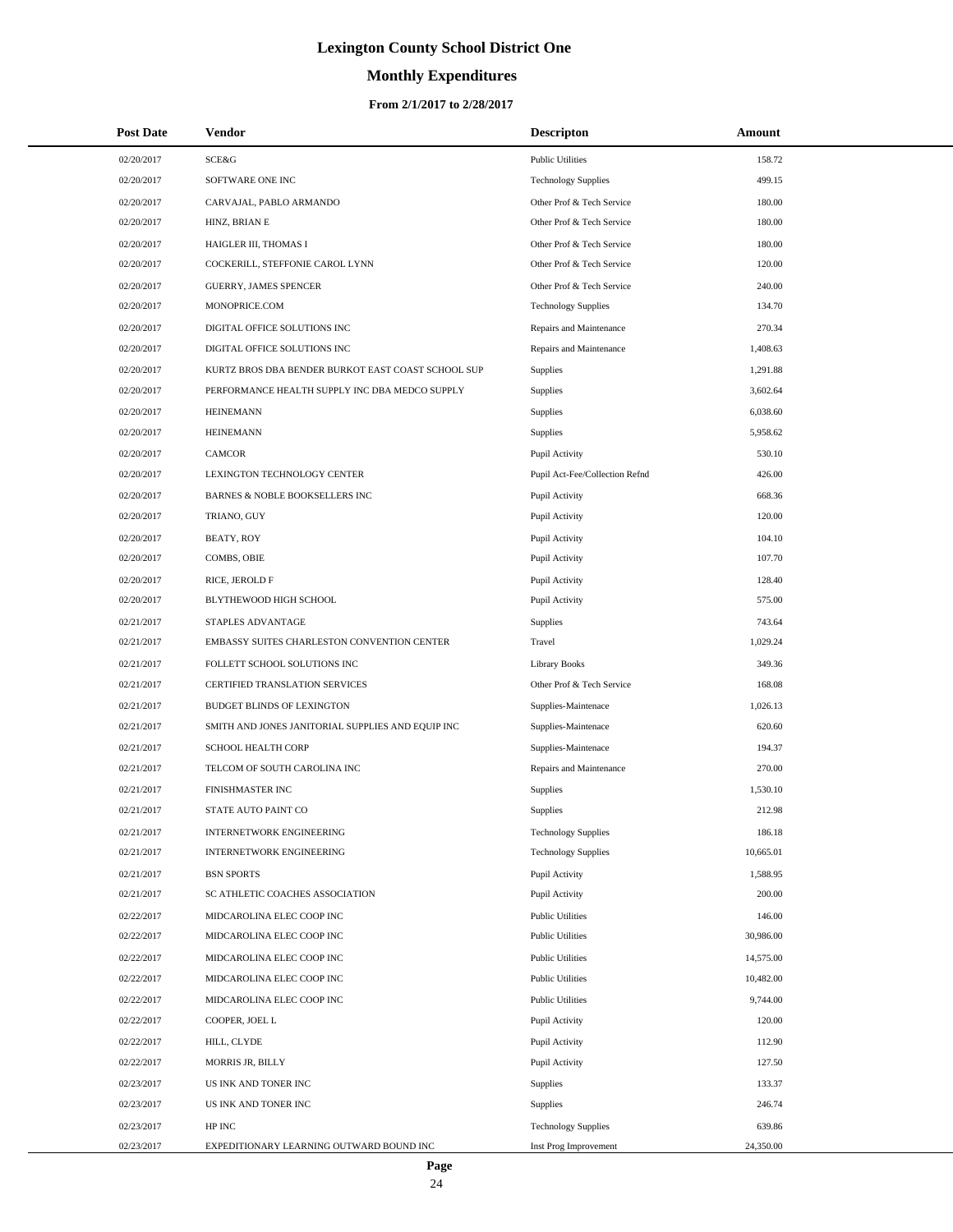# Lexington County School District One

## Monthly Expenditures

### From 2/1/2017 to 2/28/2017

| Post Date | Vendor | Descripton | Amount |
|---|---|---|---|
| 02/20/2017 | SCE&G | Public Utilities | 158.72 |
| 02/20/2017 | SOFTWARE ONE INC | Technology Supplies | 499.15 |
| 02/20/2017 | CARVAJAL, PABLO ARMANDO | Other Prof & Tech Service | 180.00 |
| 02/20/2017 | HINZ, BRIAN E | Other Prof & Tech Service | 180.00 |
| 02/20/2017 | HAIGLER III, THOMAS I | Other Prof & Tech Service | 180.00 |
| 02/20/2017 | COCKERILL, STEFFONIE CAROL LYNN | Other Prof & Tech Service | 120.00 |
| 02/20/2017 | GUERRY, JAMES SPENCER | Other Prof & Tech Service | 240.00 |
| 02/20/2017 | MONOPRICE.COM | Technology Supplies | 134.70 |
| 02/20/2017 | DIGITAL OFFICE SOLUTIONS INC | Repairs and Maintenance | 270.34 |
| 02/20/2017 | DIGITAL OFFICE SOLUTIONS INC | Repairs and Maintenance | 1,408.63 |
| 02/20/2017 | KURTZ BROS DBA BENDER BURKOT EAST COAST SCHOOL SUP | Supplies | 1,291.88 |
| 02/20/2017 | PERFORMANCE HEALTH SUPPLY INC DBA MEDCO SUPPLY | Supplies | 3,602.64 |
| 02/20/2017 | HEINEMANN | Supplies | 6,038.60 |
| 02/20/2017 | HEINEMANN | Supplies | 5,958.62 |
| 02/20/2017 | CAMCOR | Pupil Activity | 530.10 |
| 02/20/2017 | LEXINGTON TECHNOLOGY CENTER | Pupil Act-Fee/Collection Refnd | 426.00 |
| 02/20/2017 | BARNES & NOBLE BOOKSELLERS INC | Pupil Activity | 668.36 |
| 02/20/2017 | TRIANO, GUY | Pupil Activity | 120.00 |
| 02/20/2017 | BEATY, ROY | Pupil Activity | 104.10 |
| 02/20/2017 | COMBS, OBIE | Pupil Activity | 107.70 |
| 02/20/2017 | RICE, JEROLD F | Pupil Activity | 128.40 |
| 02/20/2017 | BLYTHEWOOD HIGH SCHOOL | Pupil Activity | 575.00 |
| 02/21/2017 | STAPLES ADVANTAGE | Supplies | 743.64 |
| 02/21/2017 | EMBASSY SUITES CHARLESTON CONVENTION CENTER | Travel | 1,029.24 |
| 02/21/2017 | FOLLETT SCHOOL SOLUTIONS INC | Library Books | 349.36 |
| 02/21/2017 | CERTIFIED TRANSLATION SERVICES | Other Prof & Tech Service | 168.08 |
| 02/21/2017 | BUDGET BLINDS OF LEXINGTON | Supplies-Maintenace | 1,026.13 |
| 02/21/2017 | SMITH AND JONES JANITORIAL SUPPLIES AND EQUIP INC | Supplies-Maintenace | 620.60 |
| 02/21/2017 | SCHOOL HEALTH CORP | Supplies-Maintenace | 194.37 |
| 02/21/2017 | TELCOM OF SOUTH CAROLINA INC | Repairs and Maintenance | 270.00 |
| 02/21/2017 | FINISHMASTER INC | Supplies | 1,530.10 |
| 02/21/2017 | STATE AUTO PAINT CO | Supplies | 212.98 |
| 02/21/2017 | INTERNETWORK ENGINEERING | Technology Supplies | 186.18 |
| 02/21/2017 | INTERNETWORK ENGINEERING | Technology Supplies | 10,665.01 |
| 02/21/2017 | BSN SPORTS | Pupil Activity | 1,588.95 |
| 02/21/2017 | SC ATHLETIC COACHES ASSOCIATION | Pupil Activity | 200.00 |
| 02/22/2017 | MIDCAROLINA ELEC COOP INC | Public Utilities | 146.00 |
| 02/22/2017 | MIDCAROLINA ELEC COOP INC | Public Utilities | 30,986.00 |
| 02/22/2017 | MIDCAROLINA ELEC COOP INC | Public Utilities | 14,575.00 |
| 02/22/2017 | MIDCAROLINA ELEC COOP INC | Public Utilities | 10,482.00 |
| 02/22/2017 | MIDCAROLINA ELEC COOP INC | Public Utilities | 9,744.00 |
| 02/22/2017 | COOPER, JOEL L | Pupil Activity | 120.00 |
| 02/22/2017 | HILL, CLYDE | Pupil Activity | 112.90 |
| 02/22/2017 | MORRIS JR, BILLY | Pupil Activity | 127.50 |
| 02/23/2017 | US INK AND TONER INC | Supplies | 133.37 |
| 02/23/2017 | US INK AND TONER INC | Supplies | 246.74 |
| 02/23/2017 | HP INC | Technology Supplies | 639.86 |
| 02/23/2017 | EXPEDITIONARY LEARNING OUTWARD BOUND INC | Inst Prog Improvement | 24,350.00 |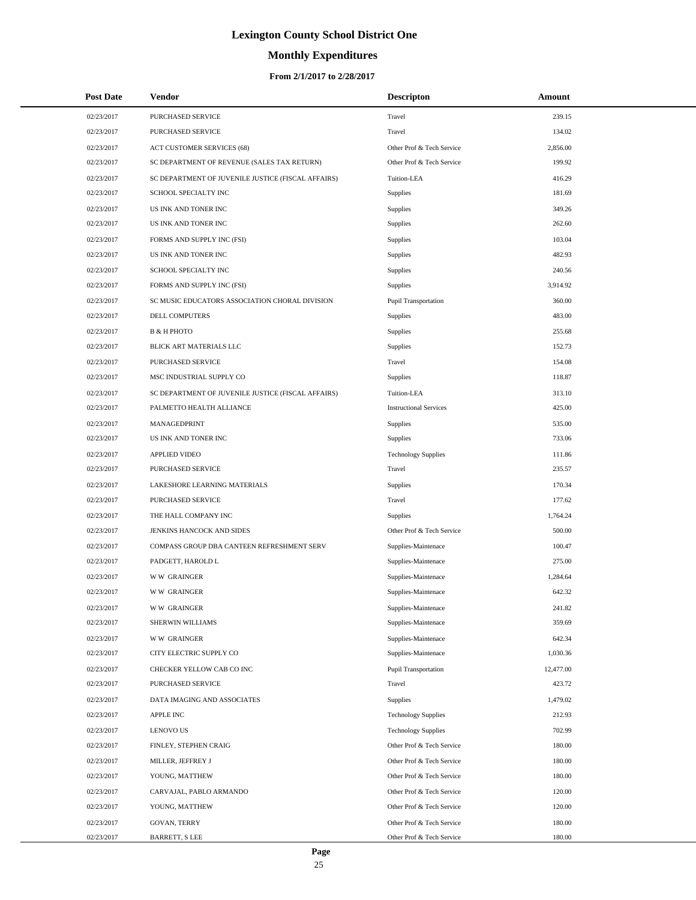# Lexington County School District One

## Monthly Expenditures

### From 2/1/2017 to 2/28/2017

| Post Date | Vendor | Descripton | Amount |
|---|---|---|---|
| 02/23/2017 | PURCHASED SERVICE | Travel | 239.15 |
| 02/23/2017 | PURCHASED SERVICE | Travel | 134.02 |
| 02/23/2017 | ACT CUSTOMER SERVICES (68) | Other Prof & Tech Service | 2,856.00 |
| 02/23/2017 | SC DEPARTMENT OF REVENUE (SALES TAX RETURN) | Other Prof & Tech Service | 199.92 |
| 02/23/2017 | SC DEPARTMENT OF JUVENILE JUSTICE (FISCAL AFFAIRS) | Tuition-LEA | 416.29 |
| 02/23/2017 | SCHOOL SPECIALTY INC | Supplies | 181.69 |
| 02/23/2017 | US INK AND TONER INC | Supplies | 349.26 |
| 02/23/2017 | US INK AND TONER INC | Supplies | 262.60 |
| 02/23/2017 | FORMS AND SUPPLY INC (FSI) | Supplies | 103.04 |
| 02/23/2017 | US INK AND TONER INC | Supplies | 482.93 |
| 02/23/2017 | SCHOOL SPECIALTY INC | Supplies | 240.56 |
| 02/23/2017 | FORMS AND SUPPLY INC (FSI) | Supplies | 3,914.92 |
| 02/23/2017 | SC MUSIC EDUCATORS ASSOCIATION CHORAL DIVISION | Pupil Transportation | 360.00 |
| 02/23/2017 | DELL COMPUTERS | Supplies | 483.00 |
| 02/23/2017 | B & H PHOTO | Supplies | 255.68 |
| 02/23/2017 | BLICK ART MATERIALS LLC | Supplies | 152.73 |
| 02/23/2017 | PURCHASED SERVICE | Travel | 154.08 |
| 02/23/2017 | MSC INDUSTRIAL SUPPLY CO | Supplies | 118.87 |
| 02/23/2017 | SC DEPARTMENT OF JUVENILE JUSTICE (FISCAL AFFAIRS) | Tuition-LEA | 313.10 |
| 02/23/2017 | PALMETTO HEALTH ALLIANCE | Instructional Services | 425.00 |
| 02/23/2017 | MANAGEDPRINT | Supplies | 535.00 |
| 02/23/2017 | US INK AND TONER INC | Supplies | 733.06 |
| 02/23/2017 | APPLIED VIDEO | Technology Supplies | 111.86 |
| 02/23/2017 | PURCHASED SERVICE | Travel | 235.57 |
| 02/23/2017 | LAKESHORE LEARNING MATERIALS | Supplies | 170.34 |
| 02/23/2017 | PURCHASED SERVICE | Travel | 177.62 |
| 02/23/2017 | THE HALL COMPANY INC | Supplies | 1,764.24 |
| 02/23/2017 | JENKINS HANCOCK AND SIDES | Other Prof & Tech Service | 500.00 |
| 02/23/2017 | COMPASS GROUP DBA CANTEEN REFRESHMENT SERV | Supplies-Maintenace | 100.47 |
| 02/23/2017 | PADGETT, HAROLD L | Supplies-Maintenace | 275.00 |
| 02/23/2017 | W W GRAINGER | Supplies-Maintenace | 1,284.64 |
| 02/23/2017 | W W GRAINGER | Supplies-Maintenace | 642.32 |
| 02/23/2017 | W W GRAINGER | Supplies-Maintenace | 241.82 |
| 02/23/2017 | SHERWIN WILLIAMS | Supplies-Maintenace | 359.69 |
| 02/23/2017 | W W GRAINGER | Supplies-Maintenace | 642.34 |
| 02/23/2017 | CITY ELECTRIC SUPPLY CO | Supplies-Maintenace | 1,030.36 |
| 02/23/2017 | CHECKER YELLOW CAB CO INC | Pupil Transportation | 12,477.00 |
| 02/23/2017 | PURCHASED SERVICE | Travel | 423.72 |
| 02/23/2017 | DATA IMAGING AND ASSOCIATES | Supplies | 1,479.02 |
| 02/23/2017 | APPLE INC | Technology Supplies | 212.93 |
| 02/23/2017 | LENOVO US | Technology Supplies | 702.99 |
| 02/23/2017 | FINLEY, STEPHEN CRAIG | Other Prof & Tech Service | 180.00 |
| 02/23/2017 | MILLER, JEFFREY J | Other Prof & Tech Service | 180.00 |
| 02/23/2017 | YOUNG, MATTHEW | Other Prof & Tech Service | 180.00 |
| 02/23/2017 | CARVAJAL, PABLO ARMANDO | Other Prof & Tech Service | 120.00 |
| 02/23/2017 | YOUNG, MATTHEW | Other Prof & Tech Service | 120.00 |
| 02/23/2017 | GOVAN, TERRY | Other Prof & Tech Service | 180.00 |
| 02/23/2017 | BARRETT, S LEE | Other Prof & Tech Service | 180.00 |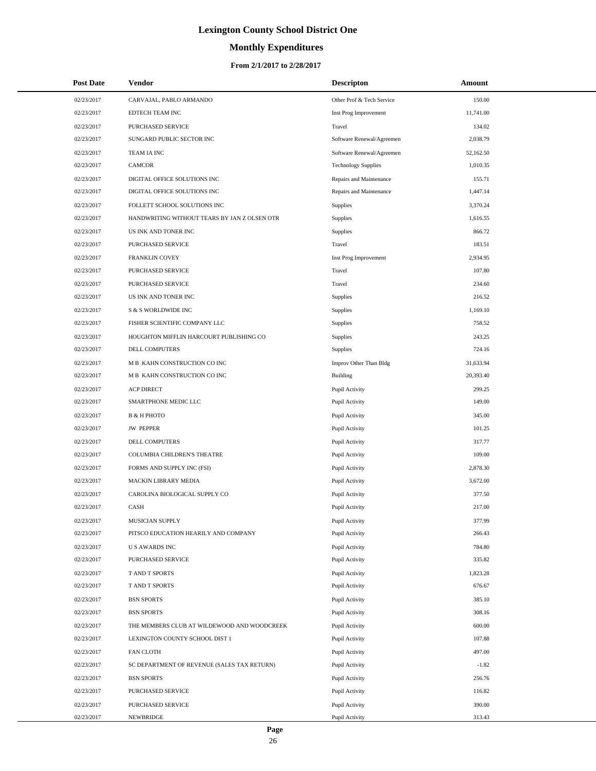# Lexington County School District One

## Monthly Expenditures

### From 2/1/2017 to 2/28/2017

| Post Date | Vendor | Descripton | Amount |
|---|---|---|---|
| 02/23/2017 | CARVAJAL, PABLO ARMANDO | Other Prof & Tech Service | 150.00 |
| 02/23/2017 | EDTECH TEAM INC | Inst Prog Improvement | 11,741.00 |
| 02/23/2017 | PURCHASED SERVICE | Travel | 134.02 |
| 02/23/2017 | SUNGARD PUBLIC SECTOR INC | Software Renewal/Agreemen | 2,038.79 |
| 02/23/2017 | TEAM IA INC | Software Renewal/Agreemen | 52,162.50 |
| 02/23/2017 | CAMCOR | Technology Supplies | 1,010.35 |
| 02/23/2017 | DIGITAL OFFICE SOLUTIONS INC | Repairs and Maintenance | 155.71 |
| 02/23/2017 | DIGITAL OFFICE SOLUTIONS INC | Repairs and Maintenance | 1,447.14 |
| 02/23/2017 | FOLLETT SCHOOL SOLUTIONS INC | Supplies | 3,370.24 |
| 02/23/2017 | HANDWRITING WITHOUT TEARS BY JAN Z OLSEN OTR | Supplies | 1,616.55 |
| 02/23/2017 | US INK AND TONER INC | Supplies | 866.72 |
| 02/23/2017 | PURCHASED SERVICE | Travel | 183.51 |
| 02/23/2017 | FRANKLIN COVEY | Inst Prog Improvement | 2,934.95 |
| 02/23/2017 | PURCHASED SERVICE | Travel | 107.80 |
| 02/23/2017 | PURCHASED SERVICE | Travel | 234.60 |
| 02/23/2017 | US INK AND TONER INC | Supplies | 216.52 |
| 02/23/2017 | S & S WORLDWIDE INC | Supplies | 1,169.10 |
| 02/23/2017 | FISHER SCIENTIFIC COMPANY LLC | Supplies | 758.52 |
| 02/23/2017 | HOUGHTON MIFFLIN HARCOURT PUBLISHING CO | Supplies | 243.25 |
| 02/23/2017 | DELL COMPUTERS | Supplies | 724.16 |
| 02/23/2017 | M B KAHN CONSTRUCTION CO INC | Improv Other Than Bldg | 31,633.94 |
| 02/23/2017 | M B KAHN CONSTRUCTION CO INC | Building | 20,393.40 |
| 02/23/2017 | ACP DIRECT | Pupil Activity | 299.25 |
| 02/23/2017 | SMARTPHONE MEDIC LLC | Pupil Activity | 149.00 |
| 02/23/2017 | B & H PHOTO | Pupil Activity | 345.00 |
| 02/23/2017 | JW PEPPER | Pupil Activity | 101.25 |
| 02/23/2017 | DELL COMPUTERS | Pupil Activity | 317.77 |
| 02/23/2017 | COLUMBIA CHILDREN'S THEATRE | Pupil Activity | 109.00 |
| 02/23/2017 | FORMS AND SUPPLY INC (FSI) | Pupil Activity | 2,878.30 |
| 02/23/2017 | MACKIN LIBRARY MEDIA | Pupil Activity | 3,672.00 |
| 02/23/2017 | CAROLINA BIOLOGICAL SUPPLY CO | Pupil Activity | 377.50 |
| 02/23/2017 | CASH | Pupil Activity | 217.00 |
| 02/23/2017 | MUSICIAN SUPPLY | Pupil Activity | 377.99 |
| 02/23/2017 | PITSCO EDUCATION HEARILY AND COMPANY | Pupil Activity | 266.43 |
| 02/23/2017 | U S AWARDS INC | Pupil Activity | 784.80 |
| 02/23/2017 | PURCHASED SERVICE | Pupil Activity | 335.82 |
| 02/23/2017 | T AND T SPORTS | Pupil Activity | 1,823.28 |
| 02/23/2017 | T AND T SPORTS | Pupil Activity | 676.67 |
| 02/23/2017 | BSN SPORTS | Pupil Activity | 385.10 |
| 02/23/2017 | BSN SPORTS | Pupil Activity | 308.16 |
| 02/23/2017 | THE MEMBERS CLUB AT WILDEWOOD AND WOODCREEK | Pupil Activity | 600.00 |
| 02/23/2017 | LEXINGTON COUNTY SCHOOL DIST 1 | Pupil Activity | 107.88 |
| 02/23/2017 | FAN CLOTH | Pupil Activity | 497.00 |
| 02/23/2017 | SC DEPARTMENT OF REVENUE (SALES TAX RETURN) | Pupil Activity | -1.82 |
| 02/23/2017 | BSN SPORTS | Pupil Activity | 256.76 |
| 02/23/2017 | PURCHASED SERVICE | Pupil Activity | 116.82 |
| 02/23/2017 | PURCHASED SERVICE | Pupil Activity | 390.00 |
| 02/23/2017 | NEWBRIDGE | Pupil Activity | 313.43 |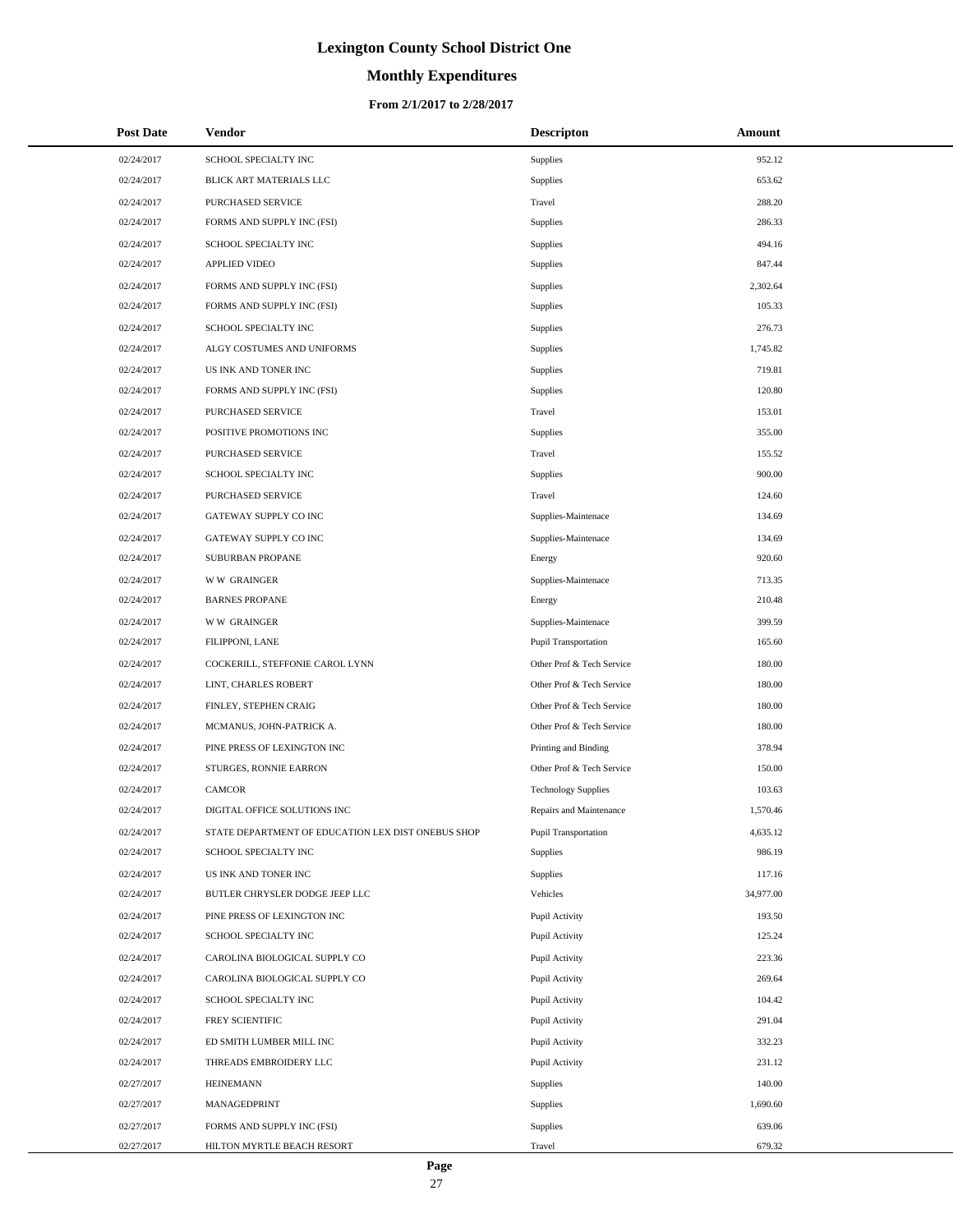# Lexington County School District One

## Monthly Expenditures

### From 2/1/2017 to 2/28/2017

| Post Date | Vendor | Descripton | Amount |
| --- | --- | --- | --- |
| 02/24/2017 | SCHOOL SPECIALTY INC | Supplies | 952.12 |
| 02/24/2017 | BLICK ART MATERIALS LLC | Supplies | 653.62 |
| 02/24/2017 | PURCHASED SERVICE | Travel | 288.20 |
| 02/24/2017 | FORMS AND SUPPLY INC (FSI) | Supplies | 286.33 |
| 02/24/2017 | SCHOOL SPECIALTY INC | Supplies | 494.16 |
| 02/24/2017 | APPLIED VIDEO | Supplies | 847.44 |
| 02/24/2017 | FORMS AND SUPPLY INC (FSI) | Supplies | 2,302.64 |
| 02/24/2017 | FORMS AND SUPPLY INC (FSI) | Supplies | 105.33 |
| 02/24/2017 | SCHOOL SPECIALTY INC | Supplies | 276.73 |
| 02/24/2017 | ALGY COSTUMES AND UNIFORMS | Supplies | 1,745.82 |
| 02/24/2017 | US INK AND TONER INC | Supplies | 719.81 |
| 02/24/2017 | FORMS AND SUPPLY INC (FSI) | Supplies | 120.80 |
| 02/24/2017 | PURCHASED SERVICE | Travel | 153.01 |
| 02/24/2017 | POSITIVE PROMOTIONS INC | Supplies | 355.00 |
| 02/24/2017 | PURCHASED SERVICE | Travel | 155.52 |
| 02/24/2017 | SCHOOL SPECIALTY INC | Supplies | 900.00 |
| 02/24/2017 | PURCHASED SERVICE | Travel | 124.60 |
| 02/24/2017 | GATEWAY SUPPLY CO INC | Supplies-Maintenace | 134.69 |
| 02/24/2017 | GATEWAY SUPPLY CO INC | Supplies-Maintenace | 134.69 |
| 02/24/2017 | SUBURBAN PROPANE | Energy | 920.60 |
| 02/24/2017 | W W GRAINGER | Supplies-Maintenace | 713.35 |
| 02/24/2017 | BARNES PROPANE | Energy | 210.48 |
| 02/24/2017 | W W GRAINGER | Supplies-Maintenace | 399.59 |
| 02/24/2017 | FILIPPONI, LANE | Pupil Transportation | 165.60 |
| 02/24/2017 | COCKERILL, STEFFONIE CAROL LYNN | Other Prof & Tech Service | 180.00 |
| 02/24/2017 | LINT, CHARLES ROBERT | Other Prof & Tech Service | 180.00 |
| 02/24/2017 | FINLEY, STEPHEN CRAIG | Other Prof & Tech Service | 180.00 |
| 02/24/2017 | MCMANUS, JOHN-PATRICK A. | Other Prof & Tech Service | 180.00 |
| 02/24/2017 | PINE PRESS OF LEXINGTON INC | Printing and Binding | 378.94 |
| 02/24/2017 | STURGES, RONNIE EARRON | Other Prof & Tech Service | 150.00 |
| 02/24/2017 | CAMCOR | Technology Supplies | 103.63 |
| 02/24/2017 | DIGITAL OFFICE SOLUTIONS INC | Repairs and Maintenance | 1,570.46 |
| 02/24/2017 | STATE DEPARTMENT OF EDUCATION LEX DIST ONEBUS SHOP | Pupil Transportation | 4,635.12 |
| 02/24/2017 | SCHOOL SPECIALTY INC | Supplies | 986.19 |
| 02/24/2017 | US INK AND TONER INC | Supplies | 117.16 |
| 02/24/2017 | BUTLER CHRYSLER DODGE JEEP LLC | Vehicles | 34,977.00 |
| 02/24/2017 | PINE PRESS OF LEXINGTON INC | Pupil Activity | 193.50 |
| 02/24/2017 | SCHOOL SPECIALTY INC | Pupil Activity | 125.24 |
| 02/24/2017 | CAROLINA BIOLOGICAL SUPPLY CO | Pupil Activity | 223.36 |
| 02/24/2017 | CAROLINA BIOLOGICAL SUPPLY CO | Pupil Activity | 269.64 |
| 02/24/2017 | SCHOOL SPECIALTY INC | Pupil Activity | 104.42 |
| 02/24/2017 | FREY SCIENTIFIC | Pupil Activity | 291.04 |
| 02/24/2017 | ED SMITH LUMBER MILL INC | Pupil Activity | 332.23 |
| 02/24/2017 | THREADS EMBROIDERY LLC | Pupil Activity | 231.12 |
| 02/27/2017 | HEINEMANN | Supplies | 140.00 |
| 02/27/2017 | MANAGEDPRINT | Supplies | 1,690.60 |
| 02/27/2017 | FORMS AND SUPPLY INC (FSI) | Supplies | 639.06 |
| 02/27/2017 | HILTON MYRTLE BEACH RESORT | Travel | 679.32 |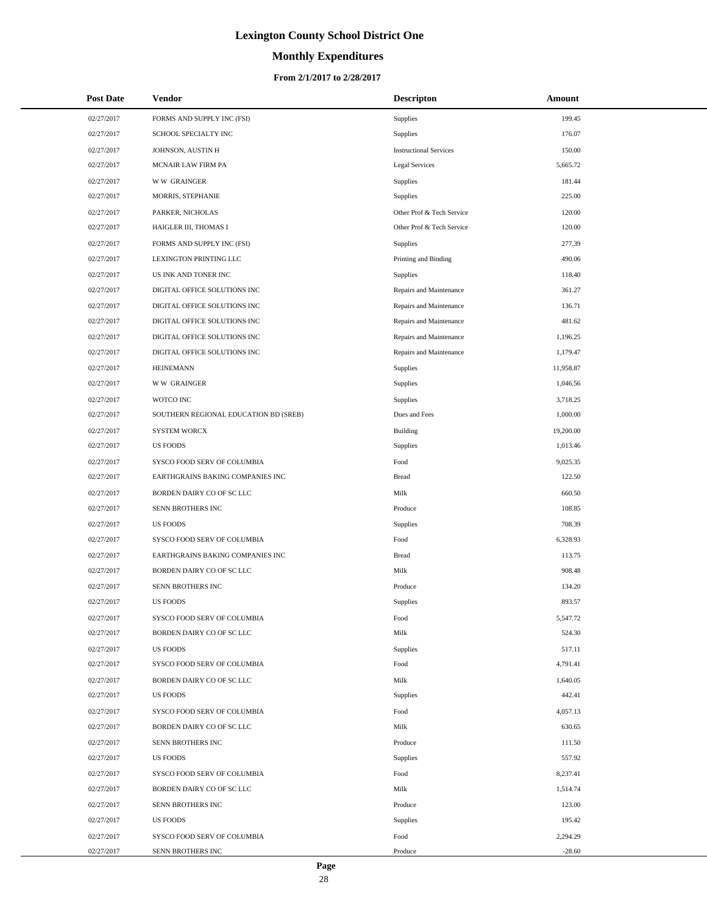# Lexington County School District One

## Monthly Expenditures

### From 2/1/2017 to 2/28/2017

| Post Date | Vendor | Descripton | Amount |
|---|---|---|---|
| 02/27/2017 | FORMS AND SUPPLY INC (FSI) | Supplies | 199.45 |
| 02/27/2017 | SCHOOL SPECIALTY INC | Supplies | 176.07 |
| 02/27/2017 | JOHNSON, AUSTIN H | Instructional Services | 150.00 |
| 02/27/2017 | MCNAIR LAW FIRM PA | Legal Services | 5,665.72 |
| 02/27/2017 | W W GRAINGER | Supplies | 181.44 |
| 02/27/2017 | MORRIS, STEPHANIE | Supplies | 225.00 |
| 02/27/2017 | PARKER, NICHOLAS | Other Prof & Tech Service | 120.00 |
| 02/27/2017 | HAIGLER III, THOMAS I | Other Prof & Tech Service | 120.00 |
| 02/27/2017 | FORMS AND SUPPLY INC (FSI) | Supplies | 277.39 |
| 02/27/2017 | LEXINGTON PRINTING LLC | Printing and Binding | 490.06 |
| 02/27/2017 | US INK AND TONER INC | Supplies | 118.40 |
| 02/27/2017 | DIGITAL OFFICE SOLUTIONS INC | Repairs and Maintenance | 361.27 |
| 02/27/2017 | DIGITAL OFFICE SOLUTIONS INC | Repairs and Maintenance | 136.71 |
| 02/27/2017 | DIGITAL OFFICE SOLUTIONS INC | Repairs and Maintenance | 481.62 |
| 02/27/2017 | DIGITAL OFFICE SOLUTIONS INC | Repairs and Maintenance | 1,196.25 |
| 02/27/2017 | DIGITAL OFFICE SOLUTIONS INC | Repairs and Maintenance | 1,179.47 |
| 02/27/2017 | HEINEMANN | Supplies | 11,958.87 |
| 02/27/2017 | W W GRAINGER | Supplies | 1,046.56 |
| 02/27/2017 | WOTCO INC | Supplies | 3,718.25 |
| 02/27/2017 | SOUTHERN REGIONAL EDUCATION BD (SREB) | Dues and Fees | 1,000.00 |
| 02/27/2017 | SYSTEM WORCX | Building | 19,200.00 |
| 02/27/2017 | US FOODS | Supplies | 1,013.46 |
| 02/27/2017 | SYSCO FOOD SERV OF COLUMBIA | Food | 9,025.35 |
| 02/27/2017 | EARTHGRAINS BAKING COMPANIES INC | Bread | 122.50 |
| 02/27/2017 | BORDEN DAIRY CO OF SC LLC | Milk | 660.50 |
| 02/27/2017 | SENN BROTHERS INC | Produce | 108.85 |
| 02/27/2017 | US FOODS | Supplies | 708.39 |
| 02/27/2017 | SYSCO FOOD SERV OF COLUMBIA | Food | 6,328.93 |
| 02/27/2017 | EARTHGRAINS BAKING COMPANIES INC | Bread | 113.75 |
| 02/27/2017 | BORDEN DAIRY CO OF SC LLC | Milk | 908.48 |
| 02/27/2017 | SENN BROTHERS INC | Produce | 134.20 |
| 02/27/2017 | US FOODS | Supplies | 893.57 |
| 02/27/2017 | SYSCO FOOD SERV OF COLUMBIA | Food | 5,547.72 |
| 02/27/2017 | BORDEN DAIRY CO OF SC LLC | Milk | 524.30 |
| 02/27/2017 | US FOODS | Supplies | 517.11 |
| 02/27/2017 | SYSCO FOOD SERV OF COLUMBIA | Food | 4,791.41 |
| 02/27/2017 | BORDEN DAIRY CO OF SC LLC | Milk | 1,640.05 |
| 02/27/2017 | US FOODS | Supplies | 442.41 |
| 02/27/2017 | SYSCO FOOD SERV OF COLUMBIA | Food | 4,057.13 |
| 02/27/2017 | BORDEN DAIRY CO OF SC LLC | Milk | 630.65 |
| 02/27/2017 | SENN BROTHERS INC | Produce | 111.50 |
| 02/27/2017 | US FOODS | Supplies | 557.92 |
| 02/27/2017 | SYSCO FOOD SERV OF COLUMBIA | Food | 8,237.41 |
| 02/27/2017 | BORDEN DAIRY CO OF SC LLC | Milk | 1,514.74 |
| 02/27/2017 | SENN BROTHERS INC | Produce | 123.00 |
| 02/27/2017 | US FOODS | Supplies | 195.42 |
| 02/27/2017 | SYSCO FOOD SERV OF COLUMBIA | Food | 2,294.29 |
| 02/27/2017 | SENN BROTHERS INC | Produce | -28.60 |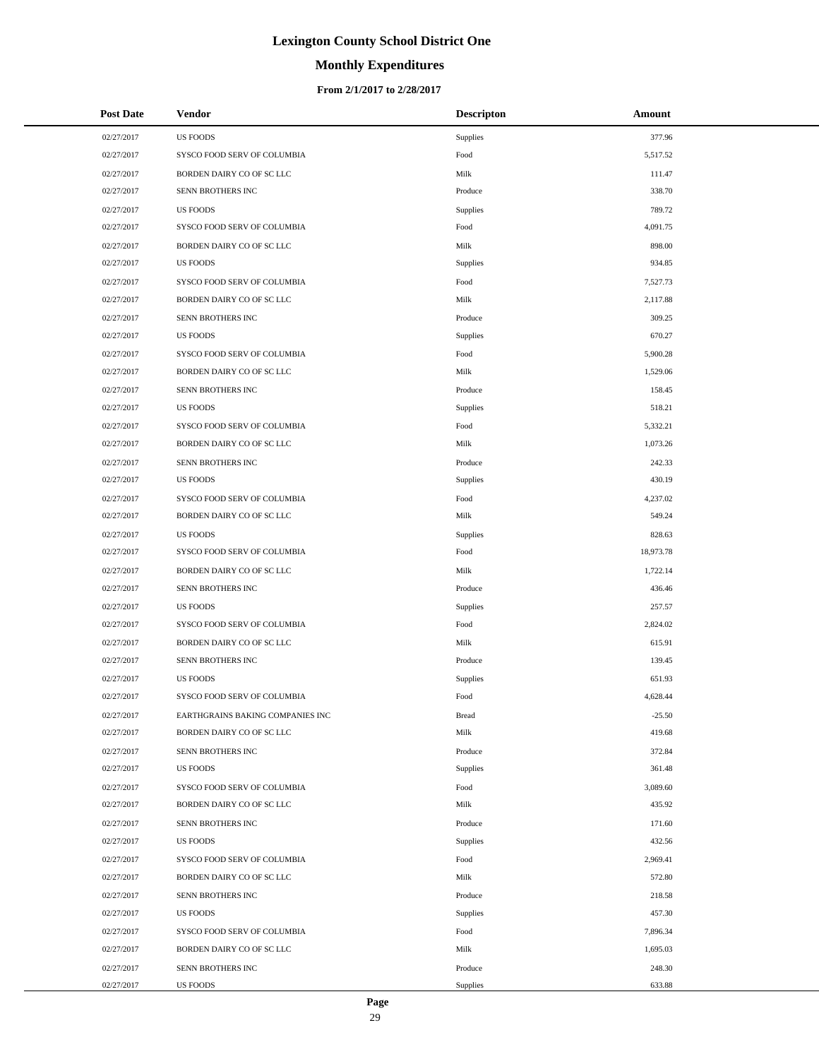# Lexington County School District One

## Monthly Expenditures

### From 2/1/2017 to 2/28/2017

| Post Date | Vendor | Descripton | Amount |
|---|---|---|---|
| 02/27/2017 | US FOODS | Supplies | 377.96 |
| 02/27/2017 | SYSCO FOOD SERV OF COLUMBIA | Food | 5,517.52 |
| 02/27/2017 | BORDEN DAIRY CO OF SC LLC | Milk | 111.47 |
| 02/27/2017 | SENN BROTHERS INC | Produce | 338.70 |
| 02/27/2017 | US FOODS | Supplies | 789.72 |
| 02/27/2017 | SYSCO FOOD SERV OF COLUMBIA | Food | 4,091.75 |
| 02/27/2017 | BORDEN DAIRY CO OF SC LLC | Milk | 898.00 |
| 02/27/2017 | US FOODS | Supplies | 934.85 |
| 02/27/2017 | SYSCO FOOD SERV OF COLUMBIA | Food | 7,527.73 |
| 02/27/2017 | BORDEN DAIRY CO OF SC LLC | Milk | 2,117.88 |
| 02/27/2017 | SENN BROTHERS INC | Produce | 309.25 |
| 02/27/2017 | US FOODS | Supplies | 670.27 |
| 02/27/2017 | SYSCO FOOD SERV OF COLUMBIA | Food | 5,900.28 |
| 02/27/2017 | BORDEN DAIRY CO OF SC LLC | Milk | 1,529.06 |
| 02/27/2017 | SENN BROTHERS INC | Produce | 158.45 |
| 02/27/2017 | US FOODS | Supplies | 518.21 |
| 02/27/2017 | SYSCO FOOD SERV OF COLUMBIA | Food | 5,332.21 |
| 02/27/2017 | BORDEN DAIRY CO OF SC LLC | Milk | 1,073.26 |
| 02/27/2017 | SENN BROTHERS INC | Produce | 242.33 |
| 02/27/2017 | US FOODS | Supplies | 430.19 |
| 02/27/2017 | SYSCO FOOD SERV OF COLUMBIA | Food | 4,237.02 |
| 02/27/2017 | BORDEN DAIRY CO OF SC LLC | Milk | 549.24 |
| 02/27/2017 | US FOODS | Supplies | 828.63 |
| 02/27/2017 | SYSCO FOOD SERV OF COLUMBIA | Food | 18,973.78 |
| 02/27/2017 | BORDEN DAIRY CO OF SC LLC | Milk | 1,722.14 |
| 02/27/2017 | SENN BROTHERS INC | Produce | 436.46 |
| 02/27/2017 | US FOODS | Supplies | 257.57 |
| 02/27/2017 | SYSCO FOOD SERV OF COLUMBIA | Food | 2,824.02 |
| 02/27/2017 | BORDEN DAIRY CO OF SC LLC | Milk | 615.91 |
| 02/27/2017 | SENN BROTHERS INC | Produce | 139.45 |
| 02/27/2017 | US FOODS | Supplies | 651.93 |
| 02/27/2017 | SYSCO FOOD SERV OF COLUMBIA | Food | 4,628.44 |
| 02/27/2017 | EARTHGRAINS BAKING COMPANIES INC | Bread | -25.50 |
| 02/27/2017 | BORDEN DAIRY CO OF SC LLC | Milk | 419.68 |
| 02/27/2017 | SENN BROTHERS INC | Produce | 372.84 |
| 02/27/2017 | US FOODS | Supplies | 361.48 |
| 02/27/2017 | SYSCO FOOD SERV OF COLUMBIA | Food | 3,089.60 |
| 02/27/2017 | BORDEN DAIRY CO OF SC LLC | Milk | 435.92 |
| 02/27/2017 | SENN BROTHERS INC | Produce | 171.60 |
| 02/27/2017 | US FOODS | Supplies | 432.56 |
| 02/27/2017 | SYSCO FOOD SERV OF COLUMBIA | Food | 2,969.41 |
| 02/27/2017 | BORDEN DAIRY CO OF SC LLC | Milk | 572.80 |
| 02/27/2017 | SENN BROTHERS INC | Produce | 218.58 |
| 02/27/2017 | US FOODS | Supplies | 457.30 |
| 02/27/2017 | SYSCO FOOD SERV OF COLUMBIA | Food | 7,896.34 |
| 02/27/2017 | BORDEN DAIRY CO OF SC LLC | Milk | 1,695.03 |
| 02/27/2017 | SENN BROTHERS INC | Produce | 248.30 |
| 02/27/2017 | US FOODS | Supplies | 633.88 |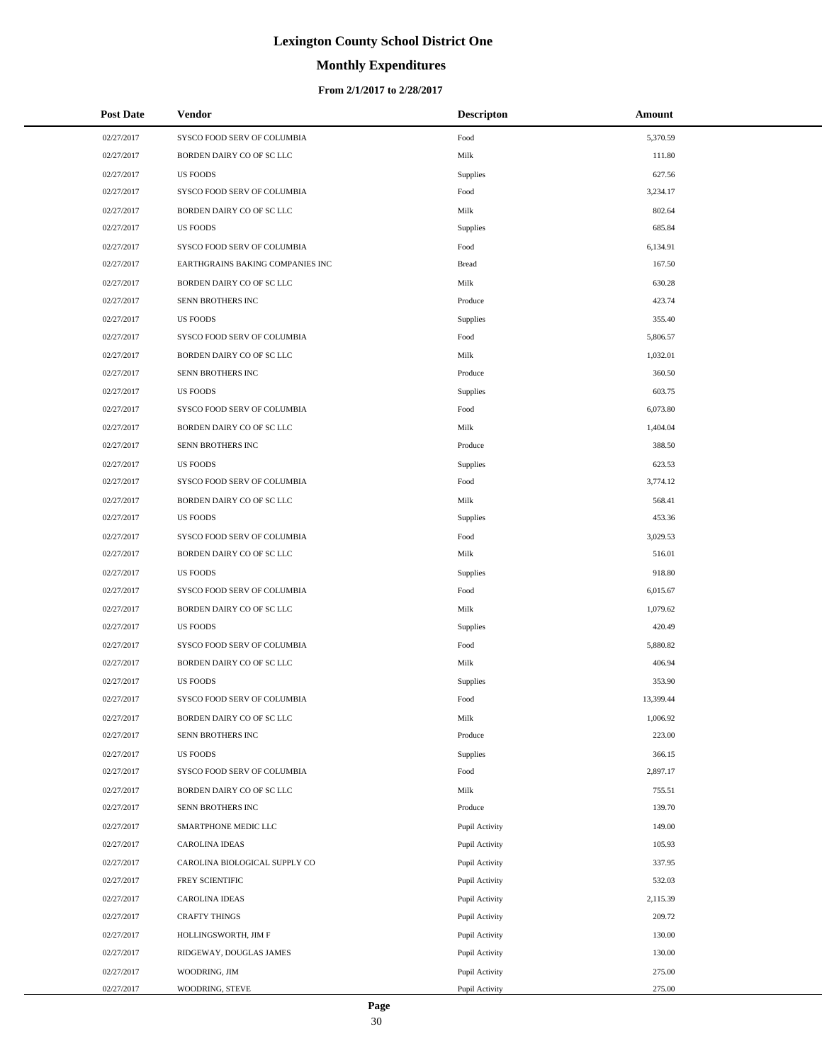# Lexington County School District One

## Monthly Expenditures

### From 2/1/2017 to 2/28/2017

| Post Date | Vendor | Descripton | Amount |
|---|---|---|---|
| 02/27/2017 | SYSCO FOOD SERV OF COLUMBIA | Food | 5,370.59 |
| 02/27/2017 | BORDEN DAIRY CO OF SC LLC | Milk | 111.80 |
| 02/27/2017 | US FOODS | Supplies | 627.56 |
| 02/27/2017 | SYSCO FOOD SERV OF COLUMBIA | Food | 3,234.17 |
| 02/27/2017 | BORDEN DAIRY CO OF SC LLC | Milk | 802.64 |
| 02/27/2017 | US FOODS | Supplies | 685.84 |
| 02/27/2017 | SYSCO FOOD SERV OF COLUMBIA | Food | 6,134.91 |
| 02/27/2017 | EARTHGRAINS BAKING COMPANIES INC | Bread | 167.50 |
| 02/27/2017 | BORDEN DAIRY CO OF SC LLC | Milk | 630.28 |
| 02/27/2017 | SENN BROTHERS INC | Produce | 423.74 |
| 02/27/2017 | US FOODS | Supplies | 355.40 |
| 02/27/2017 | SYSCO FOOD SERV OF COLUMBIA | Food | 5,806.57 |
| 02/27/2017 | BORDEN DAIRY CO OF SC LLC | Milk | 1,032.01 |
| 02/27/2017 | SENN BROTHERS INC | Produce | 360.50 |
| 02/27/2017 | US FOODS | Supplies | 603.75 |
| 02/27/2017 | SYSCO FOOD SERV OF COLUMBIA | Food | 6,073.80 |
| 02/27/2017 | BORDEN DAIRY CO OF SC LLC | Milk | 1,404.04 |
| 02/27/2017 | SENN BROTHERS INC | Produce | 388.50 |
| 02/27/2017 | US FOODS | Supplies | 623.53 |
| 02/27/2017 | SYSCO FOOD SERV OF COLUMBIA | Food | 3,774.12 |
| 02/27/2017 | BORDEN DAIRY CO OF SC LLC | Milk | 568.41 |
| 02/27/2017 | US FOODS | Supplies | 453.36 |
| 02/27/2017 | SYSCO FOOD SERV OF COLUMBIA | Food | 3,029.53 |
| 02/27/2017 | BORDEN DAIRY CO OF SC LLC | Milk | 516.01 |
| 02/27/2017 | US FOODS | Supplies | 918.80 |
| 02/27/2017 | SYSCO FOOD SERV OF COLUMBIA | Food | 6,015.67 |
| 02/27/2017 | BORDEN DAIRY CO OF SC LLC | Milk | 1,079.62 |
| 02/27/2017 | US FOODS | Supplies | 420.49 |
| 02/27/2017 | SYSCO FOOD SERV OF COLUMBIA | Food | 5,880.82 |
| 02/27/2017 | BORDEN DAIRY CO OF SC LLC | Milk | 406.94 |
| 02/27/2017 | US FOODS | Supplies | 353.90 |
| 02/27/2017 | SYSCO FOOD SERV OF COLUMBIA | Food | 13,399.44 |
| 02/27/2017 | BORDEN DAIRY CO OF SC LLC | Milk | 1,006.92 |
| 02/27/2017 | SENN BROTHERS INC | Produce | 223.00 |
| 02/27/2017 | US FOODS | Supplies | 366.15 |
| 02/27/2017 | SYSCO FOOD SERV OF COLUMBIA | Food | 2,897.17 |
| 02/27/2017 | BORDEN DAIRY CO OF SC LLC | Milk | 755.51 |
| 02/27/2017 | SENN BROTHERS INC | Produce | 139.70 |
| 02/27/2017 | SMARTPHONE MEDIC LLC | Pupil Activity | 149.00 |
| 02/27/2017 | CAROLINA IDEAS | Pupil Activity | 105.93 |
| 02/27/2017 | CAROLINA BIOLOGICAL SUPPLY CO | Pupil Activity | 337.95 |
| 02/27/2017 | FREY SCIENTIFIC | Pupil Activity | 532.03 |
| 02/27/2017 | CAROLINA IDEAS | Pupil Activity | 2,115.39 |
| 02/27/2017 | CRAFTY THINGS | Pupil Activity | 209.72 |
| 02/27/2017 | HOLLINGSWORTH, JIM F | Pupil Activity | 130.00 |
| 02/27/2017 | RIDGEWAY, DOUGLAS JAMES | Pupil Activity | 130.00 |
| 02/27/2017 | WOODRING, JIM | Pupil Activity | 275.00 |
| 02/27/2017 | WOODRING, STEVE | Pupil Activity | 275.00 |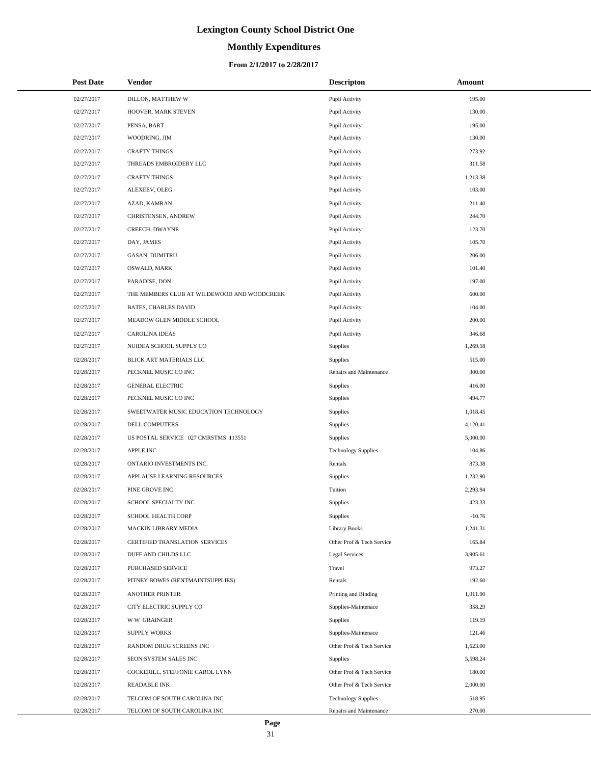# Lexington County School District One

## Monthly Expenditures

### From 2/1/2017 to 2/28/2017

| Post Date | Vendor | Descripton | Amount |
|---|---|---|---|
| 02/27/2017 | DILLON, MATTHEW W | Pupil Activity | 195.00 |
| 02/27/2017 | HOOVER, MARK STEVEN | Pupil Activity | 130.00 |
| 02/27/2017 | PENSA, BART | Pupil Activity | 195.00 |
| 02/27/2017 | WOODRING, JIM | Pupil Activity | 130.00 |
| 02/27/2017 | CRAFTY THINGS | Pupil Activity | 273.92 |
| 02/27/2017 | THREADS EMBROIDERY LLC | Pupil Activity | 311.58 |
| 02/27/2017 | CRAFTY THINGS | Pupil Activity | 1,213.38 |
| 02/27/2017 | ALEXEEV, OLEG | Pupil Activity | 103.00 |
| 02/27/2017 | AZAD, KAMRAN | Pupil Activity | 211.40 |
| 02/27/2017 | CHRISTENSEN, ANDREW | Pupil Activity | 244.70 |
| 02/27/2017 | CREECH, DWAYNE | Pupil Activity | 123.70 |
| 02/27/2017 | DAY, JAMES | Pupil Activity | 105.70 |
| 02/27/2017 | GASAN, DUMITRU | Pupil Activity | 206.00 |
| 02/27/2017 | OSWALD, MARK | Pupil Activity | 101.40 |
| 02/27/2017 | PARADISE, DON | Pupil Activity | 197.00 |
| 02/27/2017 | THE MEMBERS CLUB AT WILDEWOOD AND WOODCREEK | Pupil Activity | 600.00 |
| 02/27/2017 | BATES, CHARLES DAVID | Pupil Activity | 104.00 |
| 02/27/2017 | MEADOW GLEN MIDDLE SCHOOL | Pupil Activity | 200.00 |
| 02/27/2017 | CAROLINA IDEAS | Pupil Activity | 346.68 |
| 02/27/2017 | NUIDEA SCHOOL SUPPLY CO | Supplies | 1,269.18 |
| 02/28/2017 | BLICK ART MATERIALS LLC | Supplies | 515.00 |
| 02/28/2017 | PECKNEL MUSIC CO INC | Repairs and Maintenance | 300.00 |
| 02/28/2017 | GENERAL ELECTRIC | Supplies | 416.00 |
| 02/28/2017 | PECKNEL MUSIC CO INC | Supplies | 494.77 |
| 02/28/2017 | SWEETWATER MUSIC EDUCATION TECHNOLOGY | Supplies | 1,018.45 |
| 02/28/2017 | DELL COMPUTERS | Supplies | 4,120.41 |
| 02/28/2017 | US POSTAL SERVICE 027 CMRSTMS 113551 | Supplies | 5,000.00 |
| 02/28/2017 | APPLE INC | Technology Supplies | 104.86 |
| 02/28/2017 | ONTARIO INVESTMENTS INC. | Rentals | 873.38 |
| 02/28/2017 | APPLAUSE LEARNING RESOURCES | Supplies | 1,232.90 |
| 02/28/2017 | PINE GROVE INC | Tuition | 2,293.94 |
| 02/28/2017 | SCHOOL SPECIALTY INC | Supplies | 423.33 |
| 02/28/2017 | SCHOOL HEALTH CORP | Supplies | -10.76 |
| 02/28/2017 | MACKIN LIBRARY MEDIA | Library Books | 1,241.31 |
| 02/28/2017 | CERTIFIED TRANSLATION SERVICES | Other Prof & Tech Service | 165.84 |
| 02/28/2017 | DUFF AND CHILDS LLC | Legal Services | 3,905.61 |
| 02/28/2017 | PURCHASED SERVICE | Travel | 973.27 |
| 02/28/2017 | PITNEY BOWES (RENTMAINTSUPPLIES) | Rentals | 192.60 |
| 02/28/2017 | ANOTHER PRINTER | Printing and Binding | 1,011.90 |
| 02/28/2017 | CITY ELECTRIC SUPPLY CO | Supplies-Maintenace | 358.29 |
| 02/28/2017 | W W GRAINGER | Supplies | 119.19 |
| 02/28/2017 | SUPPLY WORKS | Supplies-Maintenace | 121.46 |
| 02/28/2017 | RANDOM DRUG SCREENS INC | Other Prof & Tech Service | 1,623.00 |
| 02/28/2017 | SEON SYSTEM SALES INC | Supplies | 5,598.24 |
| 02/28/2017 | COCKERILL, STEFFONIE CAROL LYNN | Other Prof & Tech Service | 180.00 |
| 02/28/2017 | READABLE INK | Other Prof & Tech Service | 2,000.00 |
| 02/28/2017 | TELCOM OF SOUTH CAROLINA INC | Technology Supplies | 518.95 |
| 02/28/2017 | TELCOM OF SOUTH CAROLINA INC | Repairs and Maintenance | 270.00 |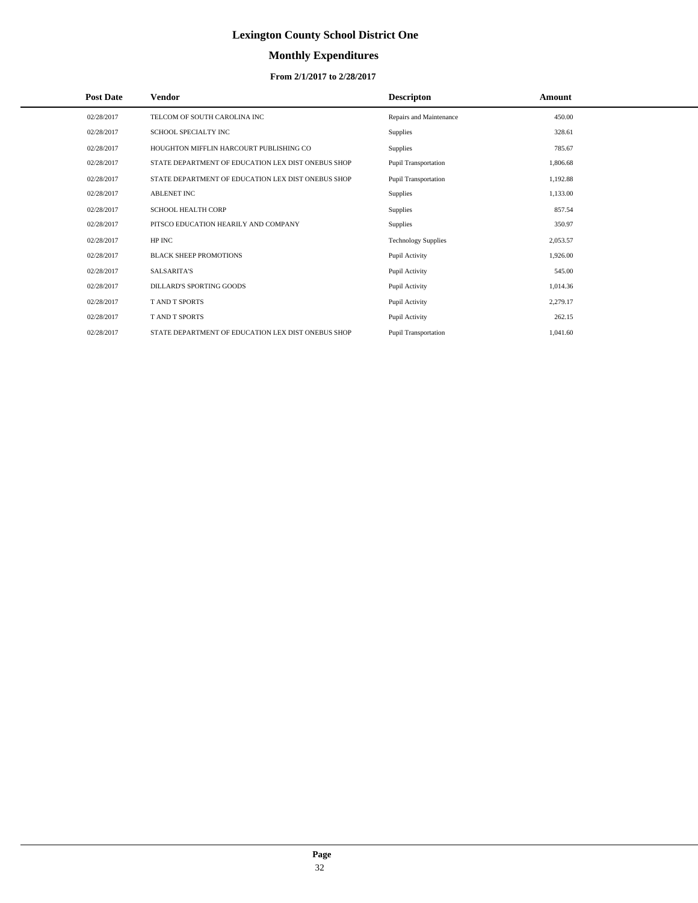# Lexington County School District One

## Monthly Expenditures

### From 2/1/2017 to 2/28/2017

| Post Date | Vendor | Descripton | Amount |
|---|---|---|---|
| 02/28/2017 | TELCOM OF SOUTH CAROLINA INC | Repairs and Maintenance | 450.00 |
| 02/28/2017 | SCHOOL SPECIALTY INC | Supplies | 328.61 |
| 02/28/2017 | HOUGHTON MIFFLIN HARCOURT PUBLISHING CO | Supplies | 785.67 |
| 02/28/2017 | STATE DEPARTMENT OF EDUCATION LEX DIST ONEBUS SHOP | Pupil Transportation | 1,806.68 |
| 02/28/2017 | STATE DEPARTMENT OF EDUCATION LEX DIST ONEBUS SHOP | Pupil Transportation | 1,192.88 |
| 02/28/2017 | ABLENET INC | Supplies | 1,133.00 |
| 02/28/2017 | SCHOOL HEALTH CORP | Supplies | 857.54 |
| 02/28/2017 | PITSCO EDUCATION HEARILY AND COMPANY | Supplies | 350.97 |
| 02/28/2017 | HP INC | Technology Supplies | 2,053.57 |
| 02/28/2017 | BLACK SHEEP PROMOTIONS | Pupil Activity | 1,926.00 |
| 02/28/2017 | SALSARITA'S | Pupil Activity | 545.00 |
| 02/28/2017 | DILLARD'S SPORTING GOODS | Pupil Activity | 1,014.36 |
| 02/28/2017 | T AND T SPORTS | Pupil Activity | 2,279.17 |
| 02/28/2017 | T AND T SPORTS | Pupil Activity | 262.15 |
| 02/28/2017 | STATE DEPARTMENT OF EDUCATION LEX DIST ONEBUS SHOP | Pupil Transportation | 1,041.60 |